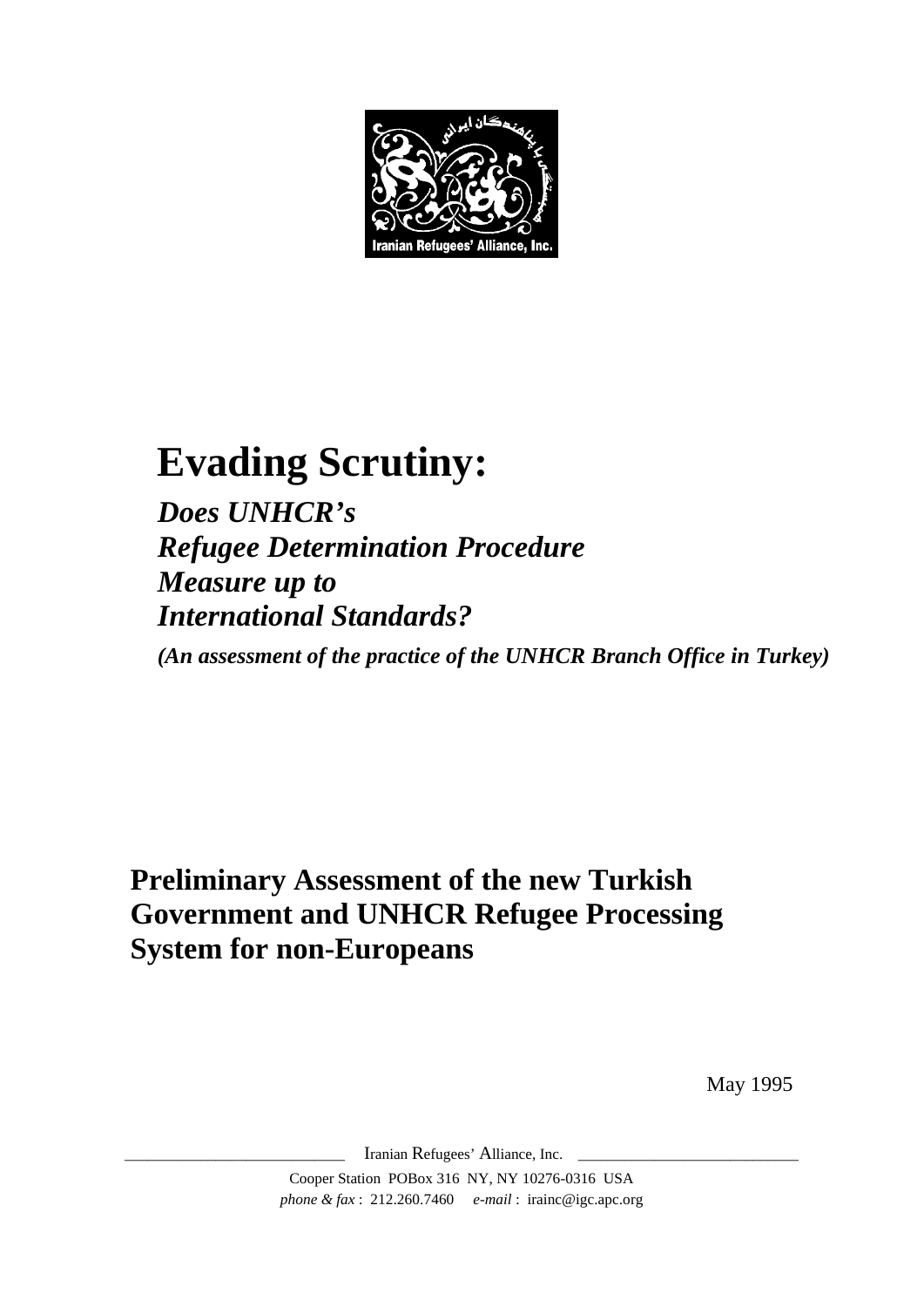# Evading Scrutiny:

## *Does UNHCR's Refugee Determination Procedure Measure up to International Standards?*

***(An assessment of the practice of the UNHCR Branch Office in Turkey)***

## Preliminary Assessment of the new Turkish Government and UNHCR Refugee Processing System for non-Europeans

May 1995

Iranian Refugees' Alliance, Inc.

Cooper Station POBox 316 NY, NY 10276-0316 USA
*phone & fax* : 212.260.7460 *e-mail* : irainc@igc.apc.org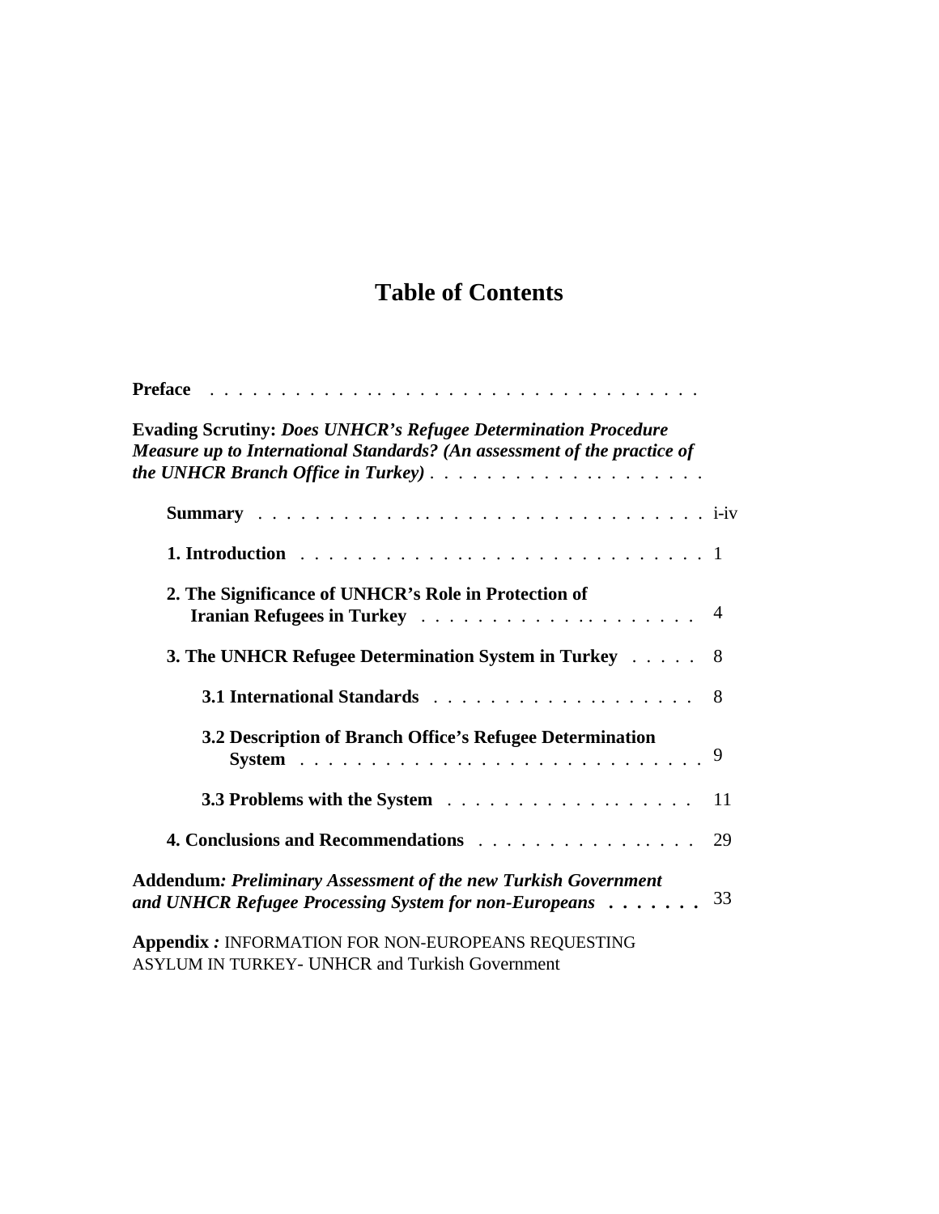# Table of Contents

**Preface**

**Evading Scrutiny:** ***Does UNHCR's Refugee Determination Procedure Measure up to International Standards? (An assessment of the practice of the UNHCR Branch Office in Turkey)***

- **Summary** . . . . . . . . . . . . . . . . . . . . . . . . . . . . . . . . i-iv
- **1. Introduction** . . . . . . . . . . . . . . . . . . . . . . . . . . . . . 1
- **2. The Significance of UNHCR's Role in Protection of Iranian Refugees in Turkey** . . . . . . . . . . . . . . . . . . . 4
- **3. The UNHCR Refugee Determination System in Turkey** . . . . . 8
  - **3.1 International Standards** . . . . . . . . . . . . . . . . . . . 8
  - **3.2 Description of Branch Office's Refugee Determination System** . . . . . . . . . . . . . . . . . . . . . . . . . . . 9
  - **3.3 Problems with the System** . . . . . . . . . . . . . . . . . 11
- **4. Conclusions and Recommendations** . . . . . . . . . . . . . . . 29

**Addendum*****: Preliminary Assessment of the new Turkish Government and UNHCR Refugee Processing System for non-Europeans*** . . . . . . . 33

**Appendix** ***:*** INFORMATION FOR NON-EUROPEANS REQUESTING ASYLUM IN TURKEY- UNHCR and Turkish Government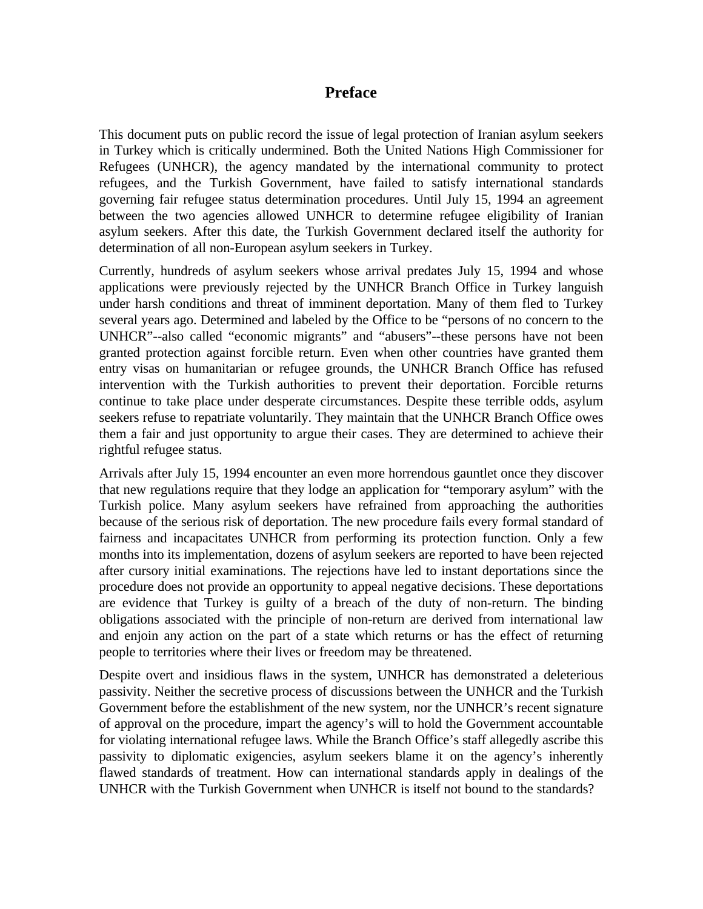# Preface

This document puts on public record the issue of legal protection of Iranian asylum seekers in Turkey which is critically undermined. Both the United Nations High Commissioner for Refugees (UNHCR), the agency mandated by the international community to protect refugees, and the Turkish Government, have failed to satisfy international standards governing fair refugee status determination procedures. Until July 15, 1994 an agreement between the two agencies allowed UNHCR to determine refugee eligibility of Iranian asylum seekers. After this date, the Turkish Government declared itself the authority for determination of all non-European asylum seekers in Turkey.

Currently, hundreds of asylum seekers whose arrival predates July 15, 1994 and whose applications were previously rejected by the UNHCR Branch Office in Turkey languish under harsh conditions and threat of imminent deportation. Many of them fled to Turkey several years ago. Determined and labeled by the Office to be "persons of no concern to the UNHCR"--also called "economic migrants" and "abusers"--these persons have not been granted protection against forcible return. Even when other countries have granted them entry visas on humanitarian or refugee grounds, the UNHCR Branch Office has refused intervention with the Turkish authorities to prevent their deportation. Forcible returns continue to take place under desperate circumstances. Despite these terrible odds, asylum seekers refuse to repatriate voluntarily. They maintain that the UNHCR Branch Office owes them a fair and just opportunity to argue their cases. They are determined to achieve their rightful refugee status.

Arrivals after July 15, 1994 encounter an even more horrendous gauntlet once they discover that new regulations require that they lodge an application for "temporary asylum" with the Turkish police. Many asylum seekers have refrained from approaching the authorities because of the serious risk of deportation. The new procedure fails every formal standard of fairness and incapacitates UNHCR from performing its protection function. Only a few months into its implementation, dozens of asylum seekers are reported to have been rejected after cursory initial examinations. The rejections have led to instant deportations since the procedure does not provide an opportunity to appeal negative decisions. These deportations are evidence that Turkey is guilty of a breach of the duty of non-return. The binding obligations associated with the principle of non-return are derived from international law and enjoin any action on the part of a state which returns or has the effect of returning people to territories where their lives or freedom may be threatened.

Despite overt and insidious flaws in the system, UNHCR has demonstrated a deleterious passivity. Neither the secretive process of discussions between the UNHCR and the Turkish Government before the establishment of the new system, nor the UNHCR's recent signature of approval on the procedure, impart the agency's will to hold the Government accountable for violating international refugee laws. While the Branch Office's staff allegedly ascribe this passivity to diplomatic exigencies, asylum seekers blame it on the agency's inherently flawed standards of treatment. How can international standards apply in dealings of the UNHCR with the Turkish Government when UNHCR is itself not bound to the standards?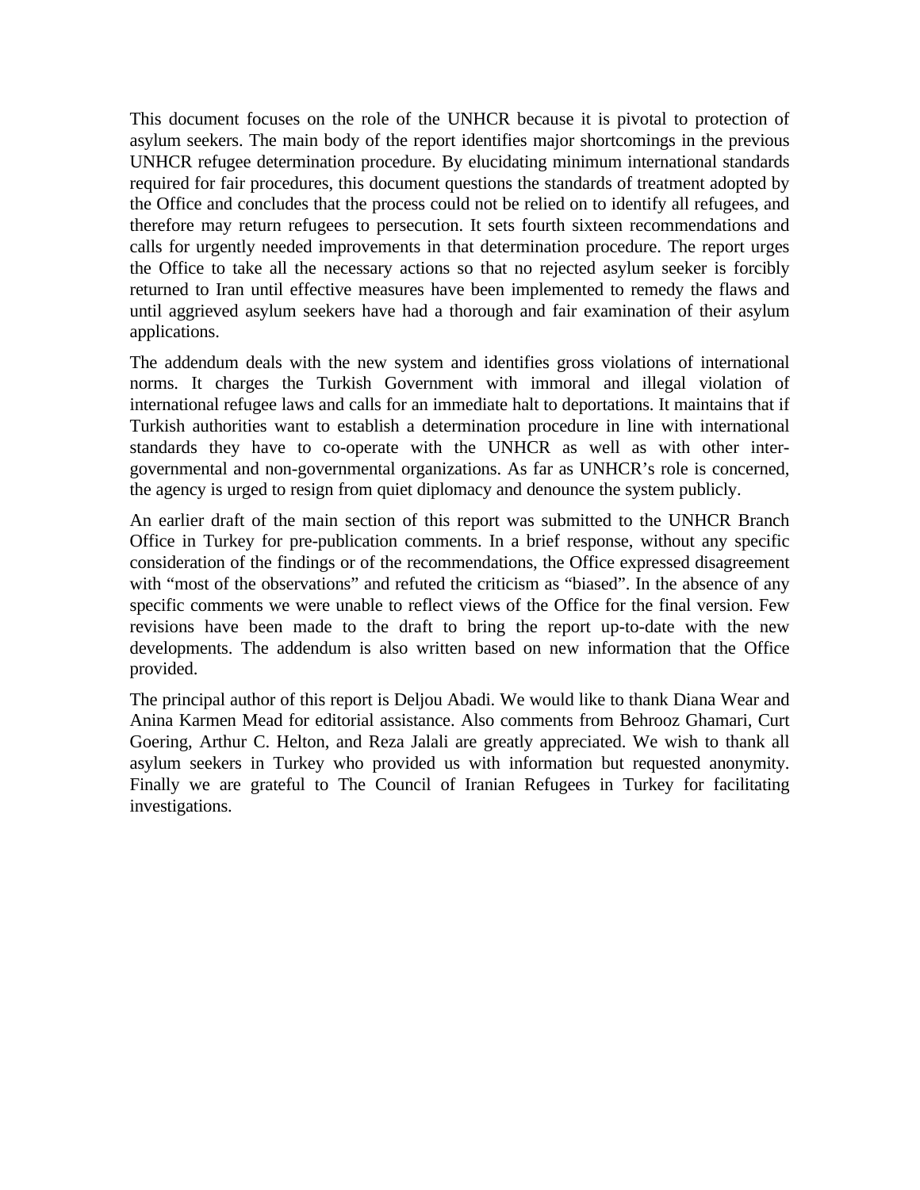This document focuses on the role of the UNHCR because it is pivotal to protection of asylum seekers. The main body of the report identifies major shortcomings in the previous UNHCR refugee determination procedure. By elucidating minimum international standards required for fair procedures, this document questions the standards of treatment adopted by the Office and concludes that the process could not be relied on to identify all refugees, and therefore may return refugees to persecution. It sets fourth sixteen recommendations and calls for urgently needed improvements in that determination procedure. The report urges the Office to take all the necessary actions so that no rejected asylum seeker is forcibly returned to Iran until effective measures have been implemented to remedy the flaws and until aggrieved asylum seekers have had a thorough and fair examination of their asylum applications.

The addendum deals with the new system and identifies gross violations of international norms. It charges the Turkish Government with immoral and illegal violation of international refugee laws and calls for an immediate halt to deportations. It maintains that if Turkish authorities want to establish a determination procedure in line with international standards they have to co-operate with the UNHCR as well as with other inter-governmental and non-governmental organizations. As far as UNHCR's role is concerned, the agency is urged to resign from quiet diplomacy and denounce the system publicly.

An earlier draft of the main section of this report was submitted to the UNHCR Branch Office in Turkey for pre-publication comments. In a brief response, without any specific consideration of the findings or of the recommendations, the Office expressed disagreement with "most of the observations" and refuted the criticism as "biased". In the absence of any specific comments we were unable to reflect views of the Office for the final version. Few revisions have been made to the draft to bring the report up-to-date with the new developments. The addendum is also written based on new information that the Office provided.

The principal author of this report is Deljou Abadi. We would like to thank Diana Wear and Anina Karmen Mead for editorial assistance. Also comments from Behrooz Ghamari, Curt Goering, Arthur C. Helton, and Reza Jalali are greatly appreciated. We wish to thank all asylum seekers in Turkey who provided us with information but requested anonymity. Finally we are grateful to The Council of Iranian Refugees in Turkey for facilitating investigations.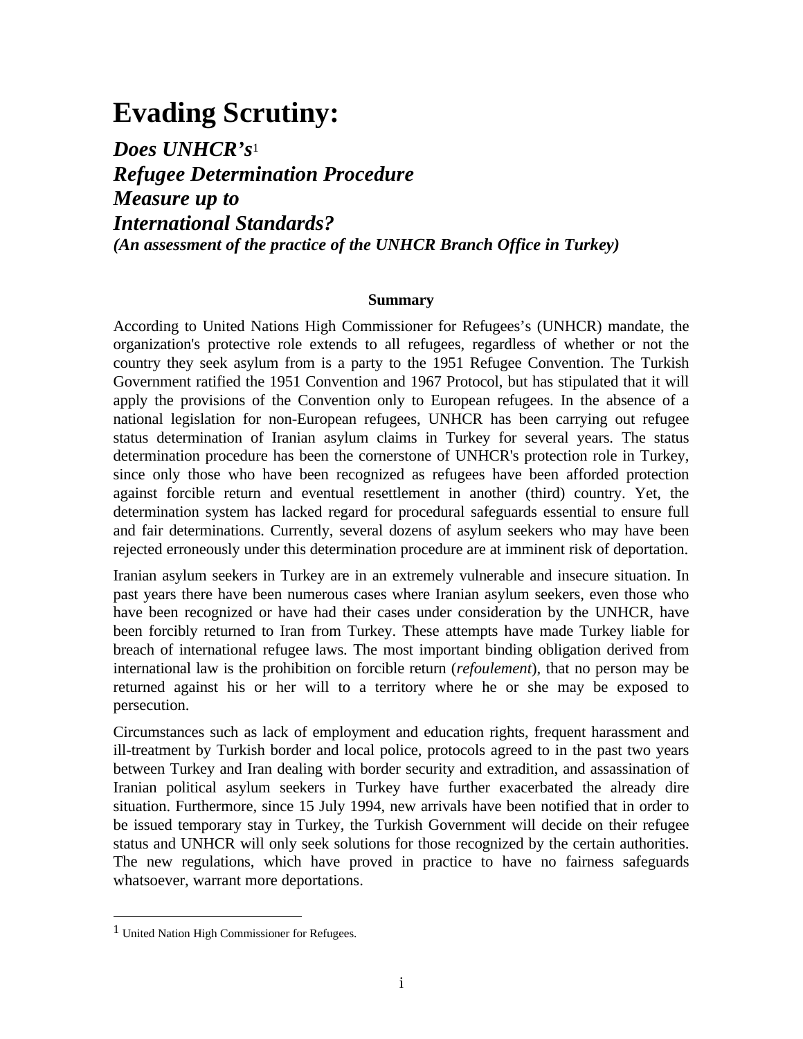# Evading Scrutiny:

***Does UNHCR's*[1]**
***Refugee Determination Procedure***
***Measure up to***
***International Standards?***
***(An assessment of the practice of the UNHCR Branch Office in Turkey)***

**Summary**

According to United Nations High Commissioner for Refugees's (UNHCR) mandate, the organization's protective role extends to all refugees, regardless of whether or not the country they seek asylum from is a party to the 1951 Refugee Convention. The Turkish Government ratified the 1951 Convention and 1967 Protocol, but has stipulated that it will apply the provisions of the Convention only to European refugees. In the absence of a national legislation for non-European refugees, UNHCR has been carrying out refugee status determination of Iranian asylum claims in Turkey for several years. The status determination procedure has been the cornerstone of UNHCR's protection role in Turkey, since only those who have been recognized as refugees have been afforded protection against forcible return and eventual resettlement in another (third) country. Yet, the determination system has lacked regard for procedural safeguards essential to ensure full and fair determinations. Currently, several dozens of asylum seekers who may have been rejected erroneously under this determination procedure are at imminent risk of deportation.

Iranian asylum seekers in Turkey are in an extremely vulnerable and insecure situation. In past years there have been numerous cases where Iranian asylum seekers, even those who have been recognized or have had their cases under consideration by the UNHCR, have been forcibly returned to Iran from Turkey. These attempts have made Turkey liable for breach of international refugee laws. The most important binding obligation derived from international law is the prohibition on forcible return (*refoulement*), that no person may be returned against his or her will to a territory where he or she may be exposed to persecution.

Circumstances such as lack of employment and education rights, frequent harassment and ill-treatment by Turkish border and local police, protocols agreed to in the past two years between Turkey and Iran dealing with border security and extradition, and assassination of Iranian political asylum seekers in Turkey have further exacerbated the already dire situation. Furthermore, since 15 July 1994, new arrivals have been notified that in order to be issued temporary stay in Turkey, the Turkish Government will decide on their refugee status and UNHCR will only seek solutions for those recognized by the certain authorities. The new regulations, which have proved in practice to have no fairness safeguards whatsoever, warrant more deportations.

---

[1] United Nation High Commissioner for Refugees.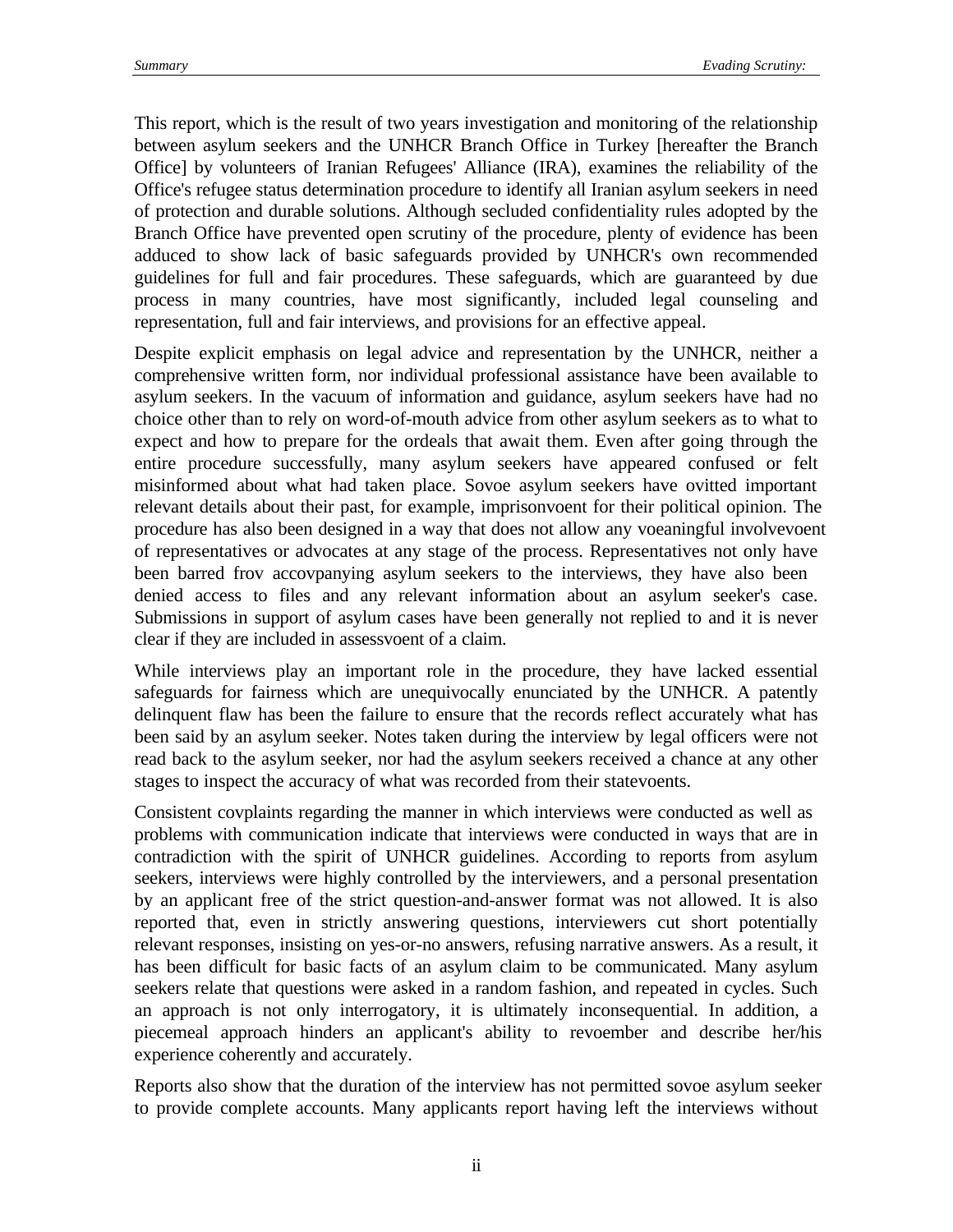This report, which is the result of two years investigation and monitoring of the relationship between asylum seekers and the UNHCR Branch Office in Turkey [hereafter the Branch Office] by volunteers of Iranian Refugees' Alliance (IRA), examines the reliability of the Office's refugee status determination procedure to identify all Iranian asylum seekers in need of protection and durable solutions. Although secluded confidentiality rules adopted by the Branch Office have prevented open scrutiny of the procedure, plenty of evidence has been adduced to show lack of basic safeguards provided by UNHCR's own recommended guidelines for full and fair procedures. These safeguards, which are guaranteed by due process in many countries, have most significantly, included legal counseling and representation, full and fair interviews, and provisions for an effective appeal.

Despite explicit emphasis on legal advice and representation by the UNHCR, neither a comprehensive written form, nor individual professional assistance have been available to asylum seekers. In the vacuum of information and guidance, asylum seekers have had no choice other than to rely on word-of-mouth advice from other asylum seekers as to what to expect and how to prepare for the ordeals that await them. Even after going through the entire procedure successfully, many asylum seekers have appeared confused or felt misinformed about what had taken place. Sovoe asylum seekers have ovitted important relevant details about their past, for example, imprisonvoent for their political opinion. The procedure has also been designed in a way that does not allow any voeaningful involvevoent of representatives or advocates at any stage of the process. Representatives not only have been barred frov accovpanying asylum seekers to the interviews, they have also been denied access to files and any relevant information about an asylum seeker's case. Submissions in support of asylum cases have been generally not replied to and it is never clear if they are included in assessvoent of a claim.

While interviews play an important role in the procedure, they have lacked essential safeguards for fairness which are unequivocally enunciated by the UNHCR. A patently delinquent flaw has been the failure to ensure that the records reflect accurately what has been said by an asylum seeker. Notes taken during the interview by legal officers were not read back to the asylum seeker, nor had the asylum seekers received a chance at any other stages to inspect the accuracy of what was recorded from their statevoents.

Consistent covplaints regarding the manner in which interviews were conducted as well as problems with communication indicate that interviews were conducted in ways that are in contradiction with the spirit of UNHCR guidelines. According to reports from asylum seekers, interviews were highly controlled by the interviewers, and a personal presentation by an applicant free of the strict question-and-answer format was not allowed. It is also reported that, even in strictly answering questions, interviewers cut short potentially relevant responses, insisting on yes-or-no answers, refusing narrative answers. As a result, it has been difficult for basic facts of an asylum claim to be communicated. Many asylum seekers relate that questions were asked in a random fashion, and repeated in cycles. Such an approach is not only interrogatory, it is ultimately inconsequential. In addition, a piecemeal approach hinders an applicant's ability to revoember and describe her/his experience coherently and accurately.

Reports also show that the duration of the interview has not permitted sovoe asylum seeker to provide complete accounts. Many applicants report having left the interviews without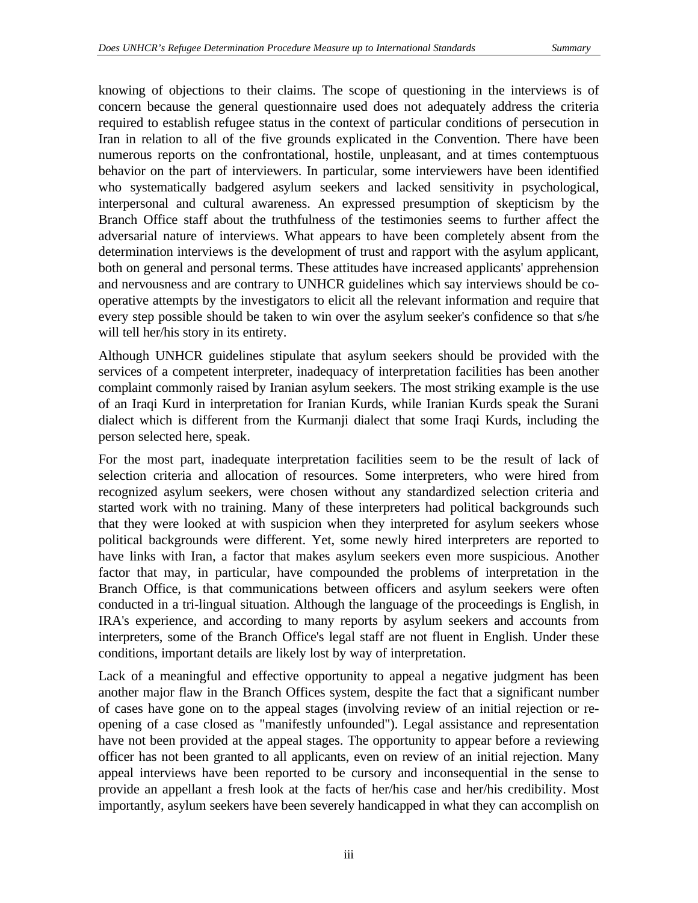knowing of objections to their claims. The scope of questioning in the interviews is of concern because the general questionnaire used does not adequately address the criteria required to establish refugee status in the context of particular conditions of persecution in Iran in relation to all of the five grounds explicated in the Convention. There have been numerous reports on the confrontational, hostile, unpleasant, and at times contemptuous behavior on the part of interviewers. In particular, some interviewers have been identified who systematically badgered asylum seekers and lacked sensitivity in psychological, interpersonal and cultural awareness. An expressed presumption of skepticism by the Branch Office staff about the truthfulness of the testimonies seems to further affect the adversarial nature of interviews. What appears to have been completely absent from the determination interviews is the development of trust and rapport with the asylum applicant, both on general and personal terms. These attitudes have increased applicants' apprehension and nervousness and are contrary to UNHCR guidelines which say interviews should be co-operative attempts by the investigators to elicit all the relevant information and require that every step possible should be taken to win over the asylum seeker's confidence so that s/he will tell her/his story in its entirety.

Although UNHCR guidelines stipulate that asylum seekers should be provided with the services of a competent interpreter, inadequacy of interpretation facilities has been another complaint commonly raised by Iranian asylum seekers. The most striking example is the use of an Iraqi Kurd in interpretation for Iranian Kurds, while Iranian Kurds speak the Surani dialect which is different from the Kurmanji dialect that some Iraqi Kurds, including the person selected here, speak.

For the most part, inadequate interpretation facilities seem to be the result of lack of selection criteria and allocation of resources. Some interpreters, who were hired from recognized asylum seekers, were chosen without any standardized selection criteria and started work with no training. Many of these interpreters had political backgrounds such that they were looked at with suspicion when they interpreted for asylum seekers whose political backgrounds were different. Yet, some newly hired interpreters are reported to have links with Iran, a factor that makes asylum seekers even more suspicious. Another factor that may, in particular, have compounded the problems of interpretation in the Branch Office, is that communications between officers and asylum seekers were often conducted in a tri-lingual situation. Although the language of the proceedings is English, in IRA's experience, and according to many reports by asylum seekers and accounts from interpreters, some of the Branch Office's legal staff are not fluent in English. Under these conditions, important details are likely lost by way of interpretation.

Lack of a meaningful and effective opportunity to appeal a negative judgment has been another major flaw in the Branch Offices system, despite the fact that a significant number of cases have gone on to the appeal stages (involving review of an initial rejection or re-opening of a case closed as "manifestly unfounded"). Legal assistance and representation have not been provided at the appeal stages. The opportunity to appear before a reviewing officer has not been granted to all applicants, even on review of an initial rejection. Many appeal interviews have been reported to be cursory and inconsequential in the sense to provide an appellant a fresh look at the facts of her/his case and her/his credibility. Most importantly, asylum seekers have been severely handicapped in what they can accomplish on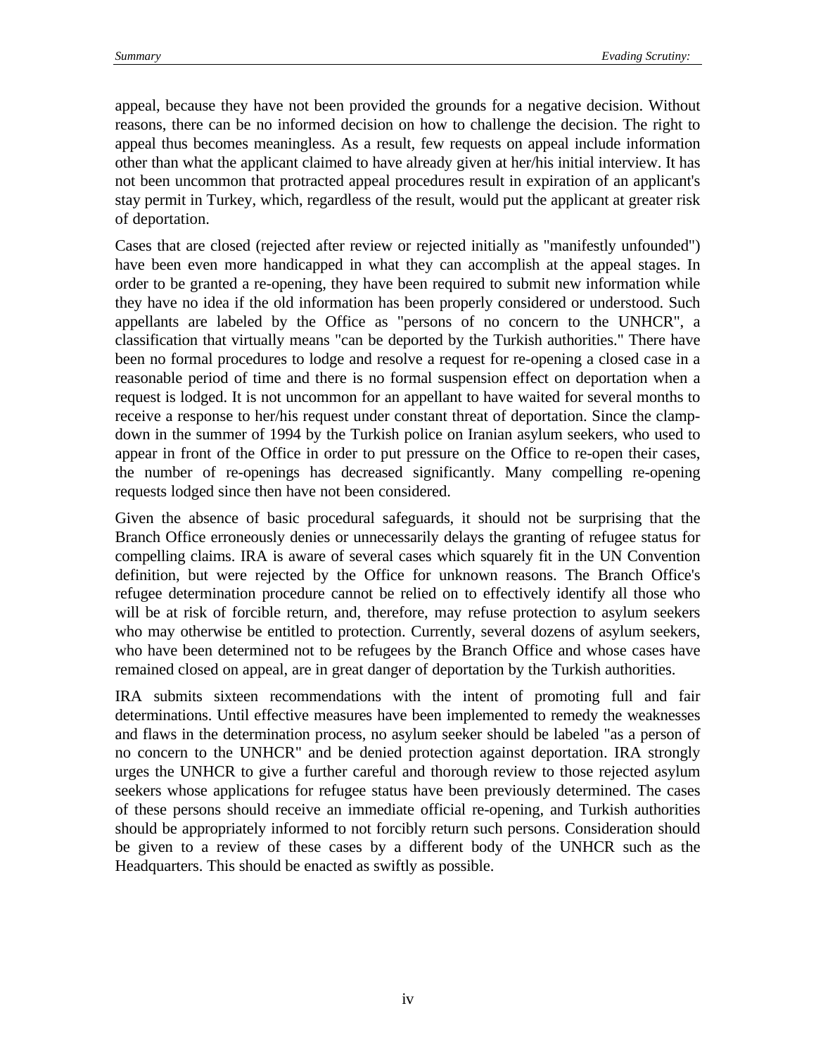appeal, because they have not been provided the grounds for a negative decision. Without reasons, there can be no informed decision on how to challenge the decision. The right to appeal thus becomes meaningless. As a result, few requests on appeal include information other than what the applicant claimed to have already given at her/his initial interview. It has not been uncommon that protracted appeal procedures result in expiration of an applicant's stay permit in Turkey, which, regardless of the result, would put the applicant at greater risk of deportation.

Cases that are closed (rejected after review or rejected initially as "manifestly unfounded") have been even more handicapped in what they can accomplish at the appeal stages. In order to be granted a re-opening, they have been required to submit new information while they have no idea if the old information has been properly considered or understood. Such appellants are labeled by the Office as "persons of no concern to the UNHCR", a classification that virtually means "can be deported by the Turkish authorities." There have been no formal procedures to lodge and resolve a request for re-opening a closed case in a reasonable period of time and there is no formal suspension effect on deportation when a request is lodged. It is not uncommon for an appellant to have waited for several months to receive a response to her/his request under constant threat of deportation. Since the clamp-down in the summer of 1994 by the Turkish police on Iranian asylum seekers, who used to appear in front of the Office in order to put pressure on the Office to re-open their cases, the number of re-openings has decreased significantly. Many compelling re-opening requests lodged since then have not been considered.

Given the absence of basic procedural safeguards, it should not be surprising that the Branch Office erroneously denies or unnecessarily delays the granting of refugee status for compelling claims. IRA is aware of several cases which squarely fit in the UN Convention definition, but were rejected by the Office for unknown reasons. The Branch Office's refugee determination procedure cannot be relied on to effectively identify all those who will be at risk of forcible return, and, therefore, may refuse protection to asylum seekers who may otherwise be entitled to protection. Currently, several dozens of asylum seekers, who have been determined not to be refugees by the Branch Office and whose cases have remained closed on appeal, are in great danger of deportation by the Turkish authorities.

IRA submits sixteen recommendations with the intent of promoting full and fair determinations. Until effective measures have been implemented to remedy the weaknesses and flaws in the determination process, no asylum seeker should be labeled "as a person of no concern to the UNHCR" and be denied protection against deportation. IRA strongly urges the UNHCR to give a further careful and thorough review to those rejected asylum seekers whose applications for refugee status have been previously determined. The cases of these persons should receive an immediate official re-opening, and Turkish authorities should be appropriately informed to not forcibly return such persons. Consideration should be given to a review of these cases by a different body of the UNHCR such as the Headquarters. This should be enacted as swiftly as possible.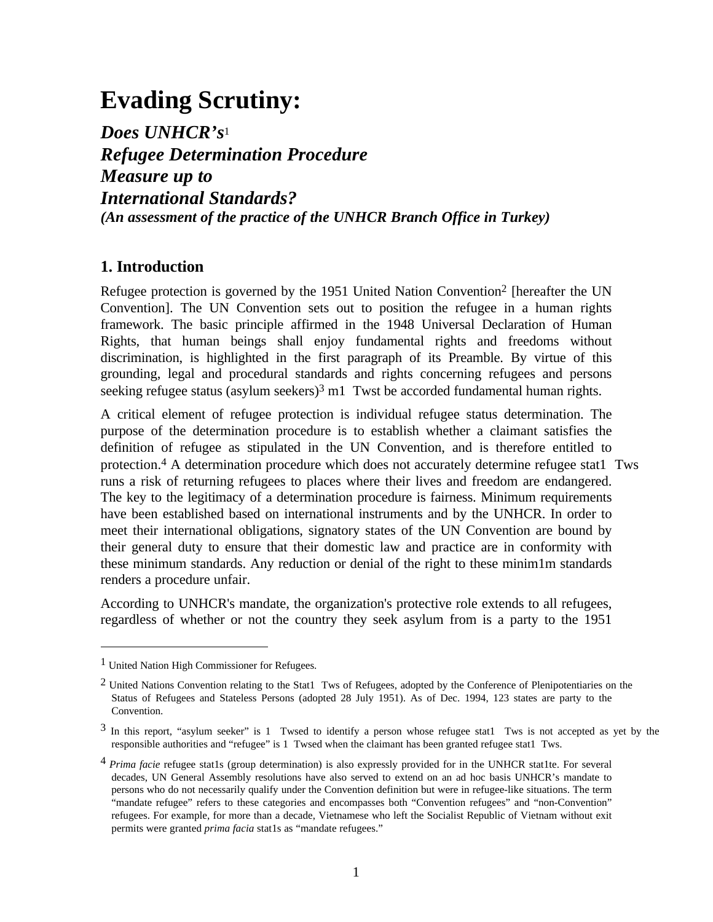# Evading Scrutiny:

## *Does UNHCR's*[1] *Refugee Determination Procedure Measure up to International Standards?*

***(An assessment of the practice of the UNHCR Branch Office in Turkey)***

## 1. Introduction

Refugee protection is governed by the 1951 United Nation Convention[2] [hereafter the UN Convention]. The UN Convention sets out to position the refugee in a human rights framework. The basic principle affirmed in the 1948 Universal Declaration of Human Rights, that human beings shall enjoy fundamental rights and freedoms without discrimination, is highlighted in the first paragraph of its Preamble. By virtue of this grounding, legal and procedural standards and rights concerning refugees and persons seeking refugee status (asylum seekers)[3] m1 Twst be accorded fundamental human rights.

A critical element of refugee protection is individual refugee status determination. The purpose of the determination procedure is to establish whether a claimant satisfies the definition of refugee as stipulated in the UN Convention, and is therefore entitled to protection.[4] A determination procedure which does not accurately determine refugee stat1 Tws runs a risk of returning refugees to places where their lives and freedom are endangered. The key to the legitimacy of a determination procedure is fairness. Minimum requirements have been established based on international instruments and by the UNHCR. In order to meet their international obligations, signatory states of the UN Convention are bound by their general duty to ensure that their domestic law and practice are in conformity with these minimum standards. Any reduction or denial of the right to these minim1m standards renders a procedure unfair.

According to UNHCR's mandate, the organization's protective role extends to all refugees, regardless of whether or not the country they seek asylum from is a party to the 1951

---

[1] United Nation High Commissioner for Refugees.

[2] United Nations Convention relating to the Stat1 Tws of Refugees, adopted by the Conference of Plenipotentiaries on the Status of Refugees and Stateless Persons (adopted 28 July 1951). As of Dec. 1994, 123 states are party to the Convention.

[3] In this report, "asylum seeker" is 1 Twsed to identify a person whose refugee stat1 Tws is not accepted as yet by the responsible authorities and "refugee" is 1 Twsed when the claimant has been granted refugee stat1 Tws.

[4] *Prima facie* refugee stat1s (group determination) is also expressly provided for in the UNHCR stat1te. For several decades, UN General Assembly resolutions have also served to extend on an ad hoc basis UNHCR's mandate to persons who do not necessarily qualify under the Convention definition but were in refugee-like situations. The term "mandate refugee" refers to these categories and encompasses both "Convention refugees" and "non-Convention" refugees. For example, for more than a decade, Vietnamese who left the Socialist Republic of Vietnam without exit permits were granted *prima facia* stat1s as "mandate refugees."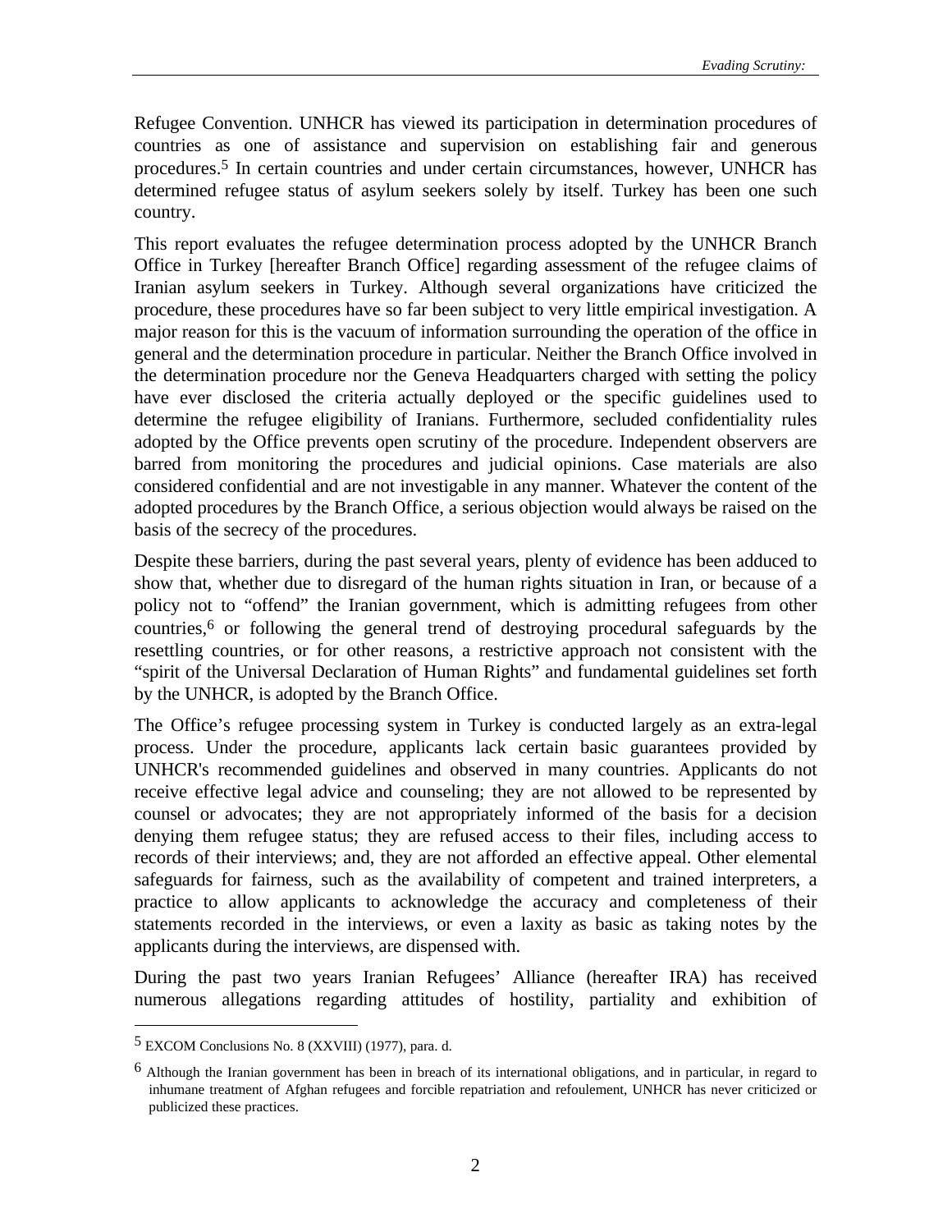Refugee Convention. UNHCR has viewed its participation in determination procedures of countries as one of assistance and supervision on establishing fair and generous procedures.[5] In certain countries and under certain circumstances, however, UNHCR has determined refugee status of asylum seekers solely by itself. Turkey has been one such country.

This report evaluates the refugee determination process adopted by the UNHCR Branch Office in Turkey [hereafter Branch Office] regarding assessment of the refugee claims of Iranian asylum seekers in Turkey. Although several organizations have criticized the procedure, these procedures have so far been subject to very little empirical investigation. A major reason for this is the vacuum of information surrounding the operation of the office in general and the determination procedure in particular. Neither the Branch Office involved in the determination procedure nor the Geneva Headquarters charged with setting the policy have ever disclosed the criteria actually deployed or the specific guidelines used to determine the refugee eligibility of Iranians. Furthermore, secluded confidentiality rules adopted by the Office prevents open scrutiny of the procedure. Independent observers are barred from monitoring the procedures and judicial opinions. Case materials are also considered confidential and are not investigable in any manner. Whatever the content of the adopted procedures by the Branch Office, a serious objection would always be raised on the basis of the secrecy of the procedures.

Despite these barriers, during the past several years, plenty of evidence has been adduced to show that, whether due to disregard of the human rights situation in Iran, or because of a policy not to "offend" the Iranian government, which is admitting refugees from other countries,[6] or following the general trend of destroying procedural safeguards by the resettling countries, or for other reasons, a restrictive approach not consistent with the "spirit of the Universal Declaration of Human Rights" and fundamental guidelines set forth by the UNHCR, is adopted by the Branch Office.

The Office's refugee processing system in Turkey is conducted largely as an extra-legal process. Under the procedure, applicants lack certain basic guarantees provided by UNHCR's recommended guidelines and observed in many countries. Applicants do not receive effective legal advice and counseling; they are not allowed to be represented by counsel or advocates; they are not appropriately informed of the basis for a decision denying them refugee status; they are refused access to their files, including access to records of their interviews; and, they are not afforded an effective appeal. Other elemental safeguards for fairness, such as the availability of competent and trained interpreters, a practice to allow applicants to acknowledge the accuracy and completeness of their statements recorded in the interviews, or even a laxity as basic as taking notes by the applicants during the interviews, are dispensed with.

During the past two years Iranian Refugees' Alliance (hereafter IRA) has received numerous allegations regarding attitudes of hostility, partiality and exhibition of

---

[5] EXCOM Conclusions No. 8 (XXVIII) (1977), para. d.

[6] Although the Iranian government has been in breach of its international obligations, and in particular, in regard to inhumane treatment of Afghan refugees and forcible repatriation and refoulement, UNHCR has never criticized or publicized these practices.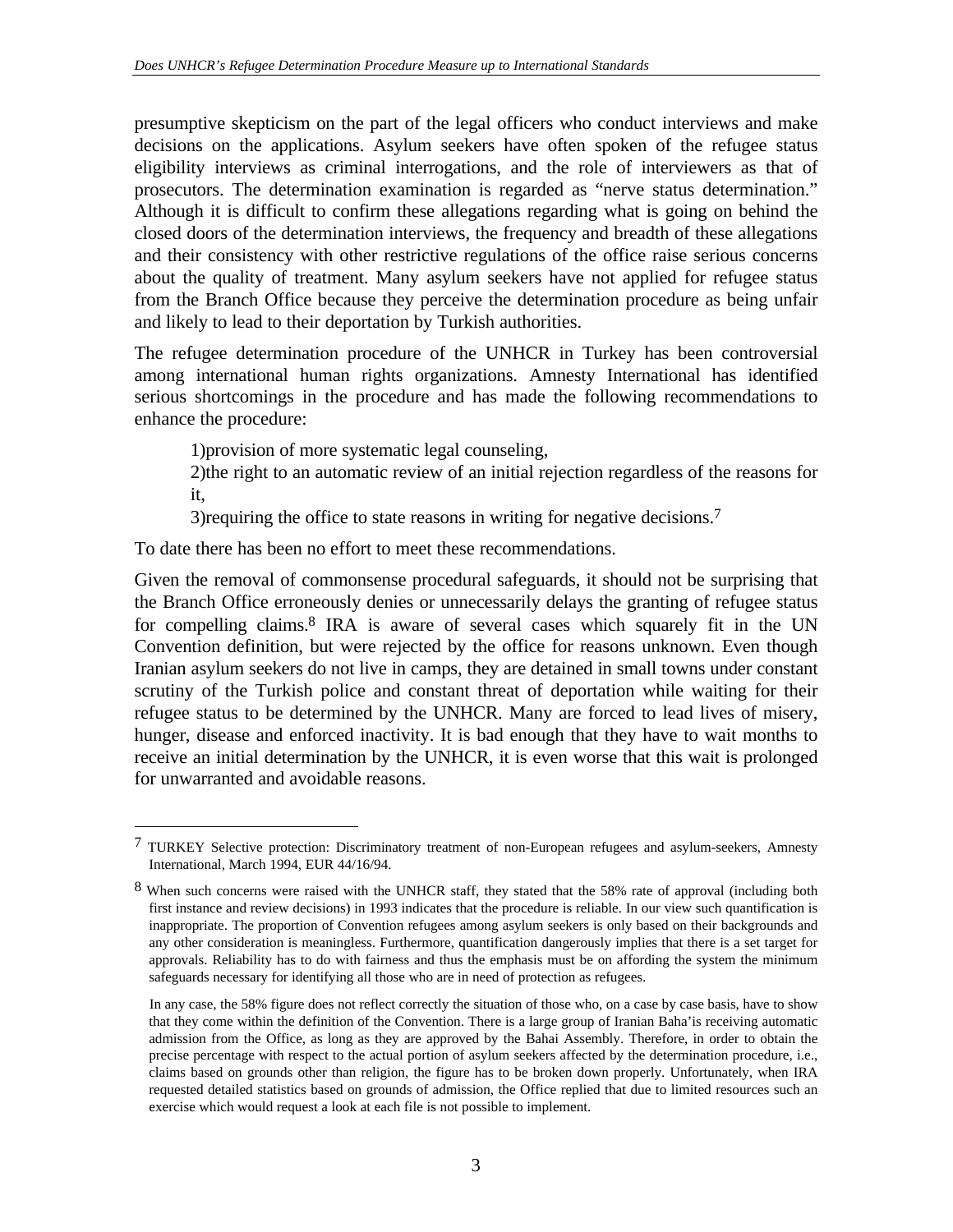presumptive skepticism on the part of the legal officers who conduct interviews and make decisions on the applications. Asylum seekers have often spoken of the refugee status eligibility interviews as criminal interrogations, and the role of interviewers as that of prosecutors. The determination examination is regarded as "nerve status determination." Although it is difficult to confirm these allegations regarding what is going on behind the closed doors of the determination interviews, the frequency and breadth of these allegations and their consistency with other restrictive regulations of the office raise serious concerns about the quality of treatment. Many asylum seekers have not applied for refugee status from the Branch Office because they perceive the determination procedure as being unfair and likely to lead to their deportation by Turkish authorities.

The refugee determination procedure of the UNHCR in Turkey has been controversial among international human rights organizations. Amnesty International has identified serious shortcomings in the procedure and has made the following recommendations to enhance the procedure:

1)provision of more systematic legal counseling,
2)the right to an automatic review of an initial rejection regardless of the reasons for it,
3)requiring the office to state reasons in writing for negative decisions.[7]

To date there has been no effort to meet these recommendations.

Given the removal of commonsense procedural safeguards, it should not be surprising that the Branch Office erroneously denies or unnecessarily delays the granting of refugee status for compelling claims.[8] IRA is aware of several cases which squarely fit in the UN Convention definition, but were rejected by the office for reasons unknown. Even though Iranian asylum seekers do not live in camps, they are detained in small towns under constant scrutiny of the Turkish police and constant threat of deportation while waiting for their refugee status to be determined by the UNHCR. Many are forced to lead lives of misery, hunger, disease and enforced inactivity. It is bad enough that they have to wait months to receive an initial determination by the UNHCR, it is even worse that this wait is prolonged for unwarranted and avoidable reasons.

---

[7] TURKEY Selective protection: Discriminatory treatment of non-European refugees and asylum-seekers, Amnesty International, March 1994, EUR 44/16/94.

[8] When such concerns were raised with the UNHCR staff, they stated that the 58% rate of approval (including both first instance and review decisions) in 1993 indicates that the procedure is reliable. In our view such quantification is inappropriate. The proportion of Convention refugees among asylum seekers is only based on their backgrounds and any other consideration is meaningless. Furthermore, quantification dangerously implies that there is a set target for approvals. Reliability has to do with fairness and thus the emphasis must be on affording the system the minimum safeguards necessary for identifying all those who are in need of protection as refugees.

In any case, the 58% figure does not reflect correctly the situation of those who, on a case by case basis, have to show that they come within the definition of the Convention. There is a large group of Iranian Baha'is receiving automatic admission from the Office, as long as they are approved by the Bahai Assembly. Therefore, in order to obtain the precise percentage with respect to the actual portion of asylum seekers affected by the determination procedure, i.e., claims based on grounds other than religion, the figure has to be broken down properly. Unfortunately, when IRA requested detailed statistics based on grounds of admission, the Office replied that due to limited resources such an exercise which would request a look at each file is not possible to implement.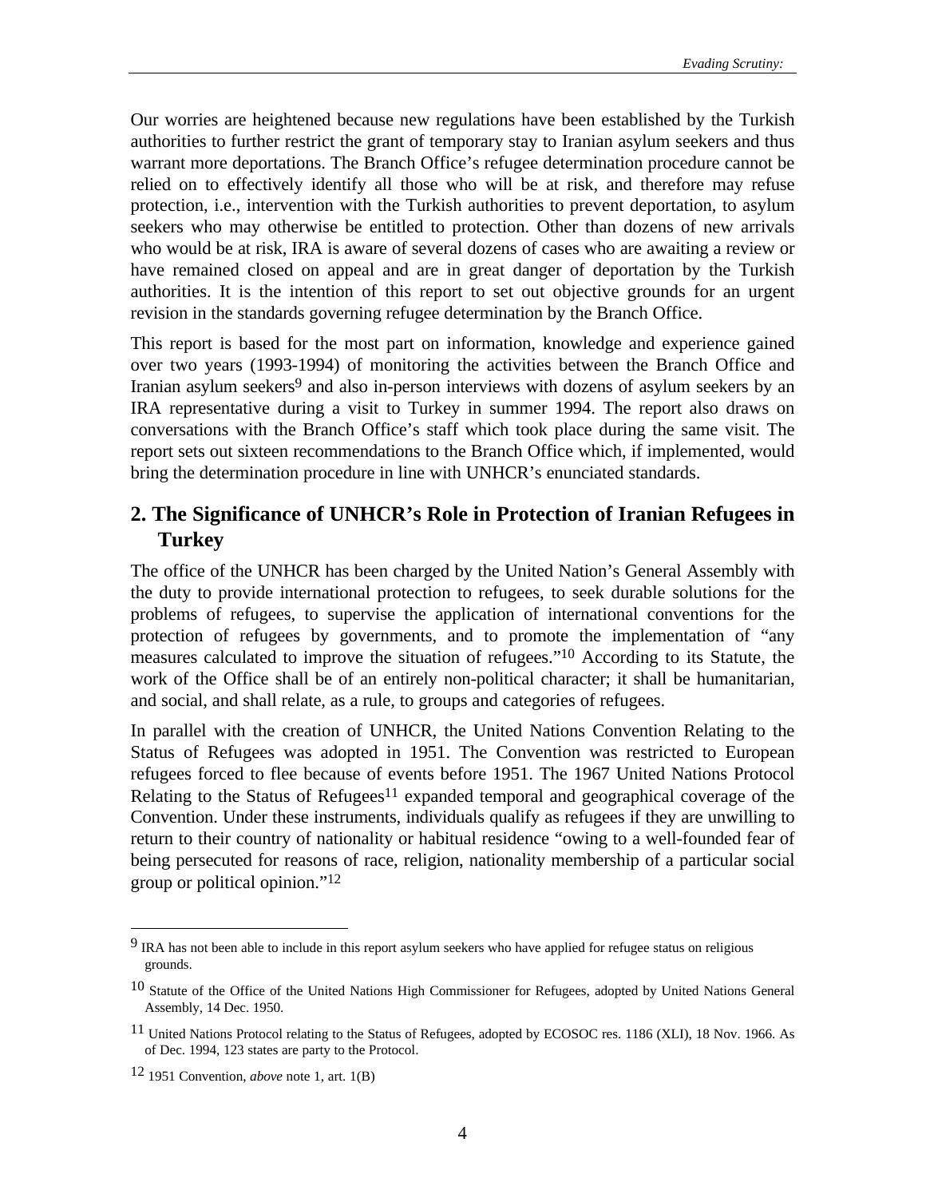Our worries are heightened because new regulations have been established by the Turkish authorities to further restrict the grant of temporary stay to Iranian asylum seekers and thus warrant more deportations. The Branch Office's refugee determination procedure cannot be relied on to effectively identify all those who will be at risk, and therefore may refuse protection, i.e., intervention with the Turkish authorities to prevent deportation, to asylum seekers who may otherwise be entitled to protection. Other than dozens of new arrivals who would be at risk, IRA is aware of several dozens of cases who are awaiting a review or have remained closed on appeal and are in great danger of deportation by the Turkish authorities. It is the intention of this report to set out objective grounds for an urgent revision in the standards governing refugee determination by the Branch Office.

This report is based for the most part on information, knowledge and experience gained over two years (1993-1994) of monitoring the activities between the Branch Office and Iranian asylum seekers[9] and also in-person interviews with dozens of asylum seekers by an IRA representative during a visit to Turkey in summer 1994. The report also draws on conversations with the Branch Office's staff which took place during the same visit. The report sets out sixteen recommendations to the Branch Office which, if implemented, would bring the determination procedure in line with UNHCR's enunciated standards.

## 2. The Significance of UNHCR's Role in Protection of Iranian Refugees in Turkey

The office of the UNHCR has been charged by the United Nation's General Assembly with the duty to provide international protection to refugees, to seek durable solutions for the problems of refugees, to supervise the application of international conventions for the protection of refugees by governments, and to promote the implementation of "any measures calculated to improve the situation of refugees."[10] According to its Statute, the work of the Office shall be of an entirely non-political character; it shall be humanitarian, and social, and shall relate, as a rule, to groups and categories of refugees.

In parallel with the creation of UNHCR, the United Nations Convention Relating to the Status of Refugees was adopted in 1951. The Convention was restricted to European refugees forced to flee because of events before 1951. The 1967 United Nations Protocol Relating to the Status of Refugees[11] expanded temporal and geographical coverage of the Convention. Under these instruments, individuals qualify as refugees if they are unwilling to return to their country of nationality or habitual residence "owing to a well-founded fear of being persecuted for reasons of race, religion, nationality membership of a particular social group or political opinion."[12]

---

[9] IRA has not been able to include in this report asylum seekers who have applied for refugee status on religious grounds.

[10] Statute of the Office of the United Nations High Commissioner for Refugees, adopted by United Nations General Assembly, 14 Dec. 1950.

[11] United Nations Protocol relating to the Status of Refugees, adopted by ECOSOC res. 1186 (XLI), 18 Nov. 1966. As of Dec. 1994, 123 states are party to the Protocol.

[12] 1951 Convention, *above* note 1, art. 1(B)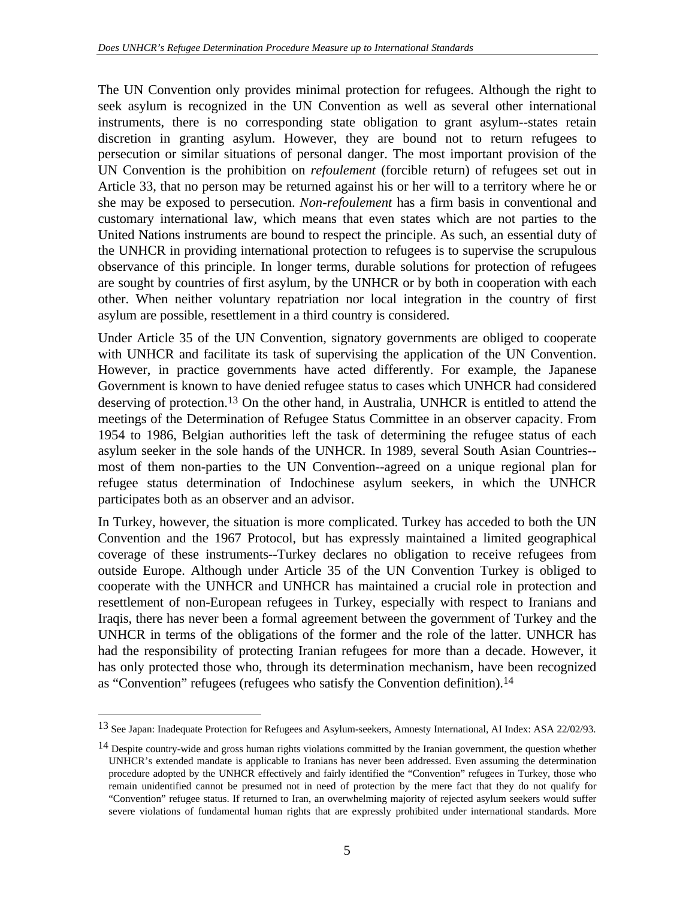The UN Convention only provides minimal protection for refugees. Although the right to seek asylum is recognized in the UN Convention as well as several other international instruments, there is no corresponding state obligation to grant asylum--states retain discretion in granting asylum. However, they are bound not to return refugees to persecution or similar situations of personal danger. The most important provision of the UN Convention is the prohibition on *refoulement* (forcible return) of refugees set out in Article 33, that no person may be returned against his or her will to a territory where he or she may be exposed to persecution. *Non-refoulement* has a firm basis in conventional and customary international law, which means that even states which are not parties to the United Nations instruments are bound to respect the principle. As such, an essential duty of the UNHCR in providing international protection to refugees is to supervise the scrupulous observance of this principle. In longer terms, durable solutions for protection of refugees are sought by countries of first asylum, by the UNHCR or by both in cooperation with each other. When neither voluntary repatriation nor local integration in the country of first asylum are possible, resettlement in a third country is considered.

Under Article 35 of the UN Convention, signatory governments are obliged to cooperate with UNHCR and facilitate its task of supervising the application of the UN Convention. However, in practice governments have acted differently. For example, the Japanese Government is known to have denied refugee status to cases which UNHCR had considered deserving of protection.[13] On the other hand, in Australia, UNHCR is entitled to attend the meetings of the Determination of Refugee Status Committee in an observer capacity. From 1954 to 1986, Belgian authorities left the task of determining the refugee status of each asylum seeker in the sole hands of the UNHCR. In 1989, several South Asian Countries--most of them non-parties to the UN Convention--agreed on a unique regional plan for refugee status determination of Indochinese asylum seekers, in which the UNHCR participates both as an observer and an advisor.

In Turkey, however, the situation is more complicated. Turkey has acceded to both the UN Convention and the 1967 Protocol, but has expressly maintained a limited geographical coverage of these instruments--Turkey declares no obligation to receive refugees from outside Europe. Although under Article 35 of the UN Convention Turkey is obliged to cooperate with the UNHCR and UNHCR has maintained a crucial role in protection and resettlement of non-European refugees in Turkey, especially with respect to Iranians and Iraqis, there has never been a formal agreement between the government of Turkey and the UNHCR in terms of the obligations of the former and the role of the latter. UNHCR has had the responsibility of protecting Iranian refugees for more than a decade. However, it has only protected those who, through its determination mechanism, have been recognized as "Convention" refugees (refugees who satisfy the Convention definition).[14]

---

[13] See Japan: Inadequate Protection for Refugees and Asylum-seekers, Amnesty International, AI Index: ASA 22/02/93.

[14] Despite country-wide and gross human rights violations committed by the Iranian government, the question whether UNHCR's extended mandate is applicable to Iranians has never been addressed. Even assuming the determination procedure adopted by the UNHCR effectively and fairly identified the "Convention" refugees in Turkey, those who remain unidentified cannot be presumed not in need of protection by the mere fact that they do not qualify for "Convention" refugee status. If returned to Iran, an overwhelming majority of rejected asylum seekers would suffer severe violations of fundamental human rights that are expressly prohibited under international standards. More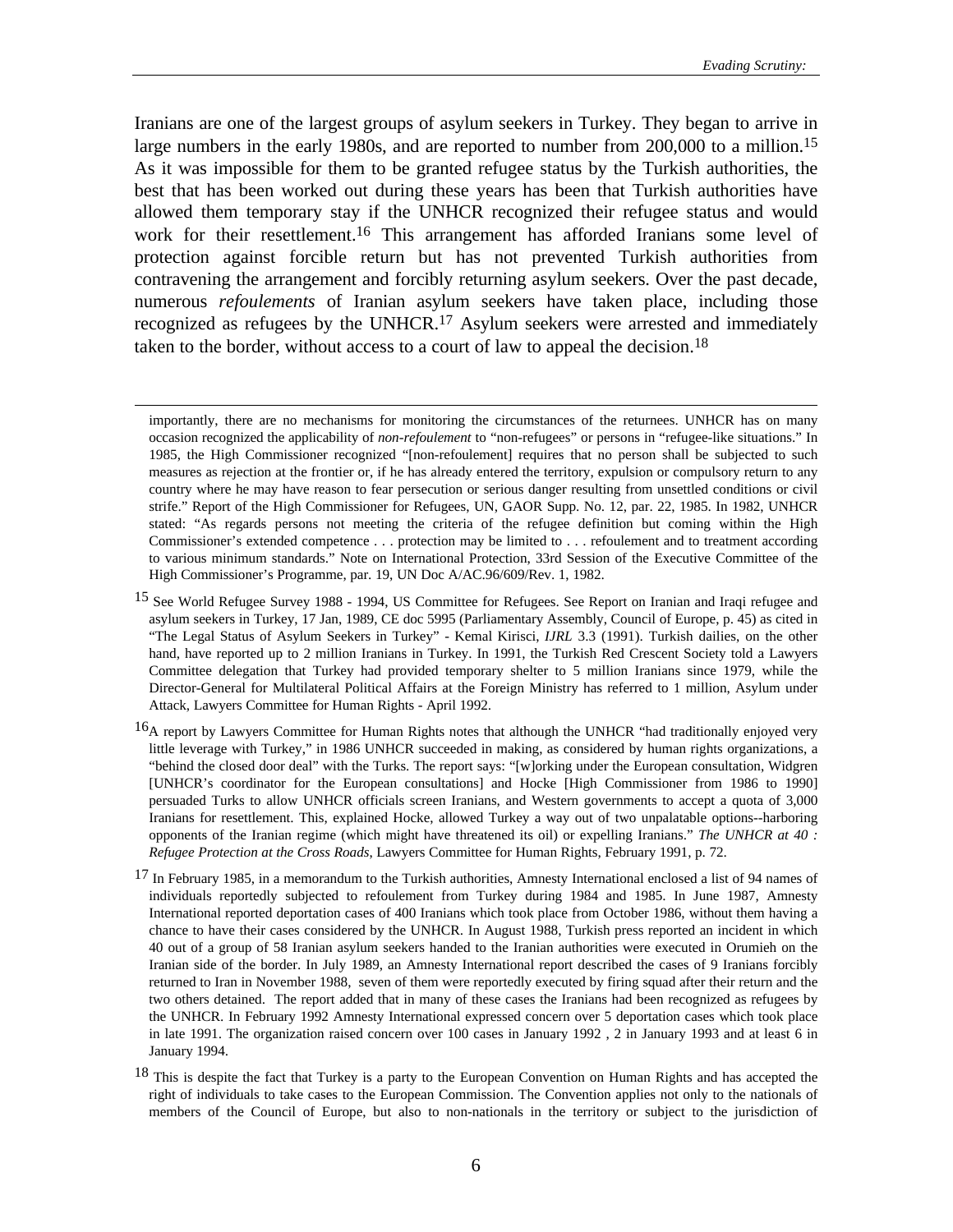Iranians are one of the largest groups of asylum seekers in Turkey. They began to arrive in large numbers in the early 1980s, and are reported to number from 200,000 to a million.[15] As it was impossible for them to be granted refugee status by the Turkish authorities, the best that has been worked out during these years has been that Turkish authorities have allowed them temporary stay if the UNHCR recognized their refugee status and would work for their resettlement.[16] This arrangement has afforded Iranians some level of protection against forcible return but has not prevented Turkish authorities from contravening the arrangement and forcibly returning asylum seekers. Over the past decade, numerous *refoulements* of Iranian asylum seekers have taken place, including those recognized as refugees by the UNHCR.[17] Asylum seekers were arrested and immediately taken to the border, without access to a court of law to appeal the decision.[18]

---

importantly, there are no mechanisms for monitoring the circumstances of the returnees. UNHCR has on many occasion recognized the applicability of *non-refoulement* to "non-refugees" or persons in "refugee-like situations." In 1985, the High Commissioner recognized "[non-refoulement] requires that no person shall be subjected to such measures as rejection at the frontier or, if he has already entered the territory, expulsion or compulsory return to any country where he may have reason to fear persecution or serious danger resulting from unsettled conditions or civil strife." Report of the High Commissioner for Refugees, UN, GAOR Supp. No. 12, par. 22, 1985. In 1982, UNHCR stated: "As regards persons not meeting the criteria of the refugee definition but coming within the High Commissioner's extended competence . . . protection may be limited to . . . refoulement and to treatment according to various minimum standards." Note on International Protection, 33rd Session of the Executive Committee of the High Commissioner's Programme, par. 19, UN Doc A/AC.96/609/Rev. 1, 1982.

[15] See World Refugee Survey 1988 - 1994, US Committee for Refugees. See Report on Iranian and Iraqi refugee and asylum seekers in Turkey, 17 Jan, 1989, CE doc 5995 (Parliamentary Assembly, Council of Europe, p. 45) as cited in "The Legal Status of Asylum Seekers in Turkey" - Kemal Kirisci, *IJRL* 3.3 (1991). Turkish dailies, on the other hand, have reported up to 2 million Iranians in Turkey. In 1991, the Turkish Red Crescent Society told a Lawyers Committee delegation that Turkey had provided temporary shelter to 5 million Iranians since 1979, while the Director-General for Multilateral Political Affairs at the Foreign Ministry has referred to 1 million, Asylum under Attack, Lawyers Committee for Human Rights - April 1992.

[16] A report by Lawyers Committee for Human Rights notes that although the UNHCR "had traditionally enjoyed very little leverage with Turkey," in 1986 UNHCR succeeded in making, as considered by human rights organizations, a "behind the closed door deal" with the Turks. The report says: "[w]orking under the European consultation, Widgren [UNHCR's coordinator for the European consultations] and Hocke [High Commissioner from 1986 to 1990] persuaded Turks to allow UNHCR officials screen Iranians, and Western governments to accept a quota of 3,000 Iranians for resettlement. This, explained Hocke, allowed Turkey a way out of two unpalatable options--harboring opponents of the Iranian regime (which might have threatened its oil) or expelling Iranians." *The UNHCR at 40 : Refugee Protection at the Cross Roads*, Lawyers Committee for Human Rights, February 1991, p. 72.

[17] In February 1985, in a memorandum to the Turkish authorities, Amnesty International enclosed a list of 94 names of individuals reportedly subjected to refoulement from Turkey during 1984 and 1985. In June 1987, Amnesty International reported deportation cases of 400 Iranians which took place from October 1986, without them having a chance to have their cases considered by the UNHCR. In August 1988, Turkish press reported an incident in which 40 out of a group of 58 Iranian asylum seekers handed to the Iranian authorities were executed in Orumieh on the Iranian side of the border. In July 1989, an Amnesty International report described the cases of 9 Iranians forcibly returned to Iran in November 1988, seven of them were reportedly executed by firing squad after their return and the two others detained. The report added that in many of these cases the Iranians had been recognized as refugees by the UNHCR. In February 1992 Amnesty International expressed concern over 5 deportation cases which took place in late 1991. The organization raised concern over 100 cases in January 1992 , 2 in January 1993 and at least 6 in January 1994.

[18] This is despite the fact that Turkey is a party to the European Convention on Human Rights and has accepted the right of individuals to take cases to the European Commission. The Convention applies not only to the nationals of members of the Council of Europe, but also to non-nationals in the territory or subject to the jurisdiction of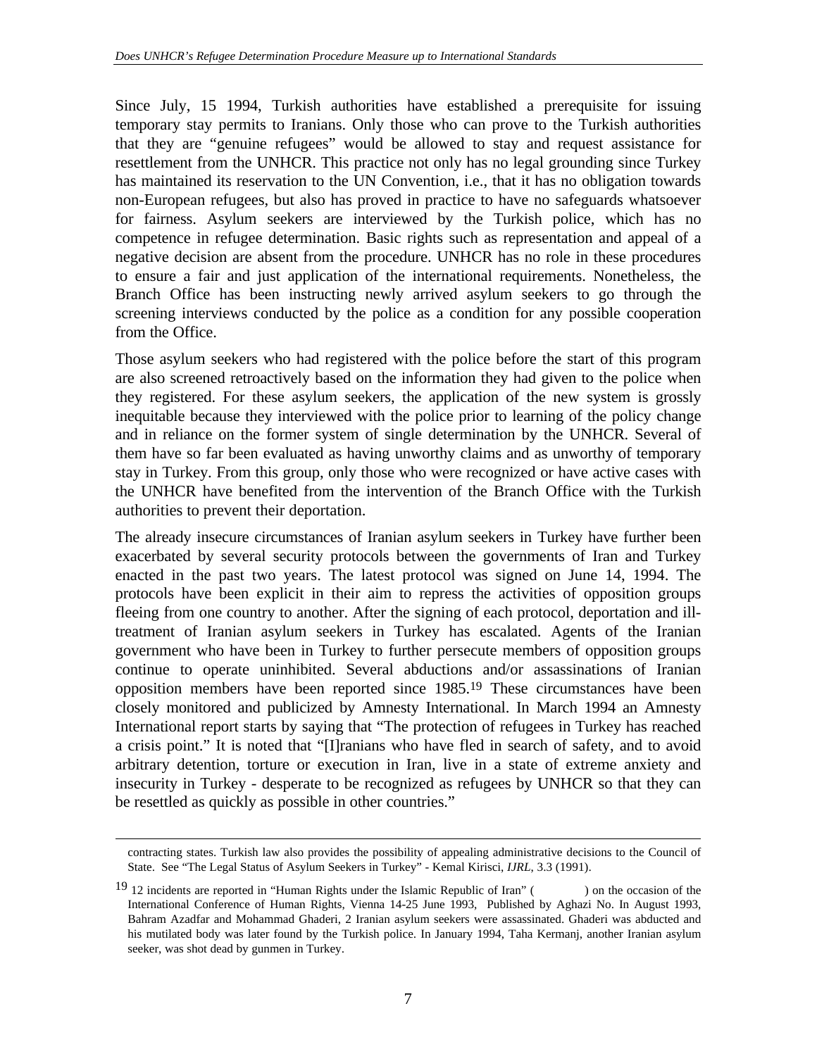Since July, 15 1994, Turkish authorities have established a prerequisite for issuing temporary stay permits to Iranians. Only those who can prove to the Turkish authorities that they are "genuine refugees" would be allowed to stay and request assistance for resettlement from the UNHCR. This practice not only has no legal grounding since Turkey has maintained its reservation to the UN Convention, i.e., that it has no obligation towards non-European refugees, but also has proved in practice to have no safeguards whatsoever for fairness. Asylum seekers are interviewed by the Turkish police, which has no competence in refugee determination. Basic rights such as representation and appeal of a negative decision are absent from the procedure. UNHCR has no role in these procedures to ensure a fair and just application of the international requirements. Nonetheless, the Branch Office has been instructing newly arrived asylum seekers to go through the screening interviews conducted by the police as a condition for any possible cooperation from the Office.

Those asylum seekers who had registered with the police before the start of this program are also screened retroactively based on the information they had given to the police when they registered. For these asylum seekers, the application of the new system is grossly inequitable because they interviewed with the police prior to learning of the policy change and in reliance on the former system of single determination by the UNHCR. Several of them have so far been evaluated as having unworthy claims and as unworthy of temporary stay in Turkey. From this group, only those who were recognized or have active cases with the UNHCR have benefited from the intervention of the Branch Office with the Turkish authorities to prevent their deportation.

The already insecure circumstances of Iranian asylum seekers in Turkey have further been exacerbated by several security protocols between the governments of Iran and Turkey enacted in the past two years. The latest protocol was signed on June 14, 1994. The protocols have been explicit in their aim to repress the activities of opposition groups fleeing from one country to another. After the signing of each protocol, deportation and ill-treatment of Iranian asylum seekers in Turkey has escalated. Agents of the Iranian government who have been in Turkey to further persecute members of opposition groups continue to operate uninhibited. Several abductions and/or assassinations of Iranian opposition members have been reported since 1985.[19] These circumstances have been closely monitored and publicized by Amnesty International. In March 1994 an Amnesty International report starts by saying that "The protection of refugees in Turkey has reached a crisis point." It is noted that "[I]ranians who have fled in search of safety, and to avoid arbitrary detention, torture or execution in Iran, live in a state of extreme anxiety and insecurity in Turkey - desperate to be recognized as refugees by UNHCR so that they can be resettled as quickly as possible in other countries."

---

contracting states. Turkish law also provides the possibility of appealing administrative decisions to the Council of State. See "The Legal Status of Asylum Seekers in Turkey" - Kemal Kirisci, *IJRL*, 3.3 (1991).

[19] 12 incidents are reported in "Human Rights under the Islamic Republic of Iran" ( ) on the occasion of the International Conference of Human Rights, Vienna 14-25 June 1993, Published by Aghazi No. In August 1993, Bahram Azadfar and Mohammad Ghaderi, 2 Iranian asylum seekers were assassinated. Ghaderi was abducted and his mutilated body was later found by the Turkish police. In January 1994, Taha Kermanj, another Iranian asylum seeker, was shot dead by gunmen in Turkey.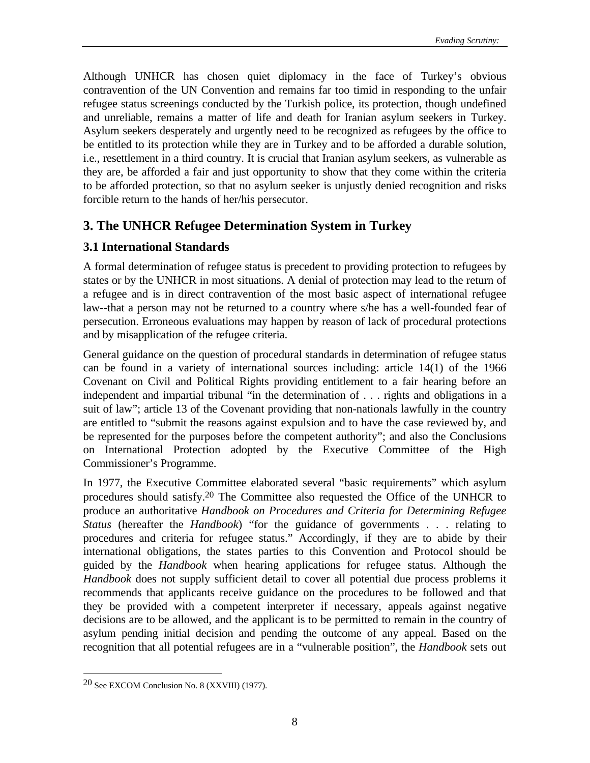Although UNHCR has chosen quiet diplomacy in the face of Turkey's obvious contravention of the UN Convention and remains far too timid in responding to the unfair refugee status screenings conducted by the Turkish police, its protection, though undefined and unreliable, remains a matter of life and death for Iranian asylum seekers in Turkey. Asylum seekers desperately and urgently need to be recognized as refugees by the office to be entitled to its protection while they are in Turkey and to be afforded a durable solution, i.e., resettlement in a third country. It is crucial that Iranian asylum seekers, as vulnerable as they are, be afforded a fair and just opportunity to show that they come within the criteria to be afforded protection, so that no asylum seeker is unjustly denied recognition and risks forcible return to the hands of her/his persecutor.

## 3. The UNHCR Refugee Determination System in Turkey

### 3.1 International Standards

A formal determination of refugee status is precedent to providing protection to refugees by states or by the UNHCR in most situations. A denial of protection may lead to the return of a refugee and is in direct contravention of the most basic aspect of international refugee law--that a person may not be returned to a country where s/he has a well-founded fear of persecution. Erroneous evaluations may happen by reason of lack of procedural protections and by misapplication of the refugee criteria.

General guidance on the question of procedural standards in determination of refugee status can be found in a variety of international sources including: article 14(1) of the 1966 Covenant on Civil and Political Rights providing entitlement to a fair hearing before an independent and impartial tribunal "in the determination of . . . rights and obligations in a suit of law"; article 13 of the Covenant providing that non-nationals lawfully in the country are entitled to "submit the reasons against expulsion and to have the case reviewed by, and be represented for the purposes before the competent authority"; and also the Conclusions on International Protection adopted by the Executive Committee of the High Commissioner's Programme.

In 1977, the Executive Committee elaborated several "basic requirements" which asylum procedures should satisfy.[20] The Committee also requested the Office of the UNHCR to produce an authoritative *Handbook on Procedures and Criteria for Determining Refugee Status* (hereafter the *Handbook*) "for the guidance of governments . . . relating to procedures and criteria for refugee status." Accordingly, if they are to abide by their international obligations, the states parties to this Convention and Protocol should be guided by the *Handbook* when hearing applications for refugee status. Although the *Handbook* does not supply sufficient detail to cover all potential due process problems it recommends that applicants receive guidance on the procedures to be followed and that they be provided with a competent interpreter if necessary, appeals against negative decisions are to be allowed, and the applicant is to be permitted to remain in the country of asylum pending initial decision and pending the outcome of any appeal. Based on the recognition that all potential refugees are in a "vulnerable position", the *Handbook* sets out

[20] See EXCOM Conclusion No. 8 (XXVIII) (1977).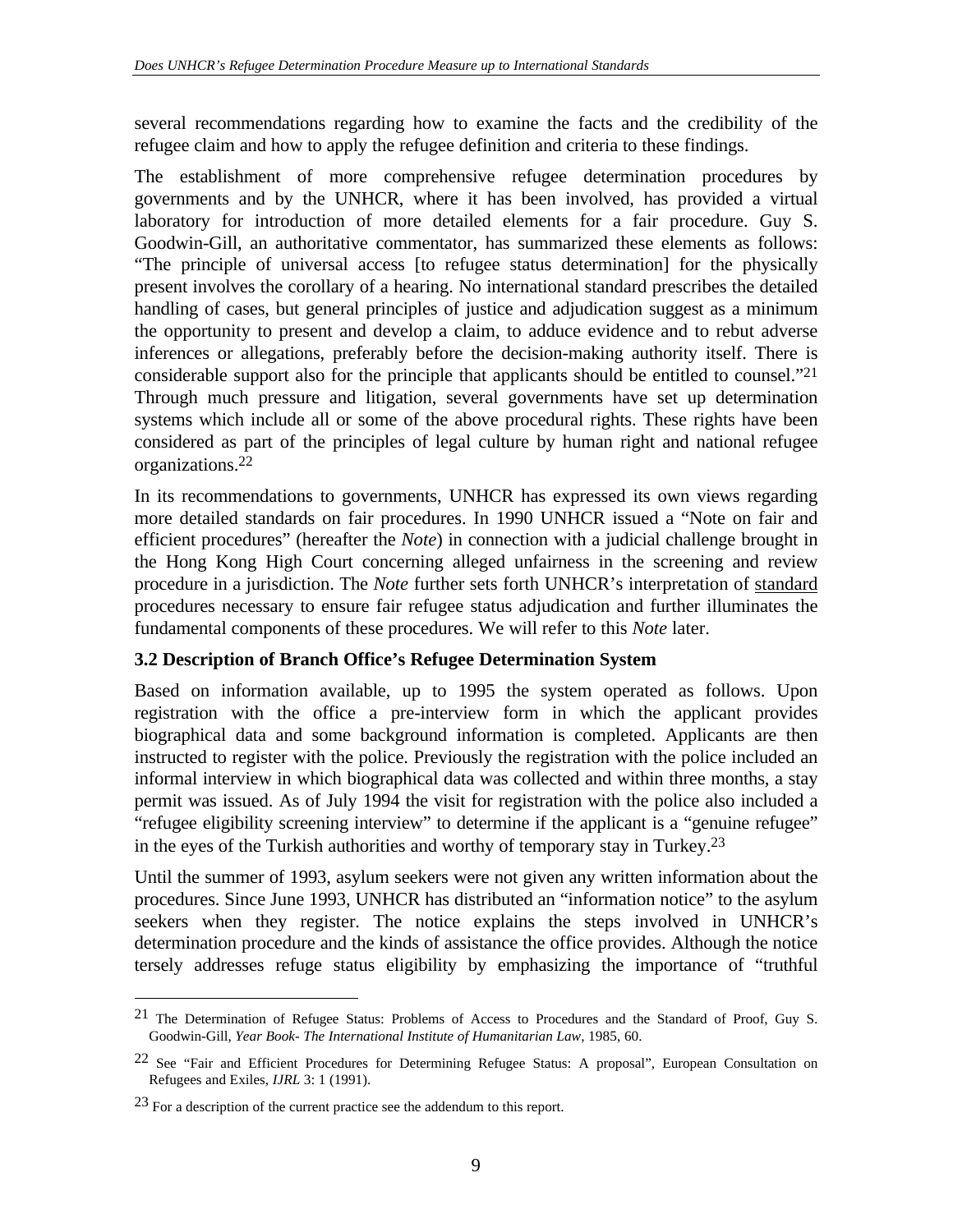several recommendations regarding how to examine the facts and the credibility of the refugee claim and how to apply the refugee definition and criteria to these findings.

The establishment of more comprehensive refugee determination procedures by governments and by the UNHCR, where it has been involved, has provided a virtual laboratory for introduction of more detailed elements for a fair procedure. Guy S. Goodwin-Gill, an authoritative commentator, has summarized these elements as follows: "The principle of universal access [to refugee status determination] for the physically present involves the corollary of a hearing. No international standard prescribes the detailed handling of cases, but general principles of justice and adjudication suggest as a minimum the opportunity to present and develop a claim, to adduce evidence and to rebut adverse inferences or allegations, preferably before the decision-making authority itself. There is considerable support also for the principle that applicants should be entitled to counsel."[21] Through much pressure and litigation, several governments have set up determination systems which include all or some of the above procedural rights. These rights have been considered as part of the principles of legal culture by human right and national refugee organizations.[22]

In its recommendations to governments, UNHCR has expressed its own views regarding more detailed standards on fair procedures. In 1990 UNHCR issued a "Note on fair and efficient procedures" (hereafter the *Note*) in connection with a judicial challenge brought in the Hong Kong High Court concerning alleged unfairness in the screening and review procedure in a jurisdiction. The *Note* further sets forth UNHCR's interpretation of <u>standard</u> procedures necessary to ensure fair refugee status adjudication and further illuminates the fundamental components of these procedures. We will refer to this *Note* later.

### 3.2 Description of Branch Office's Refugee Determination System

Based on information available, up to 1995 the system operated as follows. Upon registration with the office a pre-interview form in which the applicant provides biographical data and some background information is completed. Applicants are then instructed to register with the police. Previously the registration with the police included an informal interview in which biographical data was collected and within three months, a stay permit was issued. As of July 1994 the visit for registration with the police also included a "refugee eligibility screening interview" to determine if the applicant is a "genuine refugee" in the eyes of the Turkish authorities and worthy of temporary stay in Turkey.[23]

Until the summer of 1993, asylum seekers were not given any written information about the procedures. Since June 1993, UNHCR has distributed an "information notice" to the asylum seekers when they register. The notice explains the steps involved in UNHCR's determination procedure and the kinds of assistance the office provides. Although the notice tersely addresses refuge status eligibility by emphasizing the importance of "truthful

---

[21] The Determination of Refugee Status: Problems of Access to Procedures and the Standard of Proof, Guy S. Goodwin-Gill, *Year Book- The International Institute of Humanitarian Law*, 1985, 60.

[22] See "Fair and Efficient Procedures for Determining Refugee Status: A proposal", European Consultation on Refugees and Exiles, *IJRL* 3: 1 (1991).

[23] For a description of the current practice see the addendum to this report.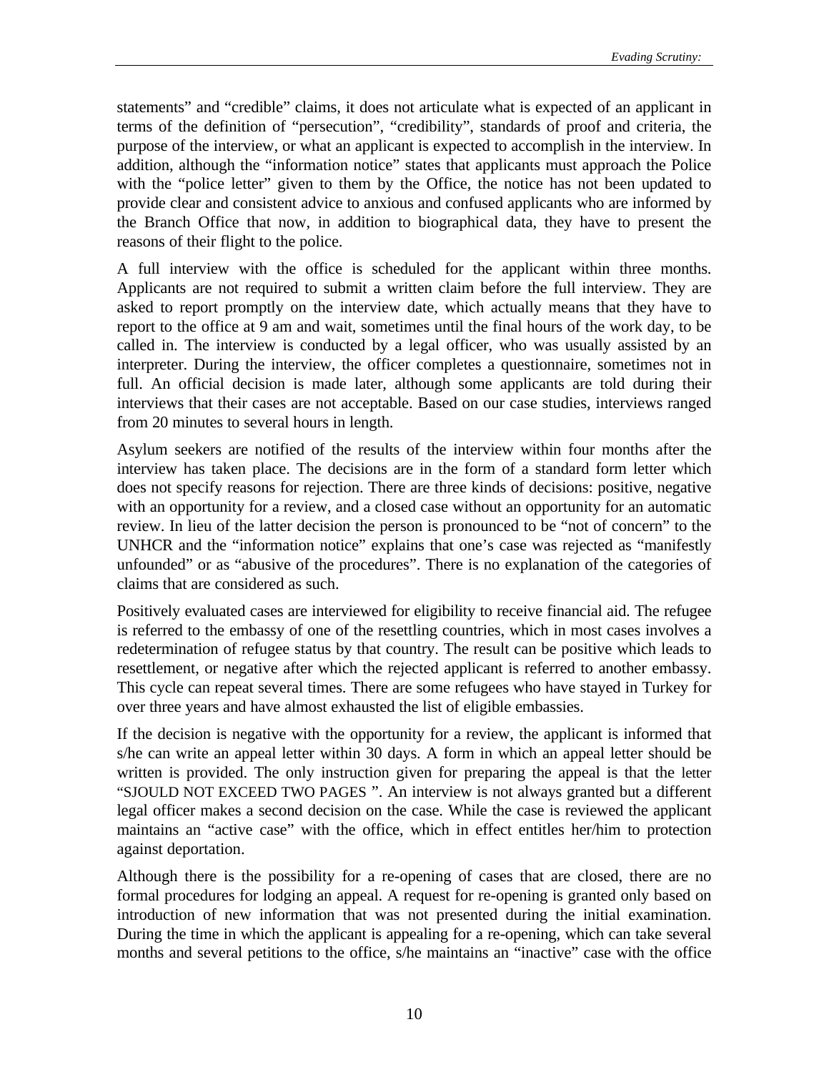statements" and "credible" claims, it does not articulate what is expected of an applicant in terms of the definition of "persecution", "credibility", standards of proof and criteria, the purpose of the interview, or what an applicant is expected to accomplish in the interview. In addition, although the "information notice" states that applicants must approach the Police with the "police letter" given to them by the Office, the notice has not been updated to provide clear and consistent advice to anxious and confused applicants who are informed by the Branch Office that now, in addition to biographical data, they have to present the reasons of their flight to the police.

A full interview with the office is scheduled for the applicant within three months. Applicants are not required to submit a written claim before the full interview. They are asked to report promptly on the interview date, which actually means that they have to report to the office at 9 am and wait, sometimes until the final hours of the work day, to be called in. The interview is conducted by a legal officer, who was usually assisted by an interpreter. During the interview, the officer completes a questionnaire, sometimes not in full. An official decision is made later, although some applicants are told during their interviews that their cases are not acceptable. Based on our case studies, interviews ranged from 20 minutes to several hours in length.

Asylum seekers are notified of the results of the interview within four months after the interview has taken place. The decisions are in the form of a standard form letter which does not specify reasons for rejection. There are three kinds of decisions: positive, negative with an opportunity for a review, and a closed case without an opportunity for an automatic review. In lieu of the latter decision the person is pronounced to be "not of concern" to the UNHCR and the "information notice" explains that one's case was rejected as "manifestly unfounded" or as "abusive of the procedures". There is no explanation of the categories of claims that are considered as such.

Positively evaluated cases are interviewed for eligibility to receive financial aid. The refugee is referred to the embassy of one of the resettling countries, which in most cases involves a redetermination of refugee status by that country. The result can be positive which leads to resettlement, or negative after which the rejected applicant is referred to another embassy. This cycle can repeat several times. There are some refugees who have stayed in Turkey for over three years and have almost exhausted the list of eligible embassies.

If the decision is negative with the opportunity for a review, the applicant is informed that s/he can write an appeal letter within 30 days. A form in which an appeal letter should be written is provided. The only instruction given for preparing the appeal is that the letter "SJOULD NOT EXCEED TWO PAGES ". An interview is not always granted but a different legal officer makes a second decision on the case. While the case is reviewed the applicant maintains an "active case" with the office, which in effect entitles her/him to protection against deportation.

Although there is the possibility for a re-opening of cases that are closed, there are no formal procedures for lodging an appeal. A request for re-opening is granted only based on introduction of new information that was not presented during the initial examination. During the time in which the applicant is appealing for a re-opening, which can take several months and several petitions to the office, s/he maintains an "inactive" case with the office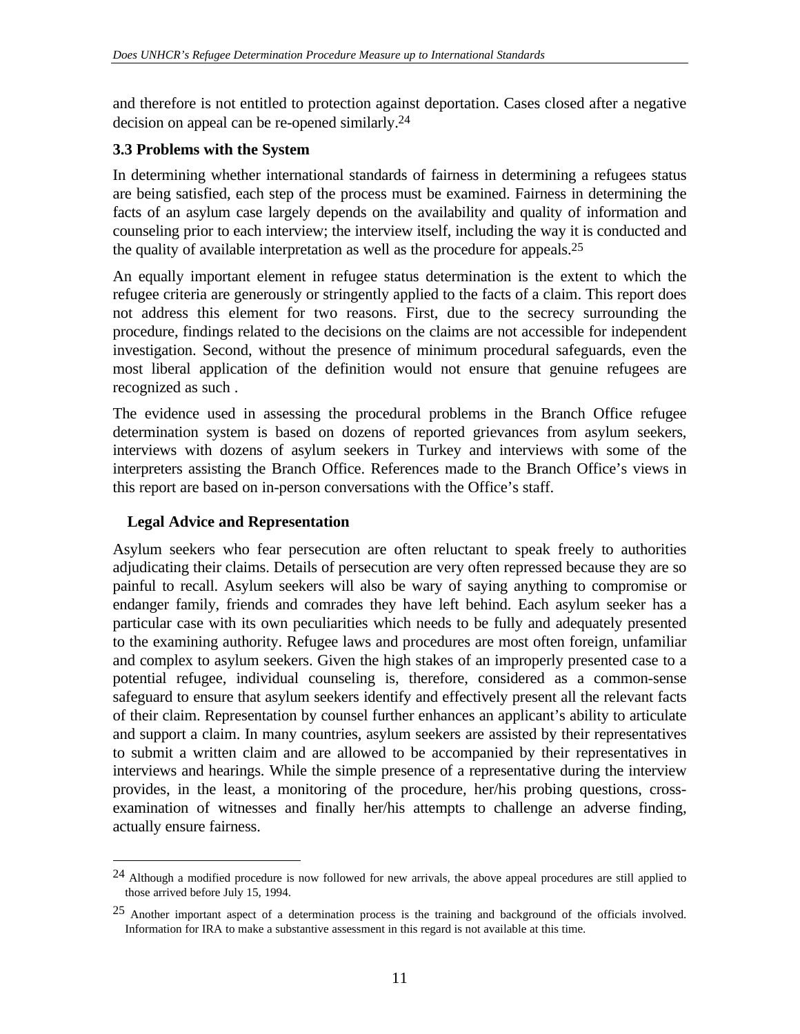and therefore is not entitled to protection against deportation. Cases closed after a negative decision on appeal can be re-opened similarly.[24]

### 3.3 Problems with the System

In determining whether international standards of fairness in determining a refugees status are being satisfied, each step of the process must be examined. Fairness in determining the facts of an asylum case largely depends on the availability and quality of information and counseling prior to each interview; the interview itself, including the way it is conducted and the quality of available interpretation as well as the procedure for appeals.[25]

An equally important element in refugee status determination is the extent to which the refugee criteria are generously or stringently applied to the facts of a claim. This report does not address this element for two reasons. First, due to the secrecy surrounding the procedure, findings related to the decisions on the claims are not accessible for independent investigation. Second, without the presence of minimum procedural safeguards, even the most liberal application of the definition would not ensure that genuine refugees are recognized as such .

The evidence used in assessing the procedural problems in the Branch Office refugee determination system is based on dozens of reported grievances from asylum seekers, interviews with dozens of asylum seekers in Turkey and interviews with some of the interpreters assisting the Branch Office. References made to the Branch Office's views in this report are based on in-person conversations with the Office's staff.

#### Legal Advice and Representation

Asylum seekers who fear persecution are often reluctant to speak freely to authorities adjudicating their claims. Details of persecution are very often repressed because they are so painful to recall. Asylum seekers will also be wary of saying anything to compromise or endanger family, friends and comrades they have left behind. Each asylum seeker has a particular case with its own peculiarities which needs to be fully and adequately presented to the examining authority. Refugee laws and procedures are most often foreign, unfamiliar and complex to asylum seekers. Given the high stakes of an improperly presented case to a potential refugee, individual counseling is, therefore, considered as a common-sense safeguard to ensure that asylum seekers identify and effectively present all the relevant facts of their claim. Representation by counsel further enhances an applicant's ability to articulate and support a claim. In many countries, asylum seekers are assisted by their representatives to submit a written claim and are allowed to be accompanied by their representatives in interviews and hearings. While the simple presence of a representative during the interview provides, in the least, a monitoring of the procedure, her/his probing questions, cross-examination of witnesses and finally her/his attempts to challenge an adverse finding, actually ensure fairness.

---

[24] Although a modified procedure is now followed for new arrivals, the above appeal procedures are still applied to those arrived before July 15, 1994.

[25] Another important aspect of a determination process is the training and background of the officials involved. Information for IRA to make a substantive assessment in this regard is not available at this time.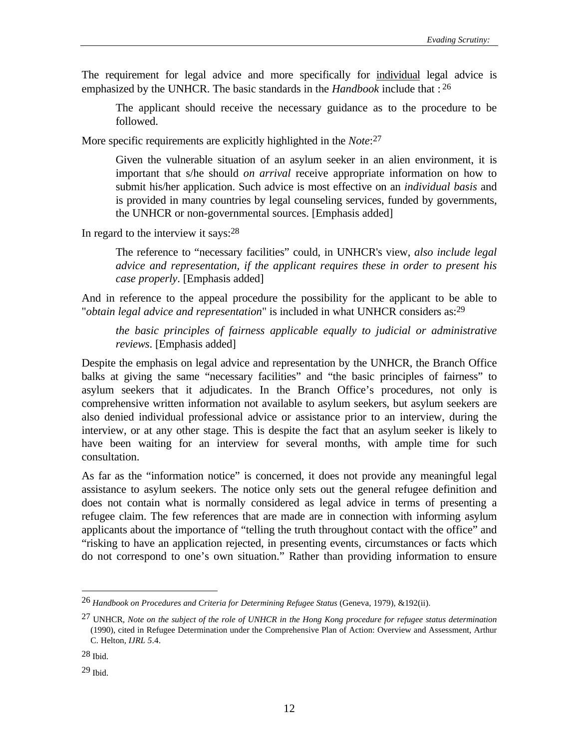The requirement for legal advice and more specifically for <u>individual</u> legal advice is emphasized by the UNHCR. The basic standards in the *Handbook* include that : [26]

> The applicant should receive the necessary guidance as to the procedure to be followed.

More specific requirements are explicitly highlighted in the *Note*:[27]

> Given the vulnerable situation of an asylum seeker in an alien environment, it is important that s/he should *on arrival* receive appropriate information on how to submit his/her application. Such advice is most effective on an *individual basis* and is provided in many countries by legal counseling services, funded by governments, the UNHCR or non-governmental sources. [Emphasis added]

In regard to the interview it says:[28]

> The reference to "necessary facilities" could, in UNHCR's view, *also include legal advice and representation, if the applicant requires these in order to present his case properly*. [Emphasis added]

And in reference to the appeal procedure the possibility for the applicant to be able to "*obtain legal advice and representation*" is included in what UNHCR considers as:[29]

> *the basic principles of fairness applicable equally to judicial or administrative reviews*. [Emphasis added]

Despite the emphasis on legal advice and representation by the UNHCR, the Branch Office balks at giving the same "necessary facilities" and "the basic principles of fairness" to asylum seekers that it adjudicates. In the Branch Office's procedures, not only is comprehensive written information not available to asylum seekers, but asylum seekers are also denied individual professional advice or assistance prior to an interview, during the interview, or at any other stage. This is despite the fact that an asylum seeker is likely to have been waiting for an interview for several months, with ample time for such consultation.

As far as the "information notice" is concerned, it does not provide any meaningful legal assistance to asylum seekers. The notice only sets out the general refugee definition and does not contain what is normally considered as legal advice in terms of presenting a refugee claim. The few references that are made are in connection with informing asylum applicants about the importance of "telling the truth throughout contact with the office" and "risking to have an application rejected, in presenting events, circumstances or facts which do not correspond to one's own situation." Rather than providing information to ensure

---

[26] *Handbook on Procedures and Criteria for Determining Refugee Status* (Geneva, 1979), &192(ii).

[27] UNHCR, *Note on the subject of the role of UNHCR in the Hong Kong procedure for refugee status determination* (1990), cited in Refugee Determination under the Comprehensive Plan of Action: Overview and Assessment, Arthur C. Helton, *IJRL 5*.4.

[28] Ibid.

[29] Ibid.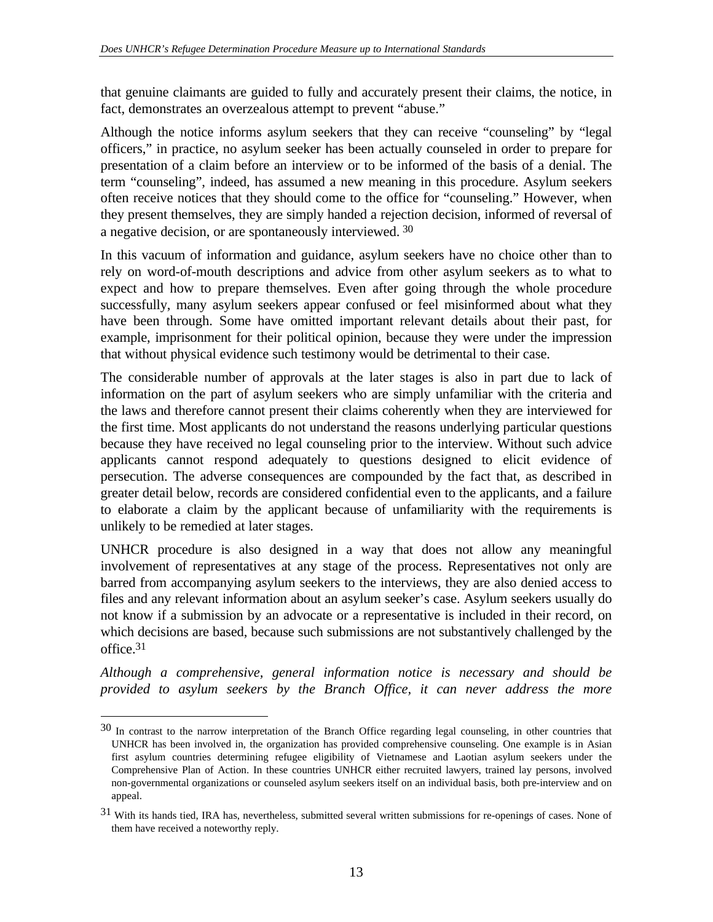that genuine claimants are guided to fully and accurately present their claims, the notice, in fact, demonstrates an overzealous attempt to prevent "abuse."

Although the notice informs asylum seekers that they can receive "counseling" by "legal officers," in practice, no asylum seeker has been actually counseled in order to prepare for presentation of a claim before an interview or to be informed of the basis of a denial. The term "counseling", indeed, has assumed a new meaning in this procedure. Asylum seekers often receive notices that they should come to the office for "counseling." However, when they present themselves, they are simply handed a rejection decision, informed of reversal of a negative decision, or are spontaneously interviewed. [30]

In this vacuum of information and guidance, asylum seekers have no choice other than to rely on word-of-mouth descriptions and advice from other asylum seekers as to what to expect and how to prepare themselves. Even after going through the whole procedure successfully, many asylum seekers appear confused or feel misinformed about what they have been through. Some have omitted important relevant details about their past, for example, imprisonment for their political opinion, because they were under the impression that without physical evidence such testimony would be detrimental to their case.

The considerable number of approvals at the later stages is also in part due to lack of information on the part of asylum seekers who are simply unfamiliar with the criteria and the laws and therefore cannot present their claims coherently when they are interviewed for the first time. Most applicants do not understand the reasons underlying particular questions because they have received no legal counseling prior to the interview. Without such advice applicants cannot respond adequately to questions designed to elicit evidence of persecution. The adverse consequences are compounded by the fact that, as described in greater detail below, records are considered confidential even to the applicants, and a failure to elaborate a claim by the applicant because of unfamiliarity with the requirements is unlikely to be remedied at later stages.

UNHCR procedure is also designed in a way that does not allow any meaningful involvement of representatives at any stage of the process. Representatives not only are barred from accompanying asylum seekers to the interviews, they are also denied access to files and any relevant information about an asylum seeker's case. Asylum seekers usually do not know if a submission by an advocate or a representative is included in their record, on which decisions are based, because such submissions are not substantively challenged by the office.[31]

*Although a comprehensive, general information notice is necessary and should be provided to asylum seekers by the Branch Office, it can never address the more*

---

[30] In contrast to the narrow interpretation of the Branch Office regarding legal counseling, in other countries that UNHCR has been involved in, the organization has provided comprehensive counseling. One example is in Asian first asylum countries determining refugee eligibility of Vietnamese and Laotian asylum seekers under the Comprehensive Plan of Action. In these countries UNHCR either recruited lawyers, trained lay persons, involved non-governmental organizations or counseled asylum seekers itself on an individual basis, both pre-interview and on appeal.

[31] With its hands tied, IRA has, nevertheless, submitted several written submissions for re-openings of cases. None of them have received a noteworthy reply.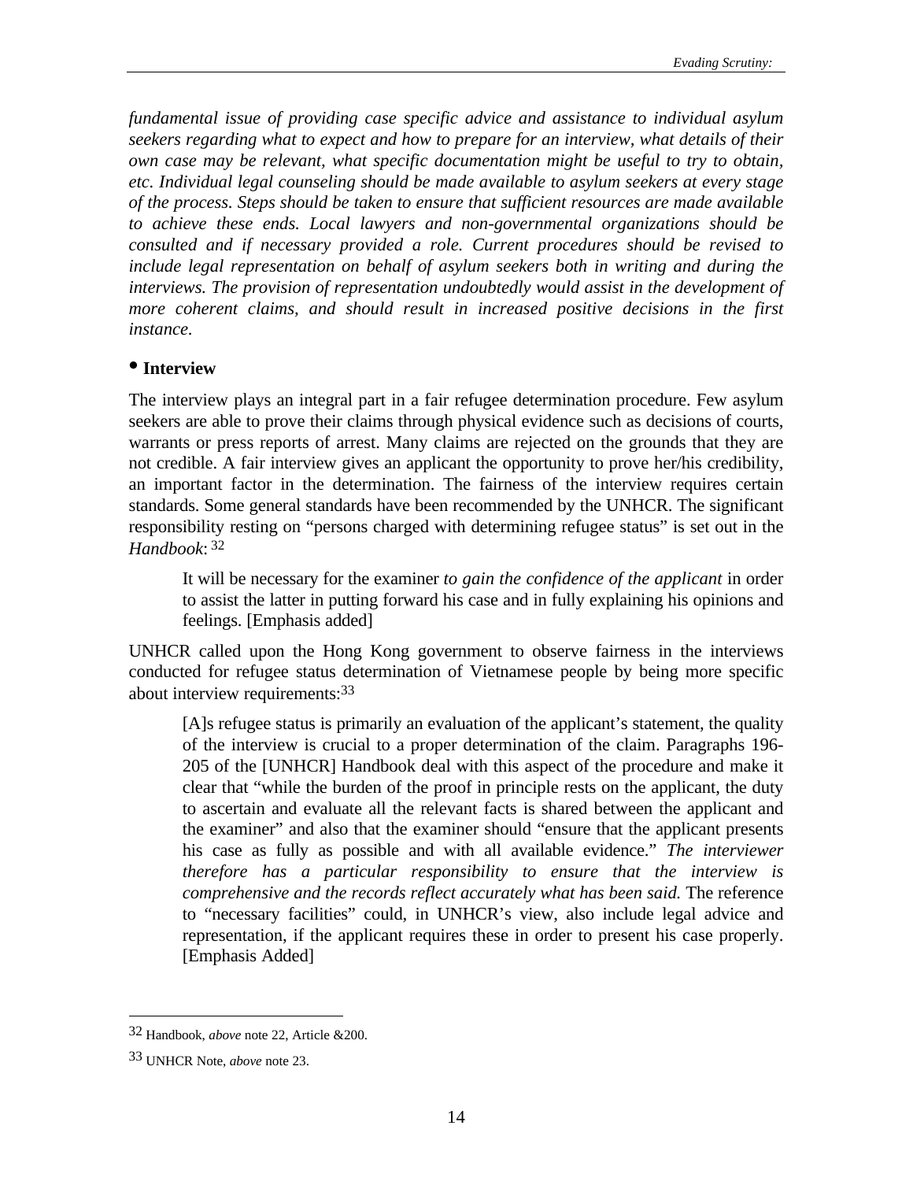*fundamental issue of providing case specific advice and assistance to individual asylum seekers regarding what to expect and how to prepare for an interview, what details of their own case may be relevant, what specific documentation might be useful to try to obtain, etc. Individual legal counseling should be made available to asylum seekers at every stage of the process. Steps should be taken to ensure that sufficient resources are made available to achieve these ends. Local lawyers and non-governmental organizations should be consulted and if necessary provided a role. Current procedures should be revised to include legal representation on behalf of asylum seekers both in writing and during the interviews. The provision of representation undoubtedly would assist in the development of more coherent claims, and should result in increased positive decisions in the first instance.*

- **Interview**

The interview plays an integral part in a fair refugee determination procedure. Few asylum seekers are able to prove their claims through physical evidence such as decisions of courts, warrants or press reports of arrest. Many claims are rejected on the grounds that they are not credible. A fair interview gives an applicant the opportunity to prove her/his credibility, an important factor in the determination. The fairness of the interview requires certain standards. Some general standards have been recommended by the UNHCR. The significant responsibility resting on "persons charged with determining refugee status" is set out in the *Handbook*: [32]

> It will be necessary for the examiner *to gain the confidence of the applicant* in order to assist the latter in putting forward his case and in fully explaining his opinions and feelings. [Emphasis added]

UNHCR called upon the Hong Kong government to observe fairness in the interviews conducted for refugee status determination of Vietnamese people by being more specific about interview requirements:[33]

> [A]s refugee status is primarily an evaluation of the applicant's statement, the quality of the interview is crucial to a proper determination of the claim. Paragraphs 196-205 of the [UNHCR] Handbook deal with this aspect of the procedure and make it clear that "while the burden of the proof in principle rests on the applicant, the duty to ascertain and evaluate all the relevant facts is shared between the applicant and the examiner" and also that the examiner should "ensure that the applicant presents his case as fully as possible and with all available evidence." *The interviewer therefore has a particular responsibility to ensure that the interview is comprehensive and the records reflect accurately what has been said.* The reference to "necessary facilities" could, in UNHCR's view, also include legal advice and representation, if the applicant requires these in order to present his case properly. [Emphasis Added]

---

[32] Handbook, *above* note 22, Article &200.

[33] UNHCR Note, *above* note 23.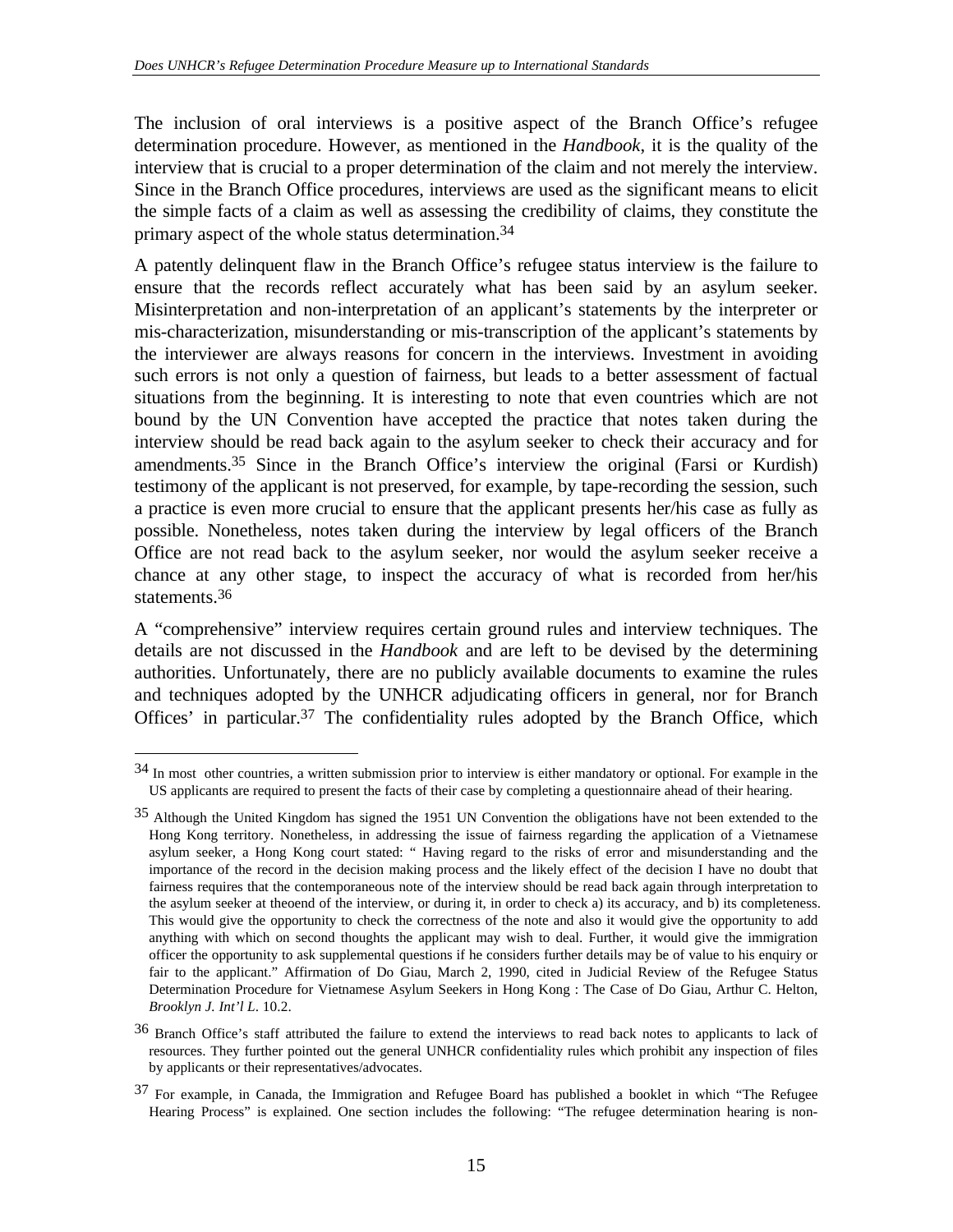The inclusion of oral interviews is a positive aspect of the Branch Office's refugee determination procedure. However, as mentioned in the *Handbook*, it is the quality of the interview that is crucial to a proper determination of the claim and not merely the interview. Since in the Branch Office procedures, interviews are used as the significant means to elicit the simple facts of a claim as well as assessing the credibility of claims, they constitute the primary aspect of the whole status determination.[34]

A patently delinquent flaw in the Branch Office's refugee status interview is the failure to ensure that the records reflect accurately what has been said by an asylum seeker. Misinterpretation and non-interpretation of an applicant's statements by the interpreter or mis-characterization, misunderstanding or mis-transcription of the applicant's statements by the interviewer are always reasons for concern in the interviews. Investment in avoiding such errors is not only a question of fairness, but leads to a better assessment of factual situations from the beginning. It is interesting to note that even countries which are not bound by the UN Convention have accepted the practice that notes taken during the interview should be read back again to the asylum seeker to check their accuracy and for amendments.[35] Since in the Branch Office's interview the original (Farsi or Kurdish) testimony of the applicant is not preserved, for example, by tape-recording the session, such a practice is even more crucial to ensure that the applicant presents her/his case as fully as possible. Nonetheless, notes taken during the interview by legal officers of the Branch Office are not read back to the asylum seeker, nor would the asylum seeker receive a chance at any other stage, to inspect the accuracy of what is recorded from her/his statements.[36]

A "comprehensive" interview requires certain ground rules and interview techniques. The details are not discussed in the *Handbook* and are left to be devised by the determining authorities. Unfortunately, there are no publicly available documents to examine the rules and techniques adopted by the UNHCR adjudicating officers in general, nor for Branch Offices' in particular.[37] The confidentiality rules adopted by the Branch Office, which

---

[34] In most other countries, a written submission prior to interview is either mandatory or optional. For example in the US applicants are required to present the facts of their case by completing a questionnaire ahead of their hearing.

[35] Although the United Kingdom has signed the 1951 UN Convention the obligations have not been extended to the Hong Kong territory. Nonetheless, in addressing the issue of fairness regarding the application of a Vietnamese asylum seeker, a Hong Kong court stated: " Having regard to the risks of error and misunderstanding and the importance of the record in the decision making process and the likely effect of the decision I have no doubt that fairness requires that the contemporaneous note of the interview should be read back again through interpretation to the asylum seeker at theoend of the interview, or during it, in order to check a) its accuracy, and b) its completeness. This would give the opportunity to check the correctness of the note and also it would give the opportunity to add anything with which on second thoughts the applicant may wish to deal. Further, it would give the immigration officer the opportunity to ask supplemental questions if he considers further details may be of value to his enquiry or fair to the applicant." Affirmation of Do Giau, March 2, 1990, cited in Judicial Review of the Refugee Status Determination Procedure for Vietnamese Asylum Seekers in Hong Kong : The Case of Do Giau, Arthur C. Helton, *Brooklyn J. Int'l L*. 10.2.

[36] Branch Office's staff attributed the failure to extend the interviews to read back notes to applicants to lack of resources. They further pointed out the general UNHCR confidentiality rules which prohibit any inspection of files by applicants or their representatives/advocates.

[37] For example, in Canada, the Immigration and Refugee Board has published a booklet in which "The Refugee Hearing Process" is explained. One section includes the following: "The refugee determination hearing is non-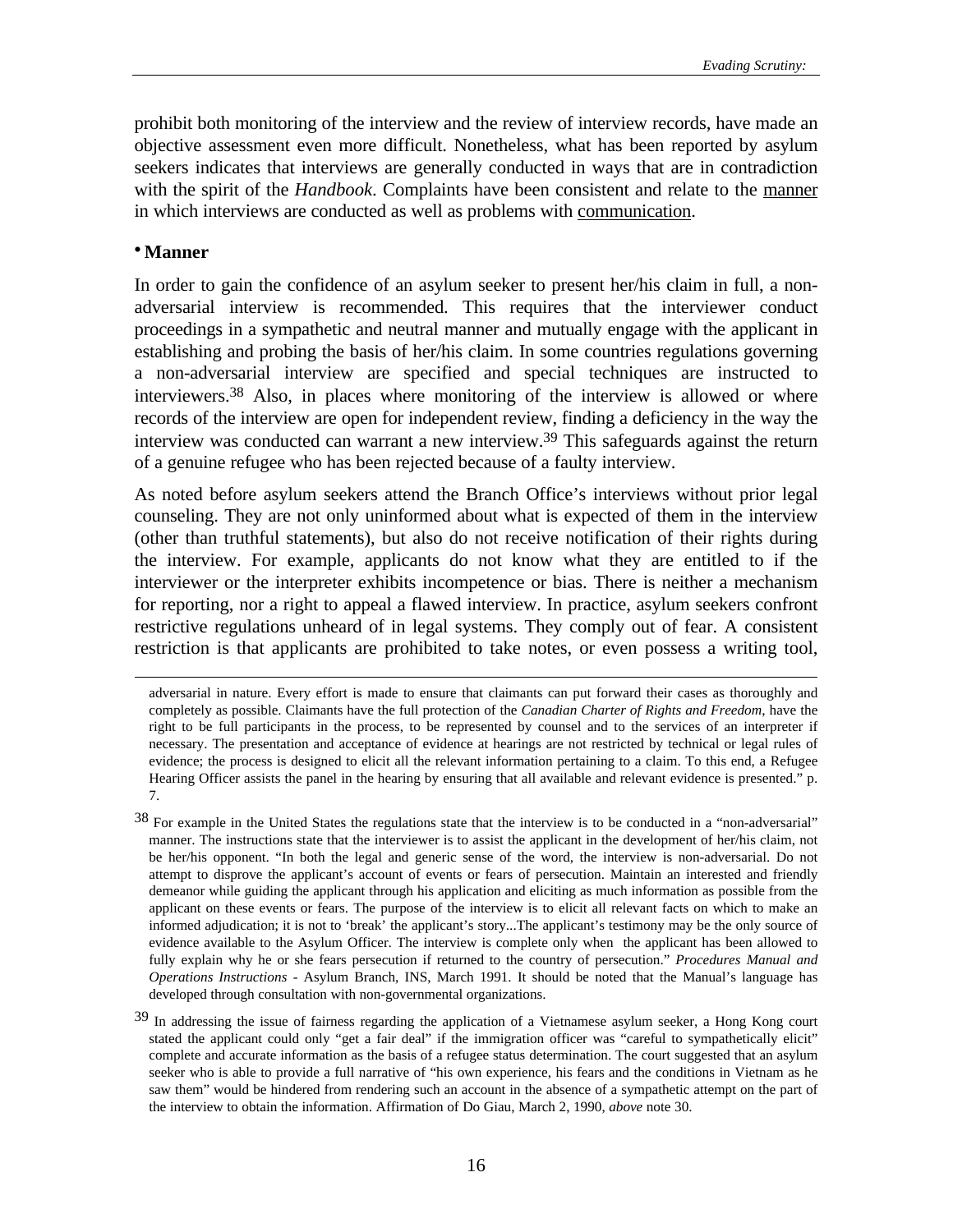prohibit both monitoring of the interview and the review of interview records, have made an objective assessment even more difficult. Nonetheless, what has been reported by asylum seekers indicates that interviews are generally conducted in ways that are in contradiction with the spirit of the *Handbook*. Complaints have been consistent and relate to the manner in which interviews are conducted as well as problems with communication.

- **Manner**

In order to gain the confidence of an asylum seeker to present her/his claim in full, a non-adversarial interview is recommended. This requires that the interviewer conduct proceedings in a sympathetic and neutral manner and mutually engage with the applicant in establishing and probing the basis of her/his claim. In some countries regulations governing a non-adversarial interview are specified and special techniques are instructed to interviewers.[38] Also, in places where monitoring of the interview is allowed or where records of the interview are open for independent review, finding a deficiency in the way the interview was conducted can warrant a new interview.[39] This safeguards against the return of a genuine refugee who has been rejected because of a faulty interview.

As noted before asylum seekers attend the Branch Office's interviews without prior legal counseling. They are not only uninformed about what is expected of them in the interview (other than truthful statements), but also do not receive notification of their rights during the interview. For example, applicants do not know what they are entitled to if the interviewer or the interpreter exhibits incompetence or bias. There is neither a mechanism for reporting, nor a right to appeal a flawed interview. In practice, asylum seekers confront restrictive regulations unheard of in legal systems. They comply out of fear. A consistent restriction is that applicants are prohibited to take notes, or even possess a writing tool,

---

adversarial in nature. Every effort is made to ensure that claimants can put forward their cases as thoroughly and completely as possible. Claimants have the full protection of the *Canadian Charter of Rights and Freedom*, have the right to be full participants in the process, to be represented by counsel and to the services of an interpreter if necessary. The presentation and acceptance of evidence at hearings are not restricted by technical or legal rules of evidence; the process is designed to elicit all the relevant information pertaining to a claim. To this end, a Refugee Hearing Officer assists the panel in the hearing by ensuring that all available and relevant evidence is presented." p. 7.

[38] For example in the United States the regulations state that the interview is to be conducted in a "non-adversarial" manner. The instructions state that the interviewer is to assist the applicant in the development of her/his claim, not be her/his opponent. "In both the legal and generic sense of the word, the interview is non-adversarial. Do not attempt to disprove the applicant's account of events or fears of persecution. Maintain an interested and friendly demeanor while guiding the applicant through his application and eliciting as much information as possible from the applicant on these events or fears. The purpose of the interview is to elicit all relevant facts on which to make an informed adjudication; it is not to 'break' the applicant's story...The applicant's testimony may be the only source of evidence available to the Asylum Officer. The interview is complete only when the applicant has been allowed to fully explain why he or she fears persecution if returned to the country of persecution." *Procedures Manual and Operations Instructions* - Asylum Branch, INS, March 1991. It should be noted that the Manual's language has developed through consultation with non-governmental organizations.

[39] In addressing the issue of fairness regarding the application of a Vietnamese asylum seeker, a Hong Kong court stated the applicant could only "get a fair deal" if the immigration officer was "careful to sympathetically elicit" complete and accurate information as the basis of a refugee status determination. The court suggested that an asylum seeker who is able to provide a full narrative of "his own experience, his fears and the conditions in Vietnam as he saw them" would be hindered from rendering such an account in the absence of a sympathetic attempt on the part of the interview to obtain the information. Affirmation of Do Giau, March 2, 1990, *above* note 30.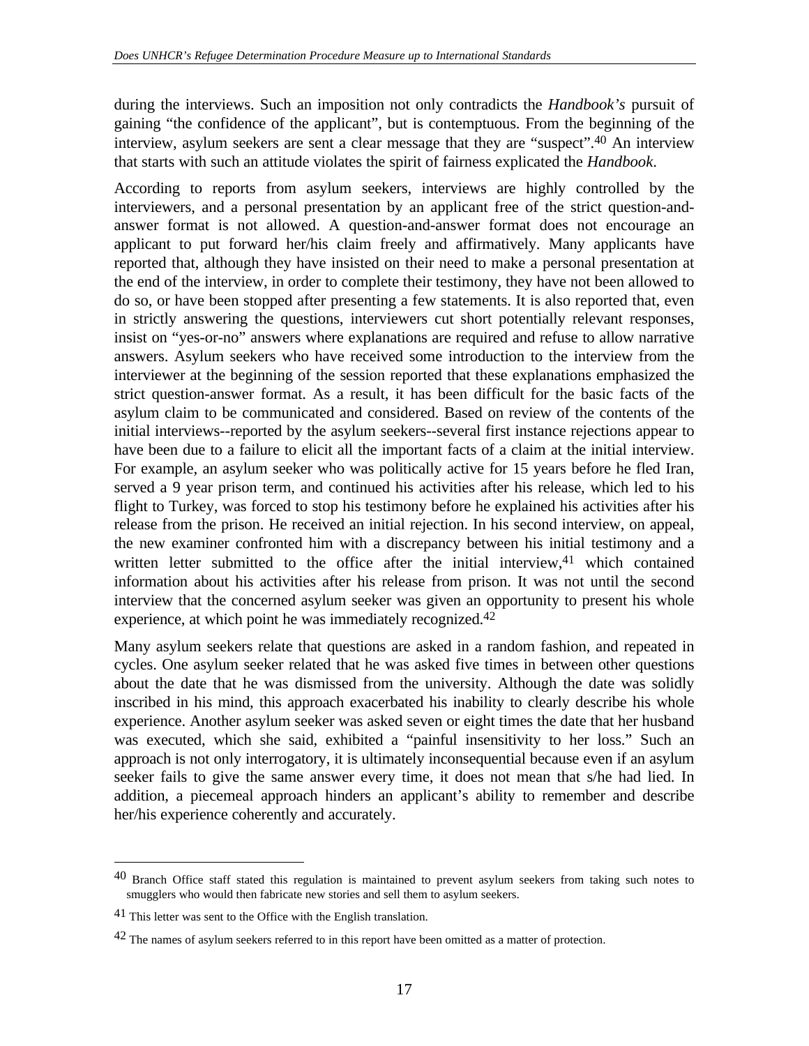during the interviews. Such an imposition not only contradicts the *Handbook's* pursuit of gaining "the confidence of the applicant", but is contemptuous. From the beginning of the interview, asylum seekers are sent a clear message that they are "suspect".[40] An interview that starts with such an attitude violates the spirit of fairness explicated the *Handbook*.

According to reports from asylum seekers, interviews are highly controlled by the interviewers, and a personal presentation by an applicant free of the strict question-and-answer format is not allowed. A question-and-answer format does not encourage an applicant to put forward her/his claim freely and affirmatively. Many applicants have reported that, although they have insisted on their need to make a personal presentation at the end of the interview, in order to complete their testimony, they have not been allowed to do so, or have been stopped after presenting a few statements. It is also reported that, even in strictly answering the questions, interviewers cut short potentially relevant responses, insist on "yes-or-no" answers where explanations are required and refuse to allow narrative answers. Asylum seekers who have received some introduction to the interview from the interviewer at the beginning of the session reported that these explanations emphasized the strict question-answer format. As a result, it has been difficult for the basic facts of the asylum claim to be communicated and considered. Based on review of the contents of the initial interviews--reported by the asylum seekers--several first instance rejections appear to have been due to a failure to elicit all the important facts of a claim at the initial interview. For example, an asylum seeker who was politically active for 15 years before he fled Iran, served a 9 year prison term, and continued his activities after his release, which led to his flight to Turkey, was forced to stop his testimony before he explained his activities after his release from the prison. He received an initial rejection. In his second interview, on appeal, the new examiner confronted him with a discrepancy between his initial testimony and a written letter submitted to the office after the initial interview,[41] which contained information about his activities after his release from prison. It was not until the second interview that the concerned asylum seeker was given an opportunity to present his whole experience, at which point he was immediately recognized.[42]

Many asylum seekers relate that questions are asked in a random fashion, and repeated in cycles. One asylum seeker related that he was asked five times in between other questions about the date that he was dismissed from the university. Although the date was solidly inscribed in his mind, this approach exacerbated his inability to clearly describe his whole experience. Another asylum seeker was asked seven or eight times the date that her husband was executed, which she said, exhibited a "painful insensitivity to her loss." Such an approach is not only interrogatory, it is ultimately inconsequential because even if an asylum seeker fails to give the same answer every time, it does not mean that s/he had lied. In addition, a piecemeal approach hinders an applicant's ability to remember and describe her/his experience coherently and accurately.

---

[40] Branch Office staff stated this regulation is maintained to prevent asylum seekers from taking such notes to smugglers who would then fabricate new stories and sell them to asylum seekers.

[41] This letter was sent to the Office with the English translation.

[42] The names of asylum seekers referred to in this report have been omitted as a matter of protection.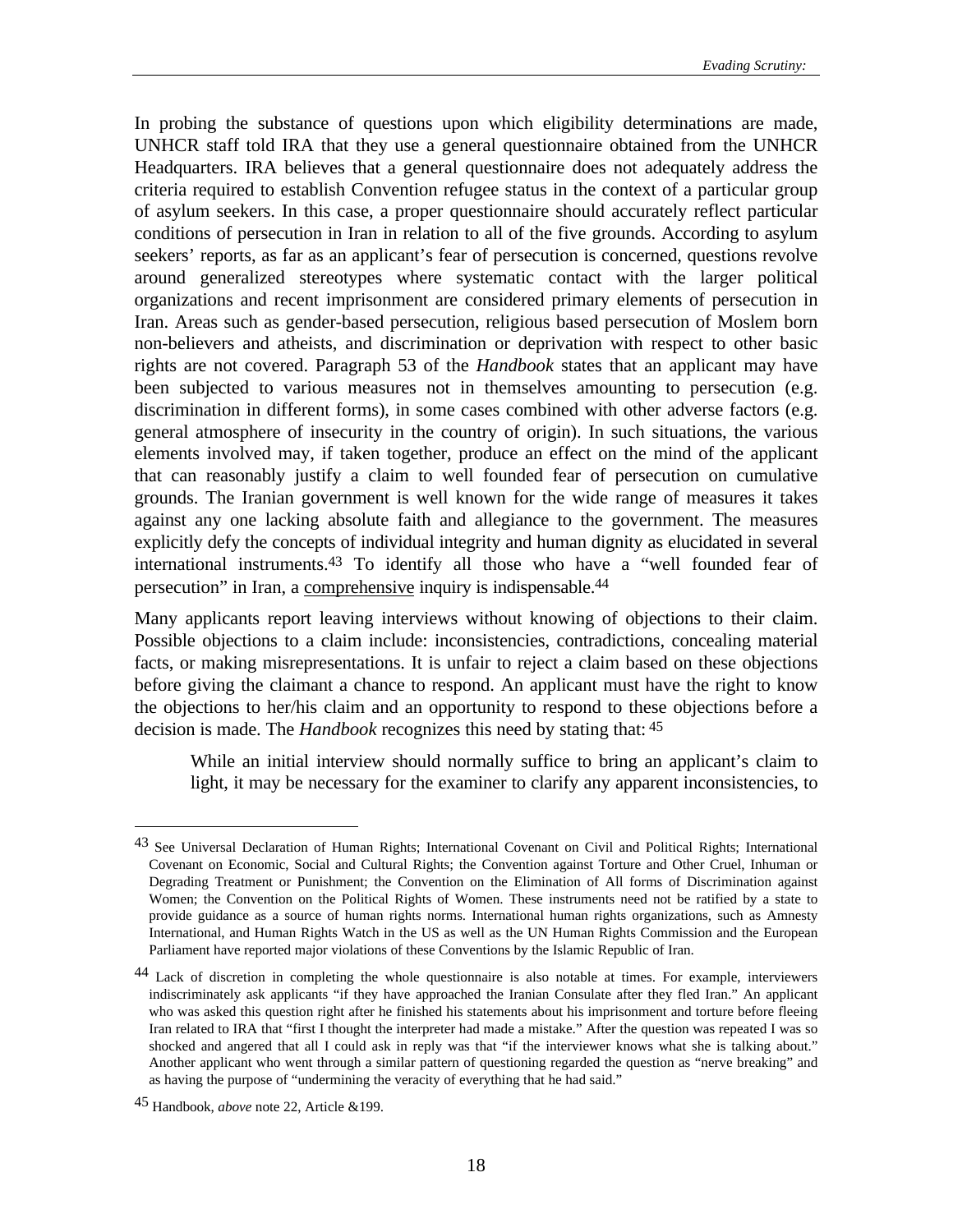In probing the substance of questions upon which eligibility determinations are made, UNHCR staff told IRA that they use a general questionnaire obtained from the UNHCR Headquarters. IRA believes that a general questionnaire does not adequately address the criteria required to establish Convention refugee status in the context of a particular group of asylum seekers. In this case, a proper questionnaire should accurately reflect particular conditions of persecution in Iran in relation to all of the five grounds. According to asylum seekers' reports, as far as an applicant's fear of persecution is concerned, questions revolve around generalized stereotypes where systematic contact with the larger political organizations and recent imprisonment are considered primary elements of persecution in Iran. Areas such as gender-based persecution, religious based persecution of Moslem born non-believers and atheists, and discrimination or deprivation with respect to other basic rights are not covered. Paragraph 53 of the *Handbook* states that an applicant may have been subjected to various measures not in themselves amounting to persecution (e.g. discrimination in different forms), in some cases combined with other adverse factors (e.g. general atmosphere of insecurity in the country of origin). In such situations, the various elements involved may, if taken together, produce an effect on the mind of the applicant that can reasonably justify a claim to well founded fear of persecution on cumulative grounds. The Iranian government is well known for the wide range of measures it takes against any one lacking absolute faith and allegiance to the government. The measures explicitly defy the concepts of individual integrity and human dignity as elucidated in several international instruments.[43] To identify all those who have a "well founded fear of persecution" in Iran, a <u>comprehensive</u> inquiry is indispensable.[44]

Many applicants report leaving interviews without knowing of objections to their claim. Possible objections to a claim include: inconsistencies, contradictions, concealing material facts, or making misrepresentations. It is unfair to reject a claim based on these objections before giving the claimant a chance to respond. An applicant must have the right to know the objections to her/his claim and an opportunity to respond to these objections before a decision is made. The *Handbook* recognizes this need by stating that: [45]

> While an initial interview should normally suffice to bring an applicant's claim to light, it may be necessary for the examiner to clarify any apparent inconsistencies, to

---

[43] See Universal Declaration of Human Rights; International Covenant on Civil and Political Rights; International Covenant on Economic, Social and Cultural Rights; the Convention against Torture and Other Cruel, Inhuman or Degrading Treatment or Punishment; the Convention on the Elimination of All forms of Discrimination against Women; the Convention on the Political Rights of Women. These instruments need not be ratified by a state to provide guidance as a source of human rights norms. International human rights organizations, such as Amnesty International, and Human Rights Watch in the US as well as the UN Human Rights Commission and the European Parliament have reported major violations of these Conventions by the Islamic Republic of Iran.

[44] Lack of discretion in completing the whole questionnaire is also notable at times. For example, interviewers indiscriminately ask applicants "if they have approached the Iranian Consulate after they fled Iran." An applicant who was asked this question right after he finished his statements about his imprisonment and torture before fleeing Iran related to IRA that "first I thought the interpreter had made a mistake." After the question was repeated I was so shocked and angered that all I could ask in reply was that "if the interviewer knows what she is talking about." Another applicant who went through a similar pattern of questioning regarded the question as "nerve breaking" and as having the purpose of "undermining the veracity of everything that he had said."

[45] Handbook, *above* note 22, Article &199.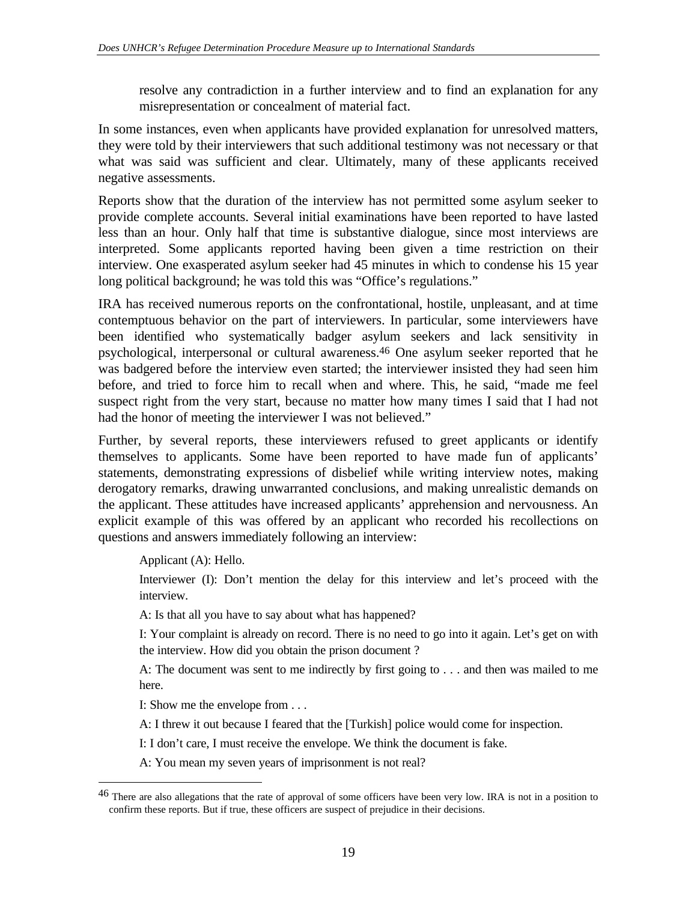resolve any contradiction in a further interview and to find an explanation for any misrepresentation or concealment of material fact.

In some instances, even when applicants have provided explanation for unresolved matters, they were told by their interviewers that such additional testimony was not necessary or that what was said was sufficient and clear. Ultimately, many of these applicants received negative assessments.

Reports show that the duration of the interview has not permitted some asylum seeker to provide complete accounts. Several initial examinations have been reported to have lasted less than an hour. Only half that time is substantive dialogue, since most interviews are interpreted. Some applicants reported having been given a time restriction on their interview. One exasperated asylum seeker had 45 minutes in which to condense his 15 year long political background; he was told this was "Office's regulations."

IRA has received numerous reports on the confrontational, hostile, unpleasant, and at time contemptuous behavior on the part of interviewers. In particular, some interviewers have been identified who systematically badger asylum seekers and lack sensitivity in psychological, interpersonal or cultural awareness.[46] One asylum seeker reported that he was badgered before the interview even started; the interviewer insisted they had seen him before, and tried to force him to recall when and where. This, he said, "made me feel suspect right from the very start, because no matter how many times I said that I had not had the honor of meeting the interviewer I was not believed."

Further, by several reports, these interviewers refused to greet applicants or identify themselves to applicants. Some have been reported to have made fun of applicants' statements, demonstrating expressions of disbelief while writing interview notes, making derogatory remarks, drawing unwarranted conclusions, and making unrealistic demands on the applicant. These attitudes have increased applicants' apprehension and nervousness. An explicit example of this was offered by an applicant who recorded his recollections on questions and answers immediately following an interview:

> Applicant (A): Hello.
>
> Interviewer (I): Don't mention the delay for this interview and let's proceed with the interview.
>
> A: Is that all you have to say about what has happened?
>
> I: Your complaint is already on record. There is no need to go into it again. Let's get on with the interview. How did you obtain the prison document ?
>
> A: The document was sent to me indirectly by first going to . . . and then was mailed to me here.
>
> I: Show me the envelope from . . .
>
> A: I threw it out because I feared that the [Turkish] police would come for inspection.
>
> I: I don't care, I must receive the envelope. We think the document is fake.
>
> A: You mean my seven years of imprisonment is not real?

[46] There are also allegations that the rate of approval of some officers have been very low. IRA is not in a position to confirm these reports. But if true, these officers are suspect of prejudice in their decisions.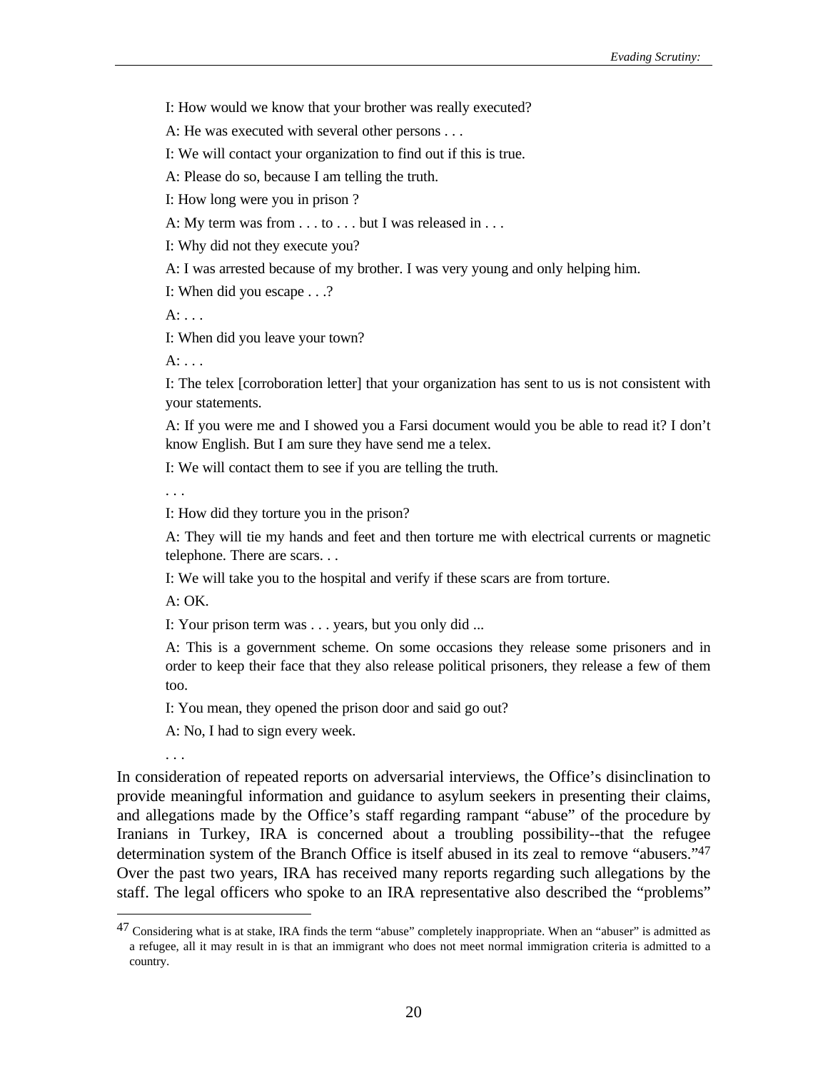I: How would we know that your brother was really executed?

A: He was executed with several other persons . . .

I: We will contact your organization to find out if this is true.

A: Please do so, because I am telling the truth.

I: How long were you in prison ?

A: My term was from . . . to . . . but I was released in . . .

I: Why did not they execute you?

A: I was arrested because of my brother. I was very young and only helping him.

I: When did you escape . . .?

A: . . .

I: When did you leave your town?

A: . . .

I: The telex [corroboration letter] that your organization has sent to us is not consistent with your statements.

A: If you were me and I showed you a Farsi document would you be able to read it? I don't know English. But I am sure they have send me a telex.

I: We will contact them to see if you are telling the truth.

. . .

I: How did they torture you in the prison?

A: They will tie my hands and feet and then torture me with electrical currents or magnetic telephone. There are scars. . .

I: We will take you to the hospital and verify if these scars are from torture.

A: OK.

I: Your prison term was . . . years, but you only did ...

A: This is a government scheme. On some occasions they release some prisoners and in order to keep their face that they also release political prisoners, they release a few of them too.

I: You mean, they opened the prison door and said go out?

A: No, I had to sign every week.

. . .

In consideration of repeated reports on adversarial interviews, the Office's disinclination to provide meaningful information and guidance to asylum seekers in presenting their claims, and allegations made by the Office's staff regarding rampant "abuse" of the procedure by Iranians in Turkey, IRA is concerned about a troubling possibility--that the refugee determination system of the Branch Office is itself abused in its zeal to remove "abusers."[47] Over the past two years, IRA has received many reports regarding such allegations by the staff. The legal officers who spoke to an IRA representative also described the "problems"

[47] Considering what is at stake, IRA finds the term "abuse" completely inappropriate. When an "abuser" is admitted as a refugee, all it may result in is that an immigrant who does not meet normal immigration criteria is admitted to a country.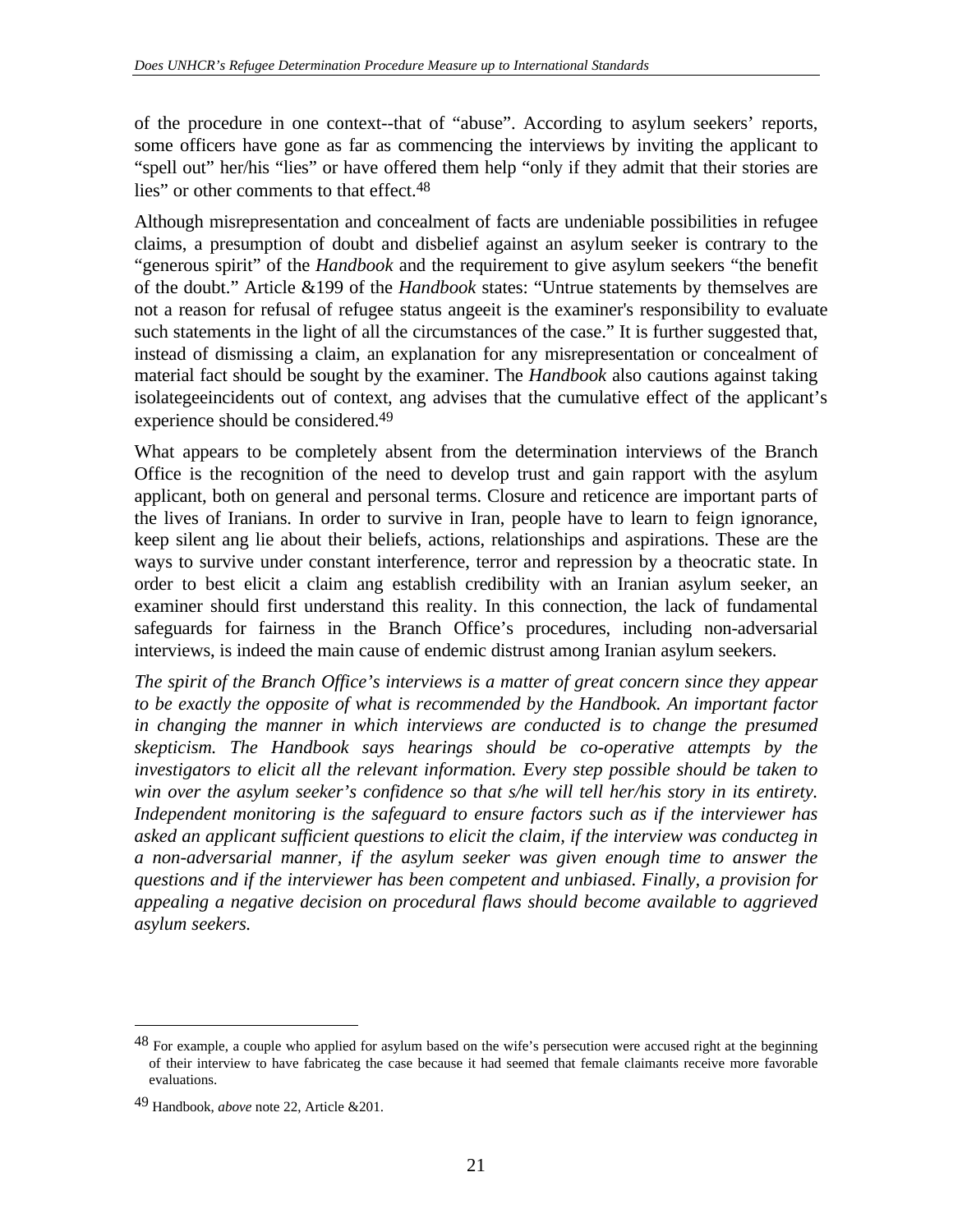of the procedure in one context--that of "abuse". According to asylum seekers' reports, some officers have gone as far as commencing the interviews by inviting the applicant to "spell out" her/his "lies" or have offered them help "only if they admit that their stories are lies" or other comments to that effect.[48]

Although misrepresentation and concealment of facts are undeniable possibilities in refugee claims, a presumption of doubt and disbelief against an asylum seeker is contrary to the "generous spirit" of the *Handbook* and the requirement to give asylum seekers "the benefit of the doubt." Article &199 of the *Handbook* states: "Untrue statements by themselves are not a reason for refusal of refugee status angeeit is the examiner's responsibility to evaluate such statements in the light of all the circumstances of the case." It is further suggested that, instead of dismissing a claim, an explanation for any misrepresentation or concealment of material fact should be sought by the examiner. The *Handbook* also cautions against taking isolategeeincidents out of context, ang advises that the cumulative effect of the applicant's experience should be considered.[49]

What appears to be completely absent from the determination interviews of the Branch Office is the recognition of the need to develop trust and gain rapport with the asylum applicant, both on general and personal terms. Closure and reticence are important parts of the lives of Iranians. In order to survive in Iran, people have to learn to feign ignorance, keep silent ang lie about their beliefs, actions, relationships and aspirations. These are the ways to survive under constant interference, terror and repression by a theocratic state. In order to best elicit a claim ang establish credibility with an Iranian asylum seeker, an examiner should first understand this reality. In this connection, the lack of fundamental safeguards for fairness in the Branch Office's procedures, including non-adversarial interviews, is indeed the main cause of endemic distrust among Iranian asylum seekers.

*The spirit of the Branch Office's interviews is a matter of great concern since they appear to be exactly the opposite of what is recommended by the Handbook. An important factor in changing the manner in which interviews are conducted is to change the presumed skepticism. The Handbook says hearings should be co-operative attempts by the investigators to elicit all the relevant information. Every step possible should be taken to win over the asylum seeker's confidence so that s/he will tell her/his story in its entirety. Independent monitoring is the safeguard to ensure factors such as if the interviewer has asked an applicant sufficient questions to elicit the claim, if the interview was conducteg in a non-adversarial manner, if the asylum seeker was given enough time to answer the questions and if the interviewer has been competent and unbiased. Finally, a provision for appealing a negative decision on procedural flaws should become available to aggrieved asylum seekers.*

---

[48] For example, a couple who applied for asylum based on the wife's persecution were accused right at the beginning of their interview to have fabricateg the case because it had seemed that female claimants receive more favorable evaluations.

[49] Handbook, *above* note 22, Article &201.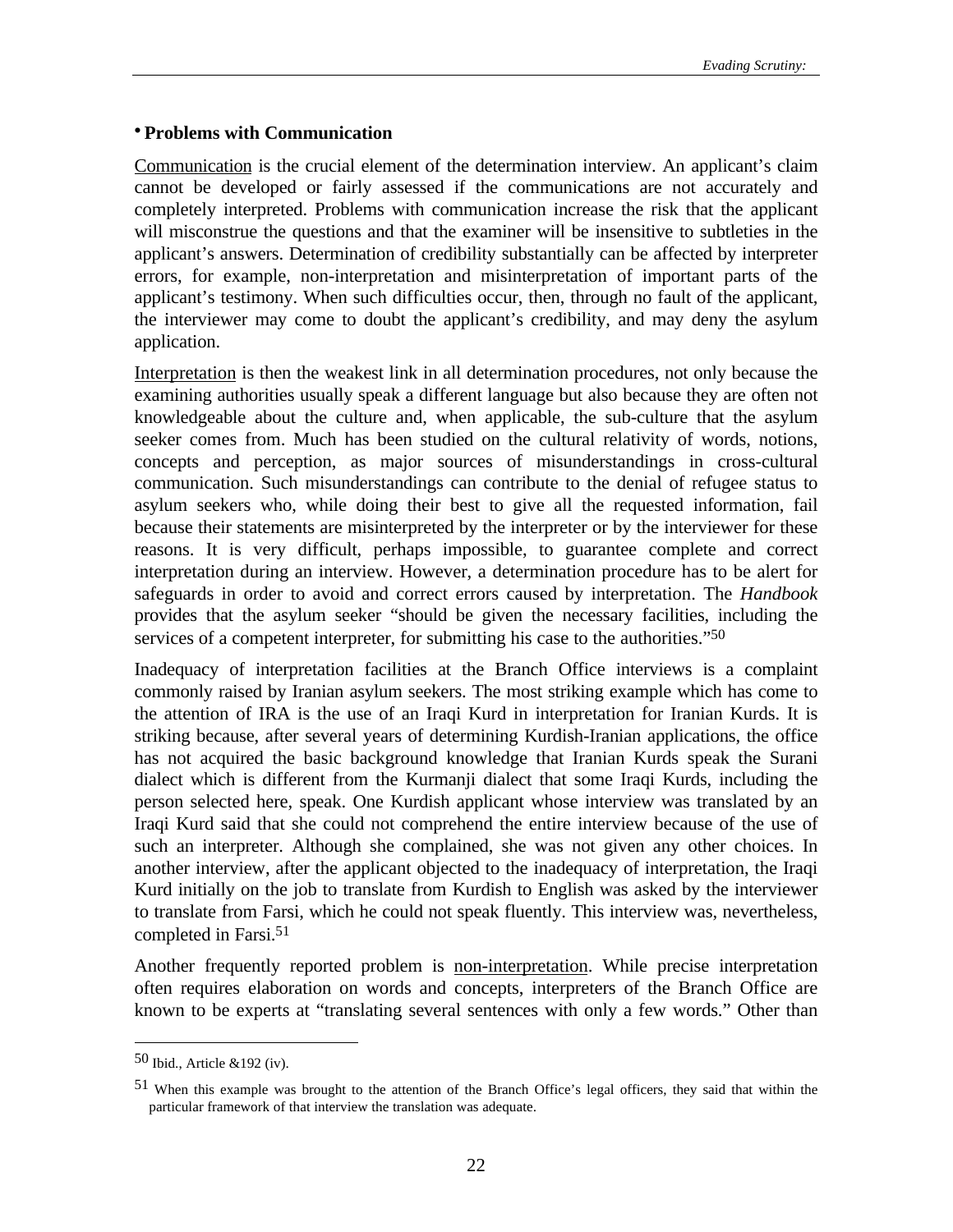## • Problems with Communication

Communication is the crucial element of the determination interview. An applicant's claim cannot be developed or fairly assessed if the communications are not accurately and completely interpreted. Problems with communication increase the risk that the applicant will misconstrue the questions and that the examiner will be insensitive to subtleties in the applicant's answers. Determination of credibility substantially can be affected by interpreter errors, for example, non-interpretation and misinterpretation of important parts of the applicant's testimony. When such difficulties occur, then, through no fault of the applicant, the interviewer may come to doubt the applicant's credibility, and may deny the asylum application.

Interpretation is then the weakest link in all determination procedures, not only because the examining authorities usually speak a different language but also because they are often not knowledgeable about the culture and, when applicable, the sub-culture that the asylum seeker comes from. Much has been studied on the cultural relativity of words, notions, concepts and perception, as major sources of misunderstandings in cross-cultural communication. Such misunderstandings can contribute to the denial of refugee status to asylum seekers who, while doing their best to give all the requested information, fail because their statements are misinterpreted by the interpreter or by the interviewer for these reasons. It is very difficult, perhaps impossible, to guarantee complete and correct interpretation during an interview. However, a determination procedure has to be alert for safeguards in order to avoid and correct errors caused by interpretation. The *Handbook* provides that the asylum seeker "should be given the necessary facilities, including the services of a competent interpreter, for submitting his case to the authorities."[50]

Inadequacy of interpretation facilities at the Branch Office interviews is a complaint commonly raised by Iranian asylum seekers. The most striking example which has come to the attention of IRA is the use of an Iraqi Kurd in interpretation for Iranian Kurds. It is striking because, after several years of determining Kurdish-Iranian applications, the office has not acquired the basic background knowledge that Iranian Kurds speak the Surani dialect which is different from the Kurmanji dialect that some Iraqi Kurds, including the person selected here, speak. One Kurdish applicant whose interview was translated by an Iraqi Kurd said that she could not comprehend the entire interview because of the use of such an interpreter. Although she complained, she was not given any other choices. In another interview, after the applicant objected to the inadequacy of interpretation, the Iraqi Kurd initially on the job to translate from Kurdish to English was asked by the interviewer to translate from Farsi, which he could not speak fluently. This interview was, nevertheless, completed in Farsi.[51]

Another frequently reported problem is non-interpretation. While precise interpretation often requires elaboration on words and concepts, interpreters of the Branch Office are known to be experts at "translating several sentences with only a few words." Other than

---

[50] Ibid., Article &192 (iv).

[51] When this example was brought to the attention of the Branch Office's legal officers, they said that within the particular framework of that interview the translation was adequate.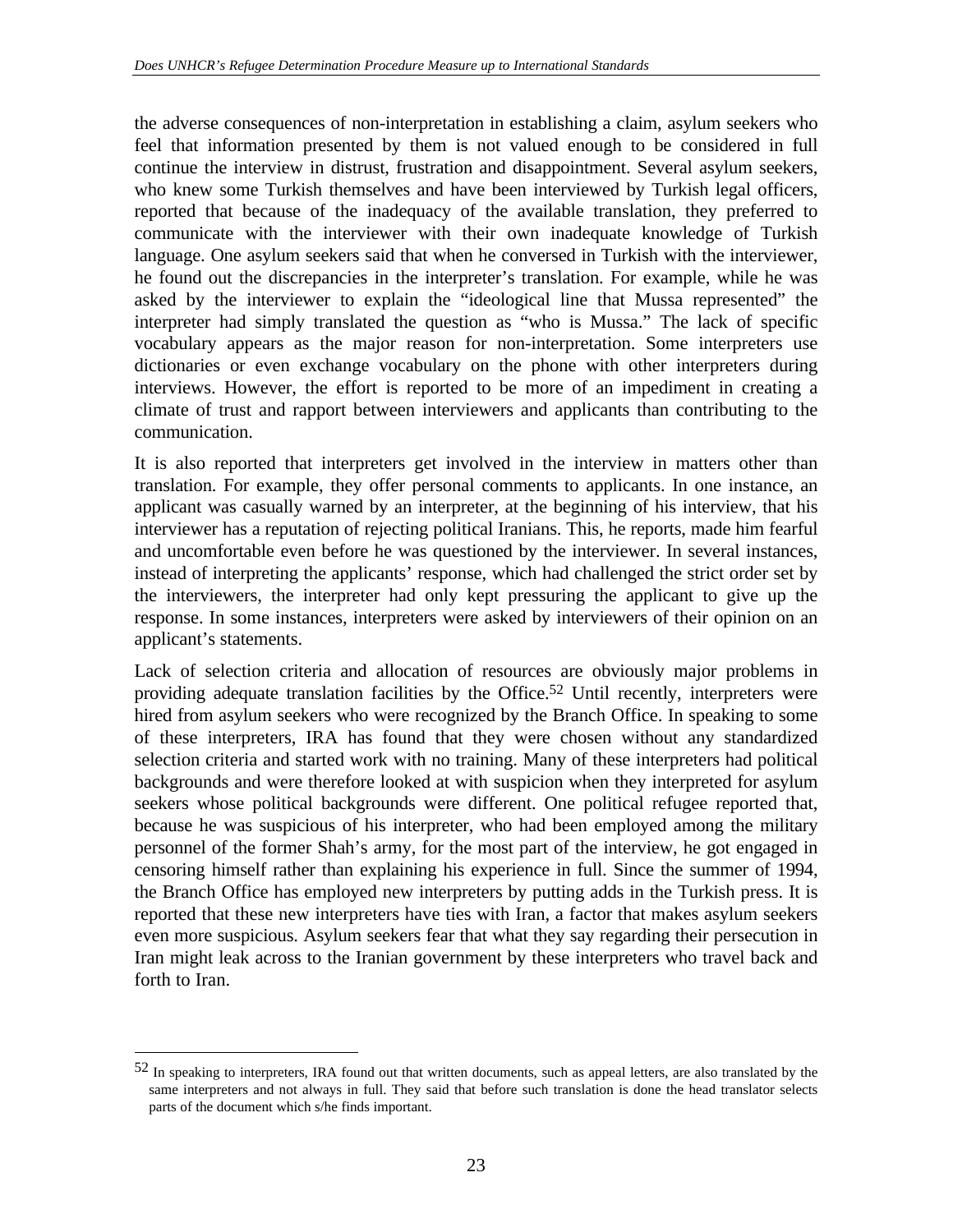the adverse consequences of non-interpretation in establishing a claim, asylum seekers who feel that information presented by them is not valued enough to be considered in full continue the interview in distrust, frustration and disappointment. Several asylum seekers, who knew some Turkish themselves and have been interviewed by Turkish legal officers, reported that because of the inadequacy of the available translation, they preferred to communicate with the interviewer with their own inadequate knowledge of Turkish language. One asylum seekers said that when he conversed in Turkish with the interviewer, he found out the discrepancies in the interpreter's translation. For example, while he was asked by the interviewer to explain the "ideological line that Mussa represented" the interpreter had simply translated the question as "who is Mussa." The lack of specific vocabulary appears as the major reason for non-interpretation. Some interpreters use dictionaries or even exchange vocabulary on the phone with other interpreters during interviews. However, the effort is reported to be more of an impediment in creating a climate of trust and rapport between interviewers and applicants than contributing to the communication.

It is also reported that interpreters get involved in the interview in matters other than translation. For example, they offer personal comments to applicants. In one instance, an applicant was casually warned by an interpreter, at the beginning of his interview, that his interviewer has a reputation of rejecting political Iranians. This, he reports, made him fearful and uncomfortable even before he was questioned by the interviewer. In several instances, instead of interpreting the applicants' response, which had challenged the strict order set by the interviewers, the interpreter had only kept pressuring the applicant to give up the response. In some instances, interpreters were asked by interviewers of their opinion on an applicant's statements.

Lack of selection criteria and allocation of resources are obviously major problems in providing adequate translation facilities by the Office.[52] Until recently, interpreters were hired from asylum seekers who were recognized by the Branch Office. In speaking to some of these interpreters, IRA has found that they were chosen without any standardized selection criteria and started work with no training. Many of these interpreters had political backgrounds and were therefore looked at with suspicion when they interpreted for asylum seekers whose political backgrounds were different. One political refugee reported that, because he was suspicious of his interpreter, who had been employed among the military personnel of the former Shah's army, for the most part of the interview, he got engaged in censoring himself rather than explaining his experience in full. Since the summer of 1994, the Branch Office has employed new interpreters by putting adds in the Turkish press. It is reported that these new interpreters have ties with Iran, a factor that makes asylum seekers even more suspicious. Asylum seekers fear that what they say regarding their persecution in Iran might leak across to the Iranian government by these interpreters who travel back and forth to Iran.

---

[52] In speaking to interpreters, IRA found out that written documents, such as appeal letters, are also translated by the same interpreters and not always in full. They said that before such translation is done the head translator selects parts of the document which s/he finds important.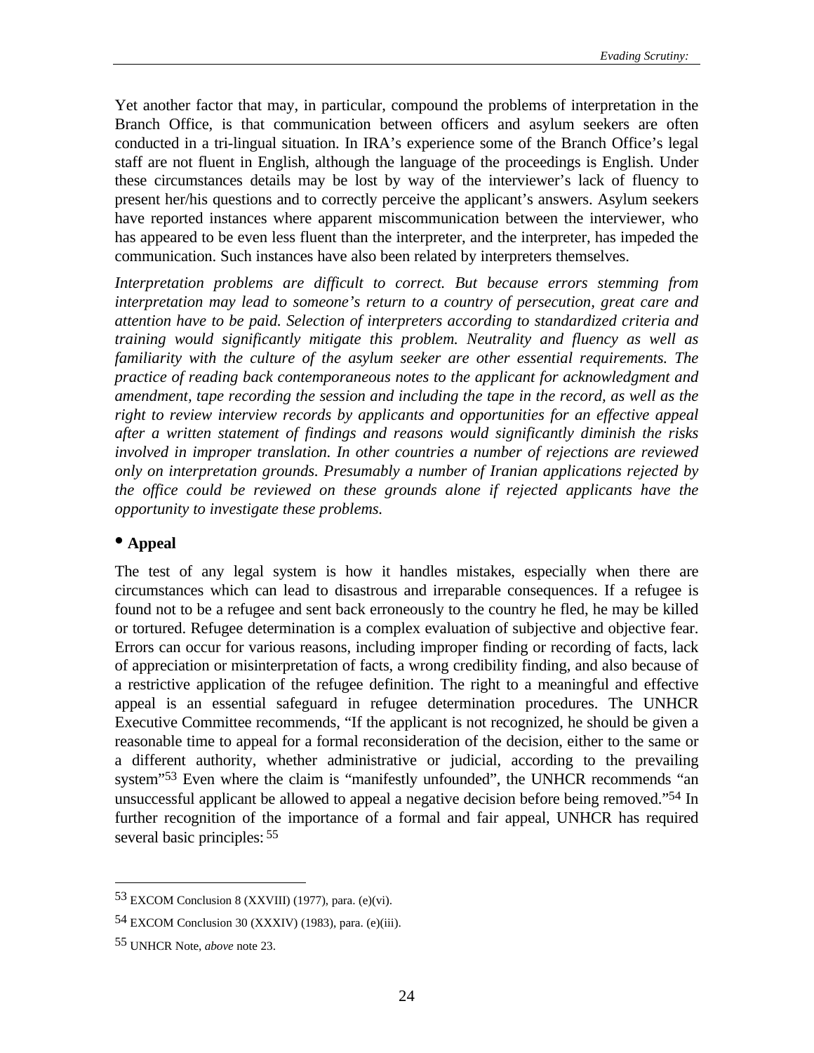Yet another factor that may, in particular, compound the problems of interpretation in the Branch Office, is that communication between officers and asylum seekers are often conducted in a tri-lingual situation. In IRA's experience some of the Branch Office's legal staff are not fluent in English, although the language of the proceedings is English. Under these circumstances details may be lost by way of the interviewer's lack of fluency to present her/his questions and to correctly perceive the applicant's answers. Asylum seekers have reported instances where apparent miscommunication between the interviewer, who has appeared to be even less fluent than the interpreter, and the interpreter, has impeded the communication. Such instances have also been related by interpreters themselves.

*Interpretation problems are difficult to correct. But because errors stemming from interpretation may lead to someone's return to a country of persecution, great care and attention have to be paid. Selection of interpreters according to standardized criteria and training would significantly mitigate this problem. Neutrality and fluency as well as familiarity with the culture of the asylum seeker are other essential requirements. The practice of reading back contemporaneous notes to the applicant for acknowledgment and amendment, tape recording the session and including the tape in the record, as well as the right to review interview records by applicants and opportunities for an effective appeal after a written statement of findings and reasons would significantly diminish the risks involved in improper translation. In other countries a number of rejections are reviewed only on interpretation grounds. Presumably a number of Iranian applications rejected by the office could be reviewed on these grounds alone if rejected applicants have the opportunity to investigate these problems.*

- **Appeal**

The test of any legal system is how it handles mistakes, especially when there are circumstances which can lead to disastrous and irreparable consequences. If a refugee is found not to be a refugee and sent back erroneously to the country he fled, he may be killed or tortured. Refugee determination is a complex evaluation of subjective and objective fear. Errors can occur for various reasons, including improper finding or recording of facts, lack of appreciation or misinterpretation of facts, a wrong credibility finding, and also because of a restrictive application of the refugee definition. The right to a meaningful and effective appeal is an essential safeguard in refugee determination procedures. The UNHCR Executive Committee recommends, "If the applicant is not recognized, he should be given a reasonable time to appeal for a formal reconsideration of the decision, either to the same or a different authority, whether administrative or judicial, according to the prevailing system"[53] Even where the claim is "manifestly unfounded", the UNHCR recommends "an unsuccessful applicant be allowed to appeal a negative decision before being removed."[54] In further recognition of the importance of a formal and fair appeal, UNHCR has required several basic principles: [55]

---

[53] EXCOM Conclusion 8 (XXVIII) (1977), para. (e)(vi).

[54] EXCOM Conclusion 30 (XXXIV) (1983), para. (e)(iii).

[55] UNHCR Note, *above* note 23.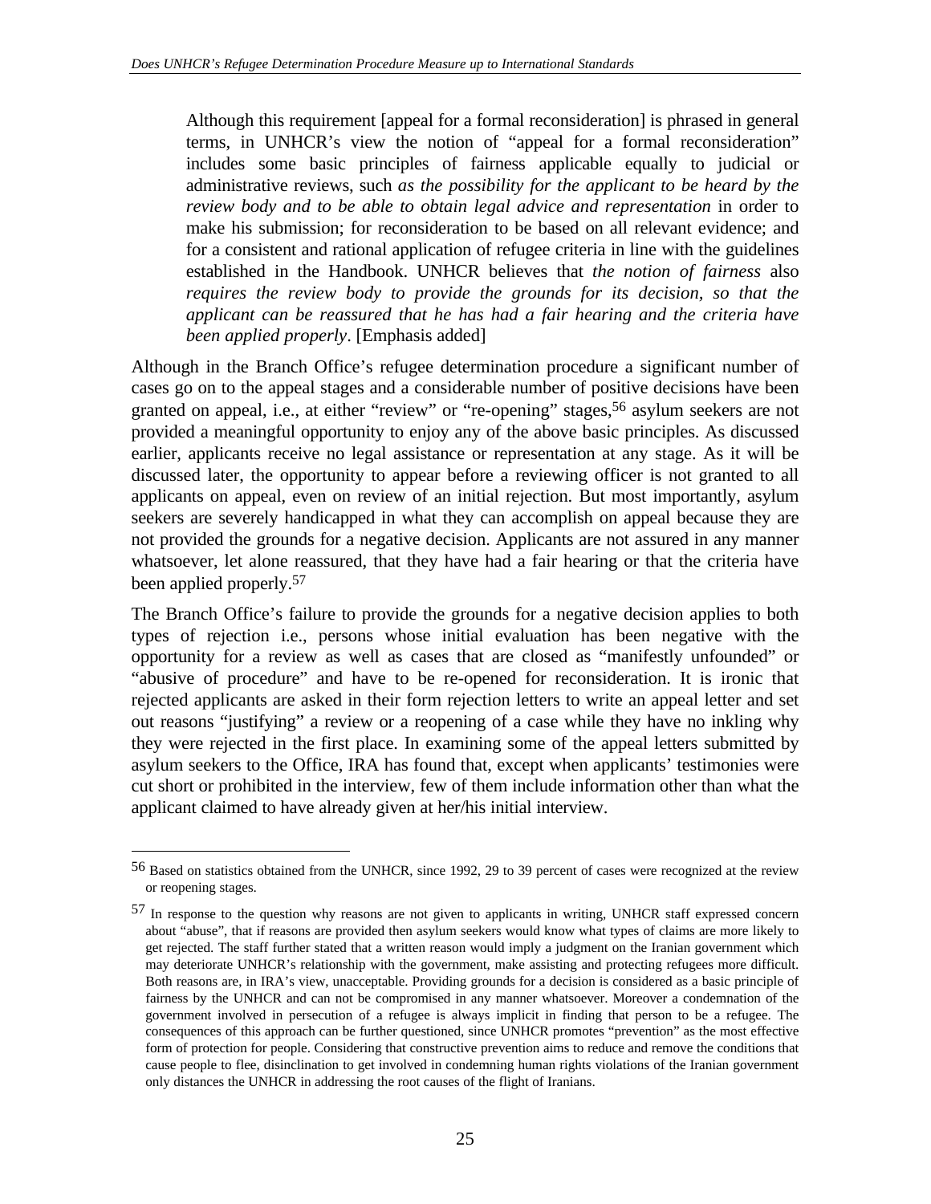> Although this requirement [appeal for a formal reconsideration] is phrased in general terms, in UNHCR's view the notion of "appeal for a formal reconsideration" includes some basic principles of fairness applicable equally to judicial or administrative reviews, such *as the possibility for the applicant to be heard by the review body and to be able to obtain legal advice and representation* in order to make his submission; for reconsideration to be based on all relevant evidence; and for a consistent and rational application of refugee criteria in line with the guidelines established in the Handbook. UNHCR believes that *the notion of fairness* also *requires the review body to provide the grounds for its decision, so that the applicant can be reassured that he has had a fair hearing and the criteria have been applied properly*. [Emphasis added]

Although in the Branch Office's refugee determination procedure a significant number of cases go on to the appeal stages and a considerable number of positive decisions have been granted on appeal, i.e., at either "review" or "re-opening" stages,[56] asylum seekers are not provided a meaningful opportunity to enjoy any of the above basic principles. As discussed earlier, applicants receive no legal assistance or representation at any stage. As it will be discussed later, the opportunity to appear before a reviewing officer is not granted to all applicants on appeal, even on review of an initial rejection. But most importantly, asylum seekers are severely handicapped in what they can accomplish on appeal because they are not provided the grounds for a negative decision. Applicants are not assured in any manner whatsoever, let alone reassured, that they have had a fair hearing or that the criteria have been applied properly.[57]

The Branch Office's failure to provide the grounds for a negative decision applies to both types of rejection i.e., persons whose initial evaluation has been negative with the opportunity for a review as well as cases that are closed as "manifestly unfounded" or "abusive of procedure" and have to be re-opened for reconsideration. It is ironic that rejected applicants are asked in their form rejection letters to write an appeal letter and set out reasons "justifying" a review or a reopening of a case while they have no inkling why they were rejected in the first place. In examining some of the appeal letters submitted by asylum seekers to the Office, IRA has found that, except when applicants' testimonies were cut short or prohibited in the interview, few of them include information other than what the applicant claimed to have already given at her/his initial interview.

---

[56] Based on statistics obtained from the UNHCR, since 1992, 29 to 39 percent of cases were recognized at the review or reopening stages.

[57] In response to the question why reasons are not given to applicants in writing, UNHCR staff expressed concern about "abuse", that if reasons are provided then asylum seekers would know what types of claims are more likely to get rejected. The staff further stated that a written reason would imply a judgment on the Iranian government which may deteriorate UNHCR's relationship with the government, make assisting and protecting refugees more difficult. Both reasons are, in IRA's view, unacceptable. Providing grounds for a decision is considered as a basic principle of fairness by the UNHCR and can not be compromised in any manner whatsoever. Moreover a condemnation of the government involved in persecution of a refugee is always implicit in finding that person to be a refugee. The consequences of this approach can be further questioned, since UNHCR promotes "prevention" as the most effective form of protection for people. Considering that constructive prevention aims to reduce and remove the conditions that cause people to flee, disinclination to get involved in condemning human rights violations of the Iranian government only distances the UNHCR in addressing the root causes of the flight of Iranians.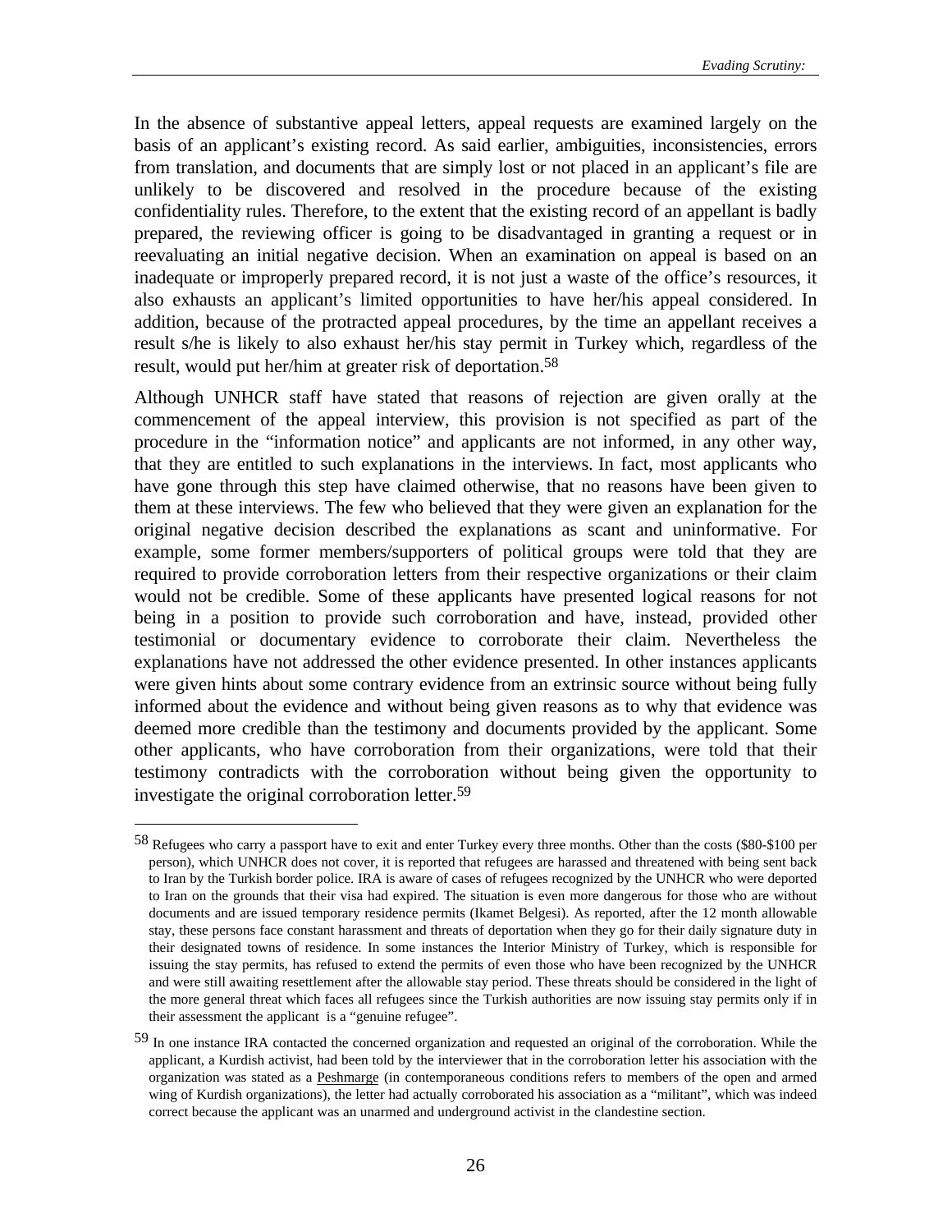In the absence of substantive appeal letters, appeal requests are examined largely on the basis of an applicant's existing record. As said earlier, ambiguities, inconsistencies, errors from translation, and documents that are simply lost or not placed in an applicant's file are unlikely to be discovered and resolved in the procedure because of the existing confidentiality rules. Therefore, to the extent that the existing record of an appellant is badly prepared, the reviewing officer is going to be disadvantaged in granting a request or in reevaluating an initial negative decision. When an examination on appeal is based on an inadequate or improperly prepared record, it is not just a waste of the office's resources, it also exhausts an applicant's limited opportunities to have her/his appeal considered. In addition, because of the protracted appeal procedures, by the time an appellant receives a result s/he is likely to also exhaust her/his stay permit in Turkey which, regardless of the result, would put her/him at greater risk of deportation.[58]

Although UNHCR staff have stated that reasons of rejection are given orally at the commencement of the appeal interview, this provision is not specified as part of the procedure in the "information notice" and applicants are not informed, in any other way, that they are entitled to such explanations in the interviews. In fact, most applicants who have gone through this step have claimed otherwise, that no reasons have been given to them at these interviews. The few who believed that they were given an explanation for the original negative decision described the explanations as scant and uninformative. For example, some former members/supporters of political groups were told that they are required to provide corroboration letters from their respective organizations or their claim would not be credible. Some of these applicants have presented logical reasons for not being in a position to provide such corroboration and have, instead, provided other testimonial or documentary evidence to corroborate their claim. Nevertheless the explanations have not addressed the other evidence presented. In other instances applicants were given hints about some contrary evidence from an extrinsic source without being fully informed about the evidence and without being given reasons as to why that evidence was deemed more credible than the testimony and documents provided by the applicant. Some other applicants, who have corroboration from their organizations, were told that their testimony contradicts with the corroboration without being given the opportunity to investigate the original corroboration letter.[59]

---

[58] Refugees who carry a passport have to exit and enter Turkey every three months. Other than the costs ($80-$100 per person), which UNHCR does not cover, it is reported that refugees are harassed and threatened with being sent back to Iran by the Turkish border police. IRA is aware of cases of refugees recognized by the UNHCR who were deported to Iran on the grounds that their visa had expired. The situation is even more dangerous for those who are without documents and are issued temporary residence permits (Ikamet Belgesi). As reported, after the 12 month allowable stay, these persons face constant harassment and threats of deportation when they go for their daily signature duty in their designated towns of residence. In some instances the Interior Ministry of Turkey, which is responsible for issuing the stay permits, has refused to extend the permits of even those who have been recognized by the UNHCR and were still awaiting resettlement after the allowable stay period. These threats should be considered in the light of the more general threat which faces all refugees since the Turkish authorities are now issuing stay permits only if in their assessment the applicant is a "genuine refugee".

[59] In one instance IRA contacted the concerned organization and requested an original of the corroboration. While the applicant, a Kurdish activist, had been told by the interviewer that in the corroboration letter his association with the organization was stated as a Peshmarge (in contemporaneous conditions refers to members of the open and armed wing of Kurdish organizations), the letter had actually corroborated his association as a "militant", which was indeed correct because the applicant was an unarmed and underground activist in the clandestine section.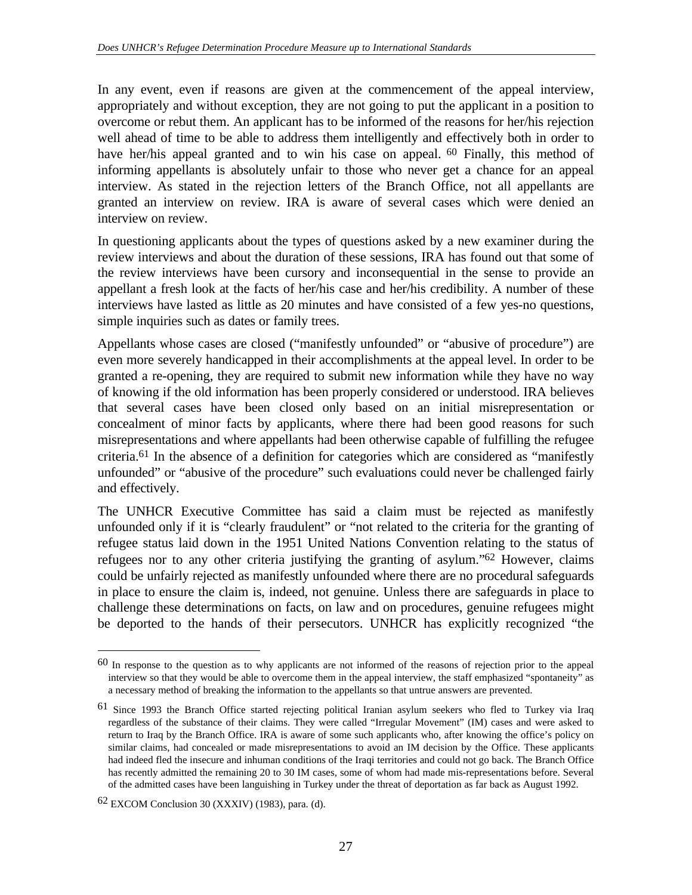In any event, even if reasons are given at the commencement of the appeal interview, appropriately and without exception, they are not going to put the applicant in a position to overcome or rebut them. An applicant has to be informed of the reasons for her/his rejection well ahead of time to be able to address them intelligently and effectively both in order to have her/his appeal granted and to win his case on appeal. [60] Finally, this method of informing appellants is absolutely unfair to those who never get a chance for an appeal interview. As stated in the rejection letters of the Branch Office, not all appellants are granted an interview on review. IRA is aware of several cases which were denied an interview on review.

In questioning applicants about the types of questions asked by a new examiner during the review interviews and about the duration of these sessions, IRA has found out that some of the review interviews have been cursory and inconsequential in the sense to provide an appellant a fresh look at the facts of her/his case and her/his credibility. A number of these interviews have lasted as little as 20 minutes and have consisted of a few yes-no questions, simple inquiries such as dates or family trees.

Appellants whose cases are closed ("manifestly unfounded" or "abusive of procedure") are even more severely handicapped in their accomplishments at the appeal level. In order to be granted a re-opening, they are required to submit new information while they have no way of knowing if the old information has been properly considered or understood. IRA believes that several cases have been closed only based on an initial misrepresentation or concealment of minor facts by applicants, where there had been good reasons for such misrepresentations and where appellants had been otherwise capable of fulfilling the refugee criteria.[61] In the absence of a definition for categories which are considered as "manifestly unfounded" or "abusive of the procedure" such evaluations could never be challenged fairly and effectively.

The UNHCR Executive Committee has said a claim must be rejected as manifestly unfounded only if it is "clearly fraudulent" or "not related to the criteria for the granting of refugee status laid down in the 1951 United Nations Convention relating to the status of refugees nor to any other criteria justifying the granting of asylum."[62] However, claims could be unfairly rejected as manifestly unfounded where there are no procedural safeguards in place to ensure the claim is, indeed, not genuine. Unless there are safeguards in place to challenge these determinations on facts, on law and on procedures, genuine refugees might be deported to the hands of their persecutors. UNHCR has explicitly recognized "the

---

[60] In response to the question as to why applicants are not informed of the reasons of rejection prior to the appeal interview so that they would be able to overcome them in the appeal interview, the staff emphasized "spontaneity" as a necessary method of breaking the information to the appellants so that untrue answers are prevented.

[61] Since 1993 the Branch Office started rejecting political Iranian asylum seekers who fled to Turkey via Iraq regardless of the substance of their claims. They were called "Irregular Movement" (IM) cases and were asked to return to Iraq by the Branch Office. IRA is aware of some such applicants who, after knowing the office's policy on similar claims, had concealed or made misrepresentations to avoid an IM decision by the Office. These applicants had indeed fled the insecure and inhuman conditions of the Iraqi territories and could not go back. The Branch Office has recently admitted the remaining 20 to 30 IM cases, some of whom had made mis-representations before. Several of the admitted cases have been languishing in Turkey under the threat of deportation as far back as August 1992.

[62] EXCOM Conclusion 30 (XXXIV) (1983), para. (d).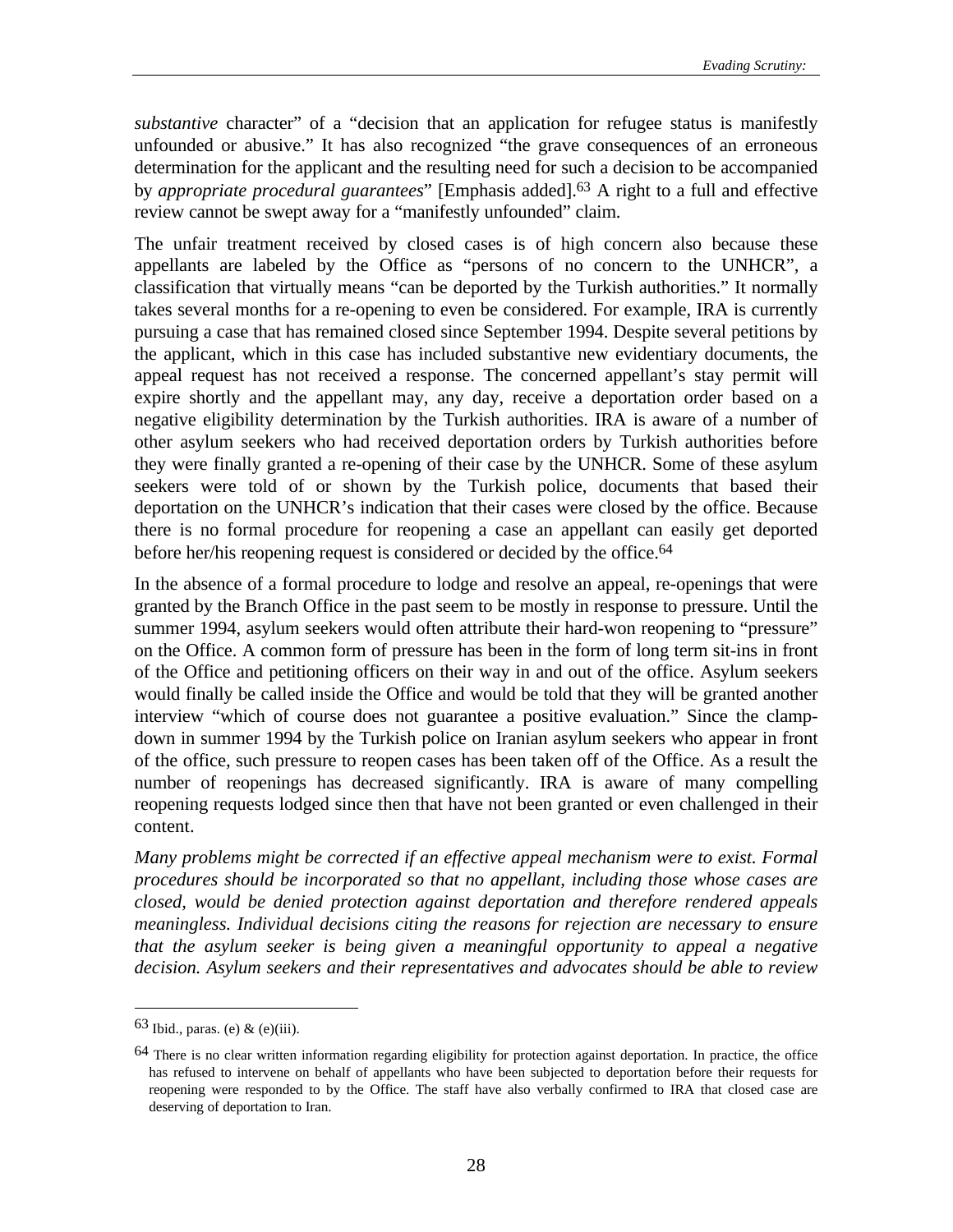*substantive* character" of a "decision that an application for refugee status is manifestly unfounded or abusive." It has also recognized "the grave consequences of an erroneous determination for the applicant and the resulting need for such a decision to be accompanied by *appropriate procedural guarantees*" [Emphasis added].[63] A right to a full and effective review cannot be swept away for a "manifestly unfounded" claim.

The unfair treatment received by closed cases is of high concern also because these appellants are labeled by the Office as "persons of no concern to the UNHCR", a classification that virtually means "can be deported by the Turkish authorities." It normally takes several months for a re-opening to even be considered. For example, IRA is currently pursuing a case that has remained closed since September 1994. Despite several petitions by the applicant, which in this case has included substantive new evidentiary documents, the appeal request has not received a response. The concerned appellant's stay permit will expire shortly and the appellant may, any day, receive a deportation order based on a negative eligibility determination by the Turkish authorities. IRA is aware of a number of other asylum seekers who had received deportation orders by Turkish authorities before they were finally granted a re-opening of their case by the UNHCR. Some of these asylum seekers were told of or shown by the Turkish police, documents that based their deportation on the UNHCR's indication that their cases were closed by the office. Because there is no formal procedure for reopening a case an appellant can easily get deported before her/his reopening request is considered or decided by the office.[64]

In the absence of a formal procedure to lodge and resolve an appeal, re-openings that were granted by the Branch Office in the past seem to be mostly in response to pressure. Until the summer 1994, asylum seekers would often attribute their hard-won reopening to "pressure" on the Office. A common form of pressure has been in the form of long term sit-ins in front of the Office and petitioning officers on their way in and out of the office. Asylum seekers would finally be called inside the Office and would be told that they will be granted another interview "which of course does not guarantee a positive evaluation." Since the clamp-down in summer 1994 by the Turkish police on Iranian asylum seekers who appear in front of the office, such pressure to reopen cases has been taken off of the Office. As a result the number of reopenings has decreased significantly. IRA is aware of many compelling reopening requests lodged since then that have not been granted or even challenged in their content.

*Many problems might be corrected if an effective appeal mechanism were to exist. Formal procedures should be incorporated so that no appellant, including those whose cases are closed, would be denied protection against deportation and therefore rendered appeals meaningless. Individual decisions citing the reasons for rejection are necessary to ensure that the asylum seeker is being given a meaningful opportunity to appeal a negative decision. Asylum seekers and their representatives and advocates should be able to review*

---

[63] Ibid., paras. (e) & (e)(iii).

[64] There is no clear written information regarding eligibility for protection against deportation. In practice, the office has refused to intervene on behalf of appellants who have been subjected to deportation before their requests for reopening were responded to by the Office. The staff have also verbally confirmed to IRA that closed case are deserving of deportation to Iran.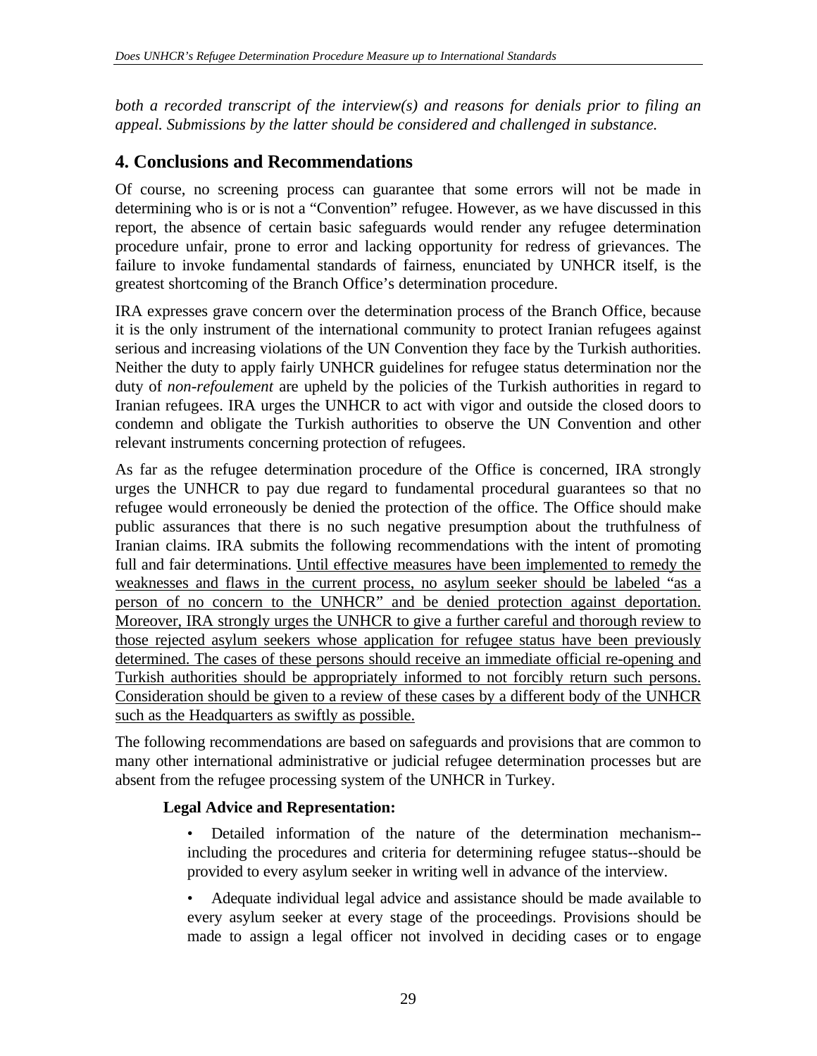*both a recorded transcript of the interview(s) and reasons for denials prior to filing an appeal. Submissions by the latter should be considered and challenged in substance.*

## 4. Conclusions and Recommendations

Of course, no screening process can guarantee that some errors will not be made in determining who is or is not a "Convention" refugee. However, as we have discussed in this report, the absence of certain basic safeguards would render any refugee determination procedure unfair, prone to error and lacking opportunity for redress of grievances. The failure to invoke fundamental standards of fairness, enunciated by UNHCR itself, is the greatest shortcoming of the Branch Office's determination procedure.

IRA expresses grave concern over the determination process of the Branch Office, because it is the only instrument of the international community to protect Iranian refugees against serious and increasing violations of the UN Convention they face by the Turkish authorities. Neither the duty to apply fairly UNHCR guidelines for refugee status determination nor the duty of *non-refoulement* are upheld by the policies of the Turkish authorities in regard to Iranian refugees. IRA urges the UNHCR to act with vigor and outside the closed doors to condemn and obligate the Turkish authorities to observe the UN Convention and other relevant instruments concerning protection of refugees.

As far as the refugee determination procedure of the Office is concerned, IRA strongly urges the UNHCR to pay due regard to fundamental procedural guarantees so that no refugee would erroneously be denied the protection of the office. The Office should make public assurances that there is no such negative presumption about the truthfulness of Iranian claims. IRA submits the following recommendations with the intent of promoting full and fair determinations. <u>Until effective measures have been implemented to remedy the weaknesses and flaws in the current process, no asylum seeker should be labeled "as a person of no concern to the UNHCR" and be denied protection against deportation. Moreover, IRA strongly urges the UNHCR to give a further careful and thorough review to those rejected asylum seekers whose application for refugee status have been previously determined. The cases of these persons should receive an immediate official re-opening and Turkish authorities should be appropriately informed to not forcibly return such persons. Consideration should be given to a review of these cases by a different body of the UNHCR such as the Headquarters as swiftly as possible.</u>

The following recommendations are based on safeguards and provisions that are common to many other international administrative or judicial refugee determination processes but are absent from the refugee processing system of the UNHCR in Turkey.

**Legal Advice and Representation:**

- Detailed information of the nature of the determination mechanism--including the procedures and criteria for determining refugee status--should be provided to every asylum seeker in writing well in advance of the interview.
- Adequate individual legal advice and assistance should be made available to every asylum seeker at every stage of the proceedings. Provisions should be made to assign a legal officer not involved in deciding cases or to engage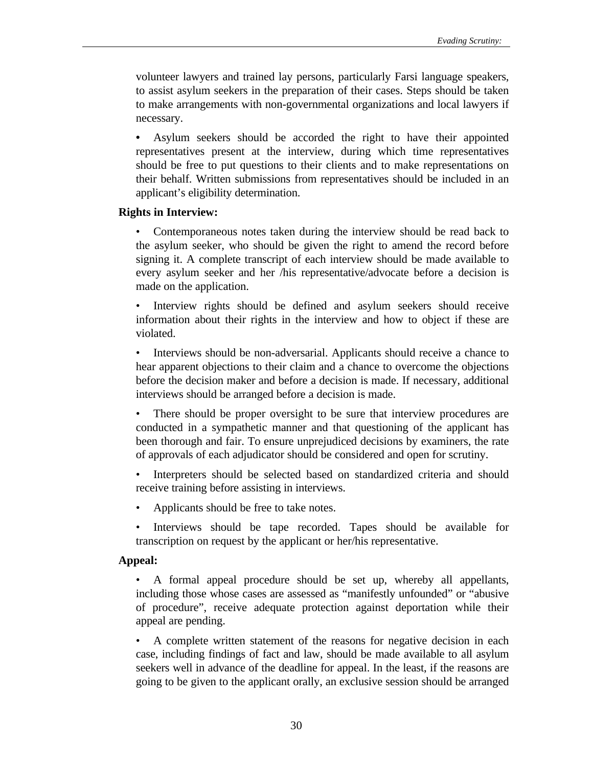volunteer lawyers and trained lay persons, particularly Farsi language speakers, to assist asylum seekers in the preparation of their cases. Steps should be taken to make arrangements with non-governmental organizations and local lawyers if necessary.

- Asylum seekers should be accorded the right to have their appointed representatives present at the interview, during which time representatives should be free to put questions to their clients and to make representations on their behalf. Written submissions from representatives should be included in an applicant's eligibility determination.

**Rights in Interview:**

- Contemporaneous notes taken during the interview should be read back to the asylum seeker, who should be given the right to amend the record before signing it. A complete transcript of each interview should be made available to every asylum seeker and her /his representative/advocate before a decision is made on the application.

- Interview rights should be defined and asylum seekers should receive information about their rights in the interview and how to object if these are violated.

- Interviews should be non-adversarial. Applicants should receive a chance to hear apparent objections to their claim and a chance to overcome the objections before the decision maker and before a decision is made. If necessary, additional interviews should be arranged before a decision is made.

- There should be proper oversight to be sure that interview procedures are conducted in a sympathetic manner and that questioning of the applicant has been thorough and fair. To ensure unprejudiced decisions by examiners, the rate of approvals of each adjudicator should be considered and open for scrutiny.

- Interpreters should be selected based on standardized criteria and should receive training before assisting in interviews.

- Applicants should be free to take notes.

- Interviews should be tape recorded. Tapes should be available for transcription on request by the applicant or her/his representative.

**Appeal:**

- A formal appeal procedure should be set up, whereby all appellants, including those whose cases are assessed as "manifestly unfounded" or "abusive of procedure", receive adequate protection against deportation while their appeal are pending.

- A complete written statement of the reasons for negative decision in each case, including findings of fact and law, should be made available to all asylum seekers well in advance of the deadline for appeal. In the least, if the reasons are going to be given to the applicant orally, an exclusive session should be arranged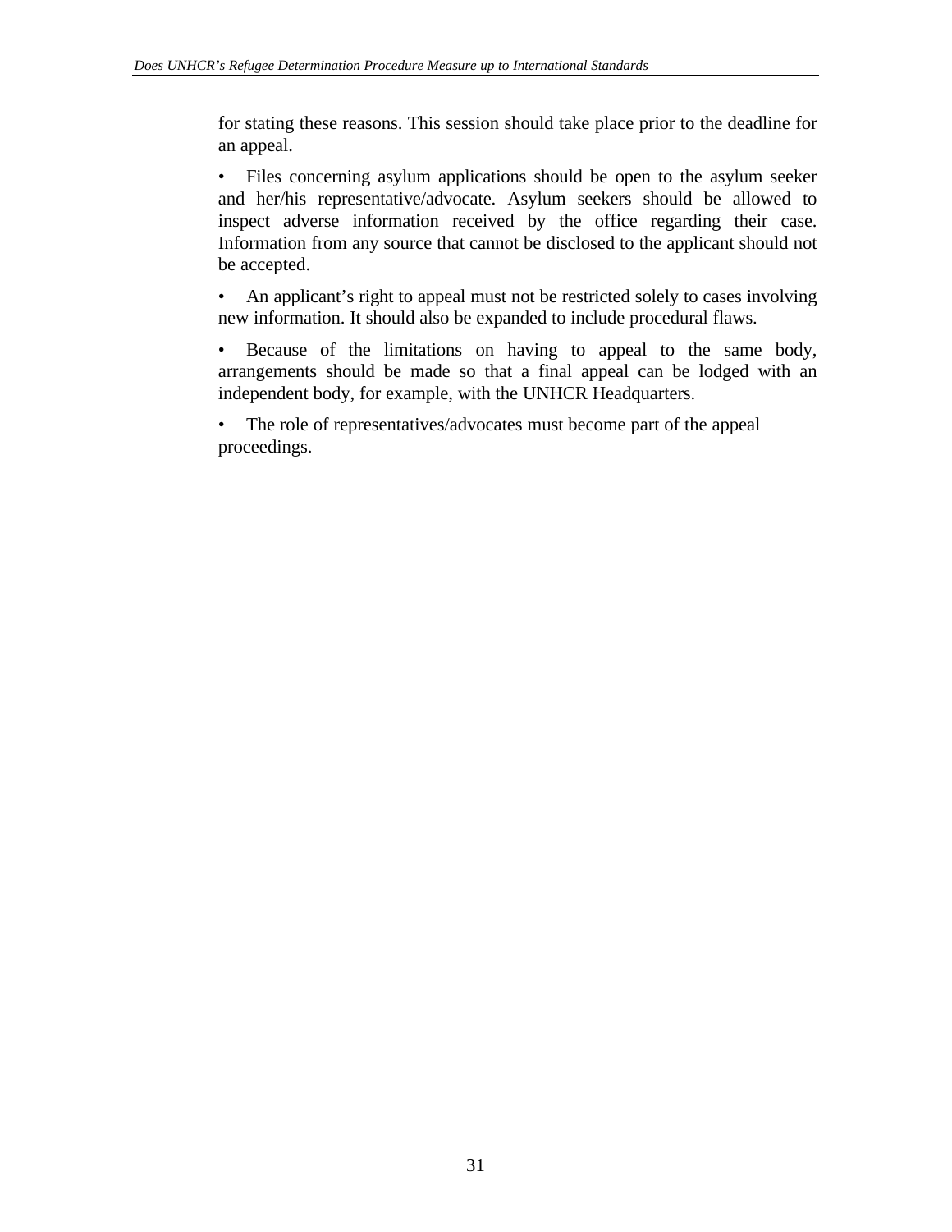for stating these reasons. This session should take place prior to the deadline for an appeal.

- Files concerning asylum applications should be open to the asylum seeker and her/his representative/advocate. Asylum seekers should be allowed to inspect adverse information received by the office regarding their case. Information from any source that cannot be disclosed to the applicant should not be accepted.

- An applicant's right to appeal must not be restricted solely to cases involving new information. It should also be expanded to include procedural flaws.

- Because of the limitations on having to appeal to the same body, arrangements should be made so that a final appeal can be lodged with an independent body, for example, with the UNHCR Headquarters.

- The role of representatives/advocates must become part of the appeal proceedings.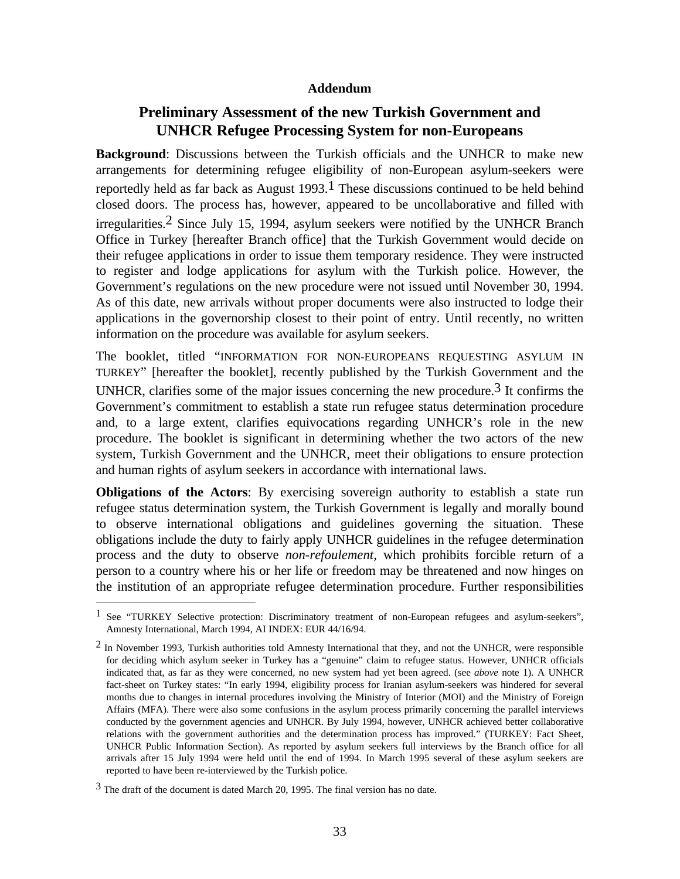**Addendum**

# Preliminary Assessment of the new Turkish Government and UNHCR Refugee Processing System for non-Europeans

**Background**: Discussions between the Turkish officials and the UNHCR to make new arrangements for determining refugee eligibility of non-European asylum-seekers were reportedly held as far back as August 1993.[1] These discussions continued to be held behind closed doors. The process has, however, appeared to be uncollaborative and filled with irregularities.[2] Since July 15, 1994, asylum seekers were notified by the UNHCR Branch Office in Turkey [hereafter Branch office] that the Turkish Government would decide on their refugee applications in order to issue them temporary residence. They were instructed to register and lodge applications for asylum with the Turkish police. However, the Government's regulations on the new procedure were not issued until November 30, 1994. As of this date, new arrivals without proper documents were also instructed to lodge their applications in the governorship closest to their point of entry. Until recently, no written information on the procedure was available for asylum seekers.

The booklet, titled "INFORMATION FOR NON-EUROPEANS REQUESTING ASYLUM IN TURKEY" [hereafter the booklet], recently published by the Turkish Government and the UNHCR, clarifies some of the major issues concerning the new procedure.[3] It confirms the Government's commitment to establish a state run refugee status determination procedure and, to a large extent, clarifies equivocations regarding UNHCR's role in the new procedure. The booklet is significant in determining whether the two actors of the new system, Turkish Government and the UNHCR, meet their obligations to ensure protection and human rights of asylum seekers in accordance with international laws.

**Obligations of the Actors**: By exercising sovereign authority to establish a state run refugee status determination system, the Turkish Government is legally and morally bound to observe international obligations and guidelines governing the situation. These obligations include the duty to fairly apply UNHCR guidelines in the refugee determination process and the duty to observe *non-refoulement*, which prohibits forcible return of a person to a country where his or her life or freedom may be threatened and now hinges on the institution of an appropriate refugee determination procedure. Further responsibilities

---

[1] See "TURKEY Selective protection: Discriminatory treatment of non-European refugees and asylum-seekers", Amnesty International, March 1994, AI INDEX: EUR 44/16/94.

[2] In November 1993, Turkish authorities told Amnesty International that they, and not the UNHCR, were responsible for deciding which asylum seeker in Turkey has a "genuine" claim to refugee status. However, UNHCR officials indicated that, as far as they were concerned, no new system had yet been agreed. (see *above* note 1). A UNHCR fact-sheet on Turkey states: "In early 1994, eligibility process for Iranian asylum-seekers was hindered for several months due to changes in internal procedures involving the Ministry of Interior (MOI) and the Ministry of Foreign Affairs (MFA). There were also some confusions in the asylum process primarily concerning the parallel interviews conducted by the government agencies and UNHCR. By July 1994, however, UNHCR achieved better collaborative relations with the government authorities and the determination process has improved." (TURKEY: Fact Sheet, UNHCR Public Information Section). As reported by asylum seekers full interviews by the Branch office for all arrivals after 15 July 1994 were held until the end of 1994. In March 1995 several of these asylum seekers are reported to have been re-interviewed by the Turkish police.

[3] The draft of the document is dated March 20, 1995. The final version has no date.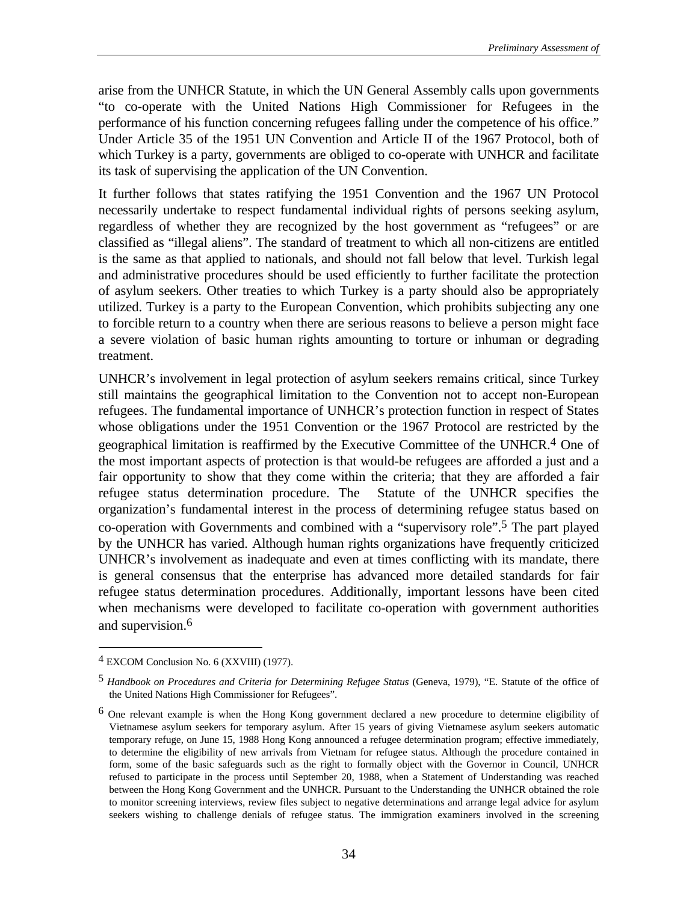arise from the UNHCR Statute, in which the UN General Assembly calls upon governments "to co-operate with the United Nations High Commissioner for Refugees in the performance of his function concerning refugees falling under the competence of his office." Under Article 35 of the 1951 UN Convention and Article II of the 1967 Protocol, both of which Turkey is a party, governments are obliged to co-operate with UNHCR and facilitate its task of supervising the application of the UN Convention.

It further follows that states ratifying the 1951 Convention and the 1967 UN Protocol necessarily undertake to respect fundamental individual rights of persons seeking asylum, regardless of whether they are recognized by the host government as "refugees" or are classified as "illegal aliens". The standard of treatment to which all non-citizens are entitled is the same as that applied to nationals, and should not fall below that level. Turkish legal and administrative procedures should be used efficiently to further facilitate the protection of asylum seekers. Other treaties to which Turkey is a party should also be appropriately utilized. Turkey is a party to the European Convention, which prohibits subjecting any one to forcible return to a country when there are serious reasons to believe a person might face a severe violation of basic human rights amounting to torture or inhuman or degrading treatment.

UNHCR's involvement in legal protection of asylum seekers remains critical, since Turkey still maintains the geographical limitation to the Convention not to accept non-European refugees. The fundamental importance of UNHCR's protection function in respect of States whose obligations under the 1951 Convention or the 1967 Protocol are restricted by the geographical limitation is reaffirmed by the Executive Committee of the UNHCR.[4] One of the most important aspects of protection is that would-be refugees are afforded a just and a fair opportunity to show that they come within the criteria; that they are afforded a fair refugee status determination procedure. The Statute of the UNHCR specifies the organization's fundamental interest in the process of determining refugee status based on co-operation with Governments and combined with a "supervisory role".[5] The part played by the UNHCR has varied. Although human rights organizations have frequently criticized UNHCR's involvement as inadequate and even at times conflicting with its mandate, there is general consensus that the enterprise has advanced more detailed standards for fair refugee status determination procedures. Additionally, important lessons have been cited when mechanisms were developed to facilitate co-operation with government authorities and supervision.[6]

---

[4] EXCOM Conclusion No. 6 (XXVIII) (1977).

[5] *Handbook on Procedures and Criteria for Determining Refugee Status* (Geneva, 1979), "E. Statute of the office of the United Nations High Commissioner for Refugees".

[6] One relevant example is when the Hong Kong government declared a new procedure to determine eligibility of Vietnamese asylum seekers for temporary asylum. After 15 years of giving Vietnamese asylum seekers automatic temporary refuge, on June 15, 1988 Hong Kong announced a refugee determination program; effective immediately, to determine the eligibility of new arrivals from Vietnam for refugee status. Although the procedure contained in form, some of the basic safeguards such as the right to formally object with the Governor in Council, UNHCR refused to participate in the process until September 20, 1988, when a Statement of Understanding was reached between the Hong Kong Government and the UNHCR. Pursuant to the Understanding the UNHCR obtained the role to monitor screening interviews, review files subject to negative determinations and arrange legal advice for asylum seekers wishing to challenge denials of refugee status. The immigration examiners involved in the screening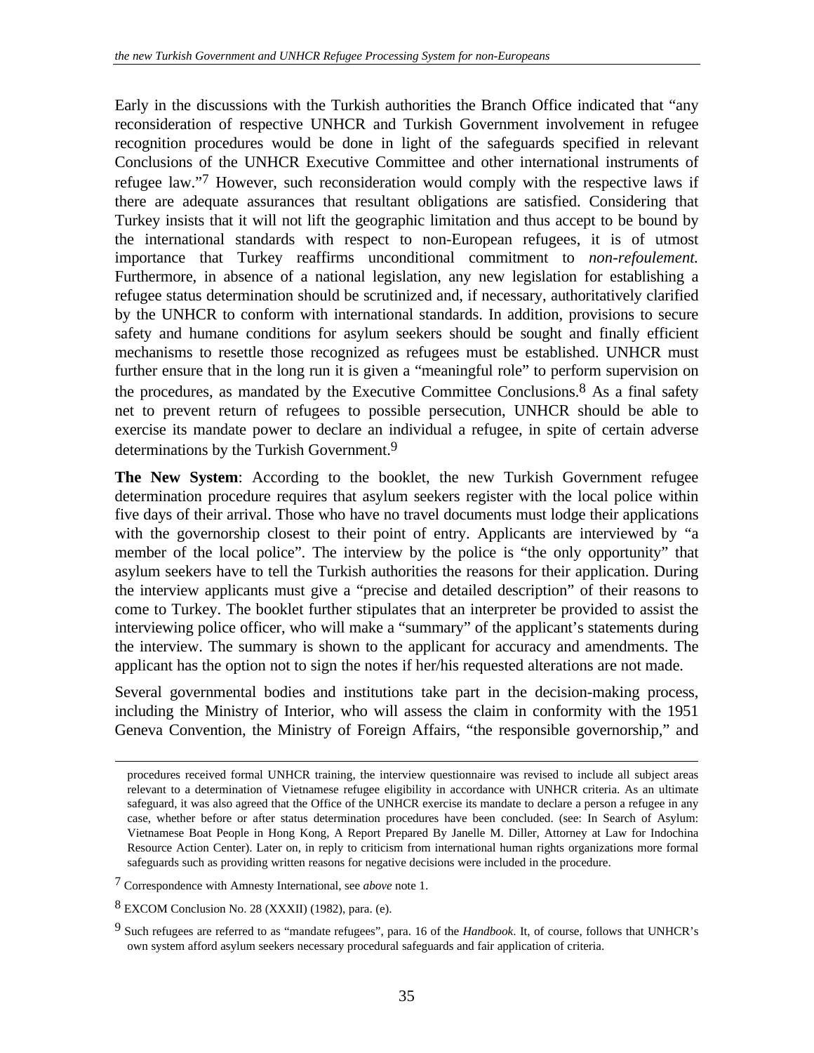Early in the discussions with the Turkish authorities the Branch Office indicated that "any reconsideration of respective UNHCR and Turkish Government involvement in refugee recognition procedures would be done in light of the safeguards specified in relevant Conclusions of the UNHCR Executive Committee and other international instruments of refugee law."[7] However, such reconsideration would comply with the respective laws if there are adequate assurances that resultant obligations are satisfied. Considering that Turkey insists that it will not lift the geographic limitation and thus accept to be bound by the international standards with respect to non-European refugees, it is of utmost importance that Turkey reaffirms unconditional commitment to *non-refoulement.* Furthermore, in absence of a national legislation, any new legislation for establishing a refugee status determination should be scrutinized and, if necessary, authoritatively clarified by the UNHCR to conform with international standards. In addition, provisions to secure safety and humane conditions for asylum seekers should be sought and finally efficient mechanisms to resettle those recognized as refugees must be established. UNHCR must further ensure that in the long run it is given a "meaningful role" to perform supervision on the procedures, as mandated by the Executive Committee Conclusions.[8] As a final safety net to prevent return of refugees to possible persecution, UNHCR should be able to exercise its mandate power to declare an individual a refugee, in spite of certain adverse determinations by the Turkish Government.[9]

**The New System**: According to the booklet, the new Turkish Government refugee determination procedure requires that asylum seekers register with the local police within five days of their arrival. Those who have no travel documents must lodge their applications with the governorship closest to their point of entry. Applicants are interviewed by "a member of the local police". The interview by the police is "the only opportunity" that asylum seekers have to tell the Turkish authorities the reasons for their application. During the interview applicants must give a "precise and detailed description" of their reasons to come to Turkey. The booklet further stipulates that an interpreter be provided to assist the interviewing police officer, who will make a "summary" of the applicant's statements during the interview. The summary is shown to the applicant for accuracy and amendments. The applicant has the option not to sign the notes if her/his requested alterations are not made.

Several governmental bodies and institutions take part in the decision-making process, including the Ministry of Interior, who will assess the claim in conformity with the 1951 Geneva Convention, the Ministry of Foreign Affairs, "the responsible governorship," and

---

procedures received formal UNHCR training, the interview questionnaire was revised to include all subject areas relevant to a determination of Vietnamese refugee eligibility in accordance with UNHCR criteria. As an ultimate safeguard, it was also agreed that the Office of the UNHCR exercise its mandate to declare a person a refugee in any case, whether before or after status determination procedures have been concluded. (see: In Search of Asylum: Vietnamese Boat People in Hong Kong, A Report Prepared By Janelle M. Diller, Attorney at Law for Indochina Resource Action Center). Later on, in reply to criticism from international human rights organizations more formal safeguards such as providing written reasons for negative decisions were included in the procedure.

[7] Correspondence with Amnesty International, see *above* note 1.

[8] EXCOM Conclusion No. 28 (XXXII) (1982), para. (e).

[9] Such refugees are referred to as "mandate refugees", para. 16 of the *Handbook*. It, of course, follows that UNHCR's own system afford asylum seekers necessary procedural safeguards and fair application of criteria.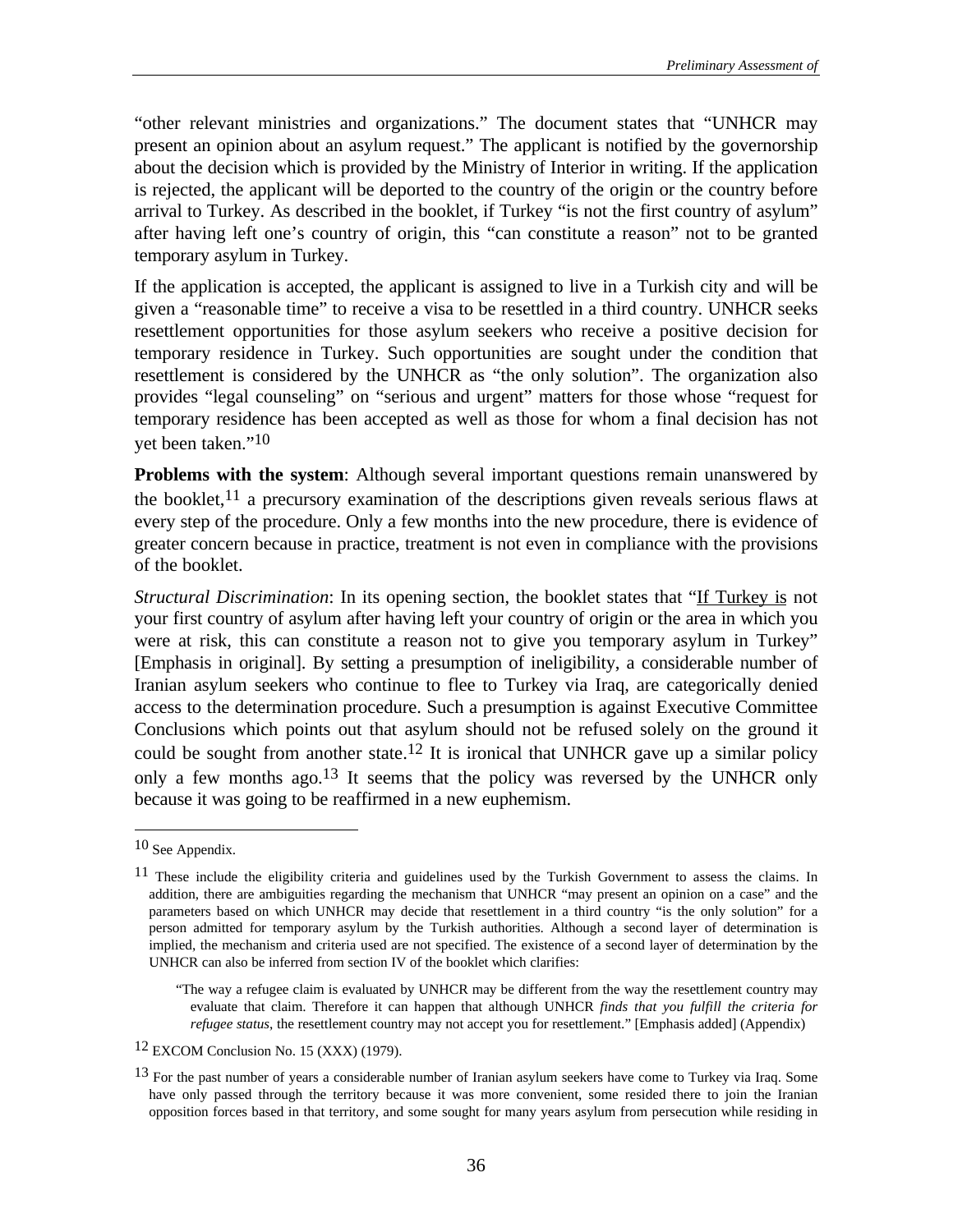"other relevant ministries and organizations." The document states that "UNHCR may present an opinion about an asylum request." The applicant is notified by the governorship about the decision which is provided by the Ministry of Interior in writing. If the application is rejected, the applicant will be deported to the country of the origin or the country before arrival to Turkey. As described in the booklet, if Turkey "is not the first country of asylum" after having left one's country of origin, this "can constitute a reason" not to be granted temporary asylum in Turkey.

If the application is accepted, the applicant is assigned to live in a Turkish city and will be given a "reasonable time" to receive a visa to be resettled in a third country. UNHCR seeks resettlement opportunities for those asylum seekers who receive a positive decision for temporary residence in Turkey. Such opportunities are sought under the condition that resettlement is considered by the UNHCR as "the only solution". The organization also provides "legal counseling" on "serious and urgent" matters for those whose "request for temporary residence has been accepted as well as those for whom a final decision has not yet been taken."[10]

**Problems with the system**: Although several important questions remain unanswered by the booklet,[11] a precursory examination of the descriptions given reveals serious flaws at every step of the procedure. Only a few months into the new procedure, there is evidence of greater concern because in practice, treatment is not even in compliance with the provisions of the booklet.

*Structural Discrimination*: In its opening section, the booklet states that "If Turkey is not your first country of asylum after having left your country of origin or the area in which you were at risk, this can constitute a reason not to give you temporary asylum in Turkey" [Emphasis in original]. By setting a presumption of ineligibility, a considerable number of Iranian asylum seekers who continue to flee to Turkey via Iraq, are categorically denied access to the determination procedure. Such a presumption is against Executive Committee Conclusions which points out that asylum should not be refused solely on the ground it could be sought from another state.[12] It is ironical that UNHCR gave up a similar policy only a few months ago.[13] It seems that the policy was reversed by the UNHCR only because it was going to be reaffirmed in a new euphemism.

---

[10] See Appendix.

[11] These include the eligibility criteria and guidelines used by the Turkish Government to assess the claims. In addition, there are ambiguities regarding the mechanism that UNHCR "may present an opinion on a case" and the parameters based on which UNHCR may decide that resettlement in a third country "is the only solution" for a person admitted for temporary asylum by the Turkish authorities. Although a second layer of determination is implied, the mechanism and criteria used are not specified. The existence of a second layer of determination by the UNHCR can also be inferred from section IV of the booklet which clarifies:

> "The way a refugee claim is evaluated by UNHCR may be different from the way the resettlement country may evaluate that claim. Therefore it can happen that although UNHCR *finds that you fulfill the criteria for refugee status*, the resettlement country may not accept you for resettlement." [Emphasis added] (Appendix)

[12] EXCOM Conclusion No. 15 (XXX) (1979).

[13] For the past number of years a considerable number of Iranian asylum seekers have come to Turkey via Iraq. Some have only passed through the territory because it was more convenient, some resided there to join the Iranian opposition forces based in that territory, and some sought for many years asylum from persecution while residing in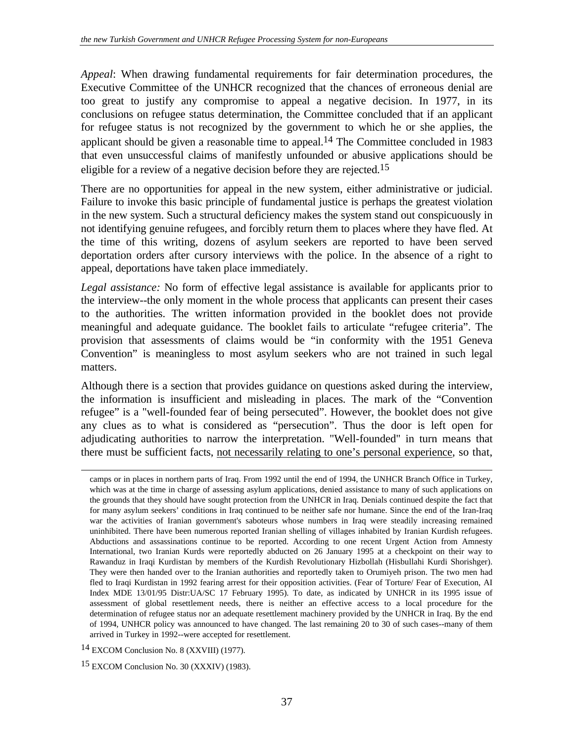*Appeal*: When drawing fundamental requirements for fair determination procedures, the Executive Committee of the UNHCR recognized that the chances of erroneous denial are too great to justify any compromise to appeal a negative decision. In 1977, in its conclusions on refugee status determination, the Committee concluded that if an applicant for refugee status is not recognized by the government to which he or she applies, the applicant should be given a reasonable time to appeal.[14] The Committee concluded in 1983 that even unsuccessful claims of manifestly unfounded or abusive applications should be eligible for a review of a negative decision before they are rejected.[15]

There are no opportunities for appeal in the new system, either administrative or judicial. Failure to invoke this basic principle of fundamental justice is perhaps the greatest violation in the new system. Such a structural deficiency makes the system stand out conspicuously in not identifying genuine refugees, and forcibly return them to places where they have fled. At the time of this writing, dozens of asylum seekers are reported to have been served deportation orders after cursory interviews with the police. In the absence of a right to appeal, deportations have taken place immediately.

*Legal assistance:* No form of effective legal assistance is available for applicants prior to the interview--the only moment in the whole process that applicants can present their cases to the authorities. The written information provided in the booklet does not provide meaningful and adequate guidance. The booklet fails to articulate "refugee criteria". The provision that assessments of claims would be "in conformity with the 1951 Geneva Convention" is meaningless to most asylum seekers who are not trained in such legal matters.

Although there is a section that provides guidance on questions asked during the interview, the information is insufficient and misleading in places. The mark of the "Convention refugee" is a "well-founded fear of being persecuted". However, the booklet does not give any clues as to what is considered as "persecution". Thus the door is left open for adjudicating authorities to narrow the interpretation. "Well-founded" in turn means that there must be sufficient facts, <u>not necessarily relating to one's personal experience</u>, so that,

---

camps or in places in northern parts of Iraq. From 1992 until the end of 1994, the UNHCR Branch Office in Turkey, which was at the time in charge of assessing asylum applications, denied assistance to many of such applications on the grounds that they should have sought protection from the UNHCR in Iraq. Denials continued despite the fact that for many asylum seekers' conditions in Iraq continued to be neither safe nor humane. Since the end of the Iran-Iraq war the activities of Iranian government's saboteurs whose numbers in Iraq were steadily increasing remained uninhibited. There have been numerous reported Iranian shelling of villages inhabited by Iranian Kurdish refugees. Abductions and assassinations continue to be reported. According to one recent Urgent Action from Amnesty International, two Iranian Kurds were reportedly abducted on 26 January 1995 at a checkpoint on their way to Rawanduz in Iraqi Kurdistan by members of the Kurdish Revolutionary Hizbollah (Hisbullahi Kurdi Shorishger). They were then handed over to the Iranian authorities and reportedly taken to Orumiyeh prison. The two men had fled to Iraqi Kurdistan in 1992 fearing arrest for their opposition activities. (Fear of Torture/ Fear of Execution, AI Index MDE 13/01/95 Distr:UA/SC 17 February 1995). To date, as indicated by UNHCR in its 1995 issue of assessment of global resettlement needs, there is neither an effective access to a local procedure for the determination of refugee status nor an adequate resettlement machinery provided by the UNHCR in Iraq. By the end of 1994, UNHCR policy was announced to have changed. The last remaining 20 to 30 of such cases--many of them arrived in Turkey in 1992--were accepted for resettlement.

[14] EXCOM Conclusion No. 8 (XXVIII) (1977).

[15] EXCOM Conclusion No. 30 (XXXIV) (1983).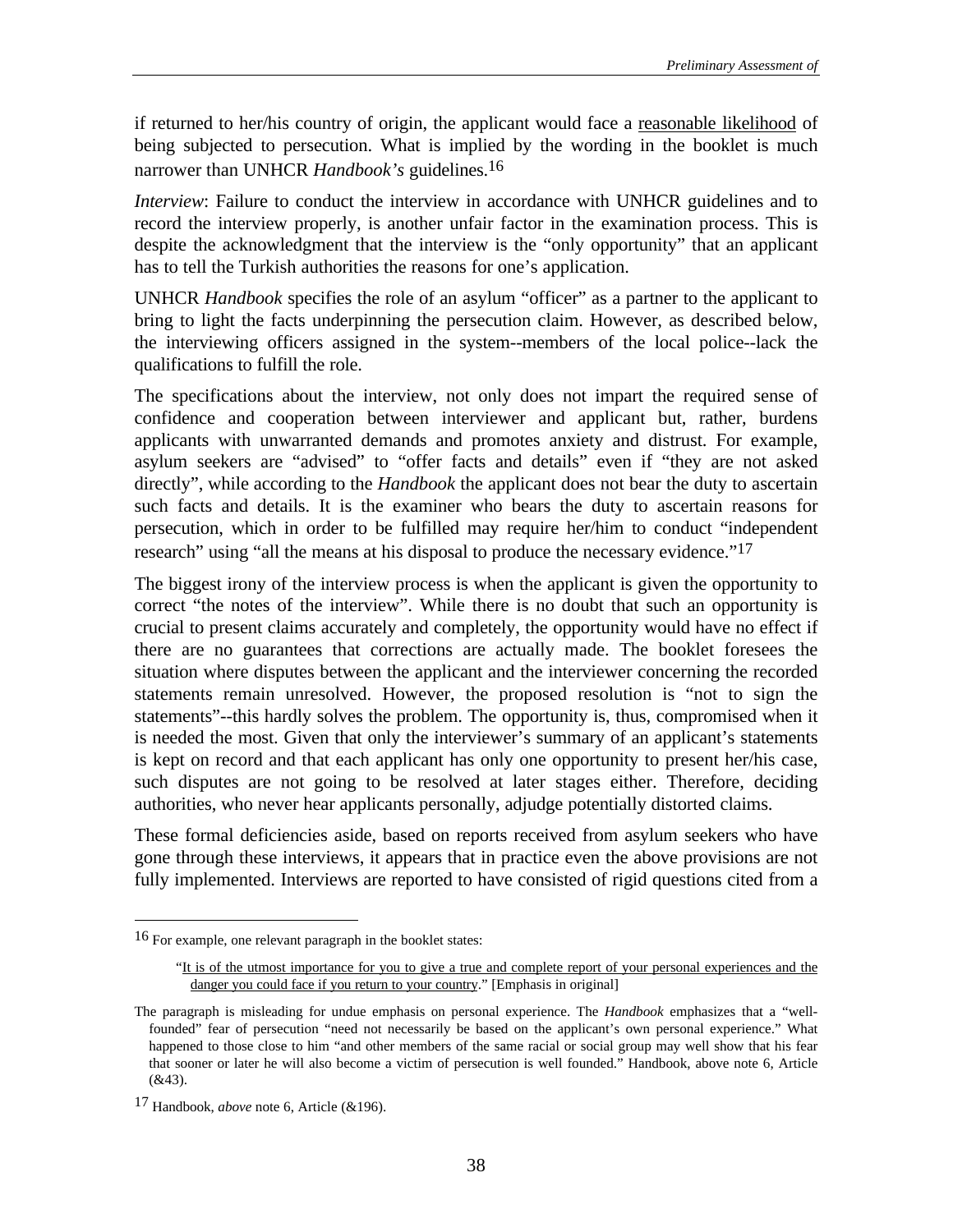if returned to her/his country of origin, the applicant would face a <u>reasonable likelihood</u> of being subjected to persecution. What is implied by the wording in the booklet is much narrower than UNHCR *Handbook's* guidelines.[16]

*Interview*: Failure to conduct the interview in accordance with UNHCR guidelines and to record the interview properly, is another unfair factor in the examination process. This is despite the acknowledgment that the interview is the "only opportunity" that an applicant has to tell the Turkish authorities the reasons for one's application.

UNHCR *Handbook* specifies the role of an asylum "officer" as a partner to the applicant to bring to light the facts underpinning the persecution claim. However, as described below, the interviewing officers assigned in the system--members of the local police--lack the qualifications to fulfill the role.

The specifications about the interview, not only does not impart the required sense of confidence and cooperation between interviewer and applicant but, rather, burdens applicants with unwarranted demands and promotes anxiety and distrust. For example, asylum seekers are "advised" to "offer facts and details" even if "they are not asked directly", while according to the *Handbook* the applicant does not bear the duty to ascertain such facts and details. It is the examiner who bears the duty to ascertain reasons for persecution, which in order to be fulfilled may require her/him to conduct "independent research" using "all the means at his disposal to produce the necessary evidence."[17]

The biggest irony of the interview process is when the applicant is given the opportunity to correct "the notes of the interview". While there is no doubt that such an opportunity is crucial to present claims accurately and completely, the opportunity would have no effect if there are no guarantees that corrections are actually made. The booklet foresees the situation where disputes between the applicant and the interviewer concerning the recorded statements remain unresolved. However, the proposed resolution is "not to sign the statements"--this hardly solves the problem. The opportunity is, thus, compromised when it is needed the most. Given that only the interviewer's summary of an applicant's statements is kept on record and that each applicant has only one opportunity to present her/his case, such disputes are not going to be resolved at later stages either. Therefore, deciding authorities, who never hear applicants personally, adjudge potentially distorted claims.

These formal deficiencies aside, based on reports received from asylum seekers who have gone through these interviews, it appears that in practice even the above provisions are not fully implemented. Interviews are reported to have consisted of rigid questions cited from a

---

[16] For example, one relevant paragraph in the booklet states:

> "<u>It is of the utmost importance for you to give a true and complete report of your personal experiences and the danger you could face if you return to your country</u>." [Emphasis in original]

The paragraph is misleading for undue emphasis on personal experience. The *Handbook* emphasizes that a "well-founded" fear of persecution "need not necessarily be based on the applicant's own personal experience." What happened to those close to him "and other members of the same racial or social group may well show that his fear that sooner or later he will also become a victim of persecution is well founded." Handbook, above note 6, Article (&43).

[17] Handbook, *above* note 6, Article (&196).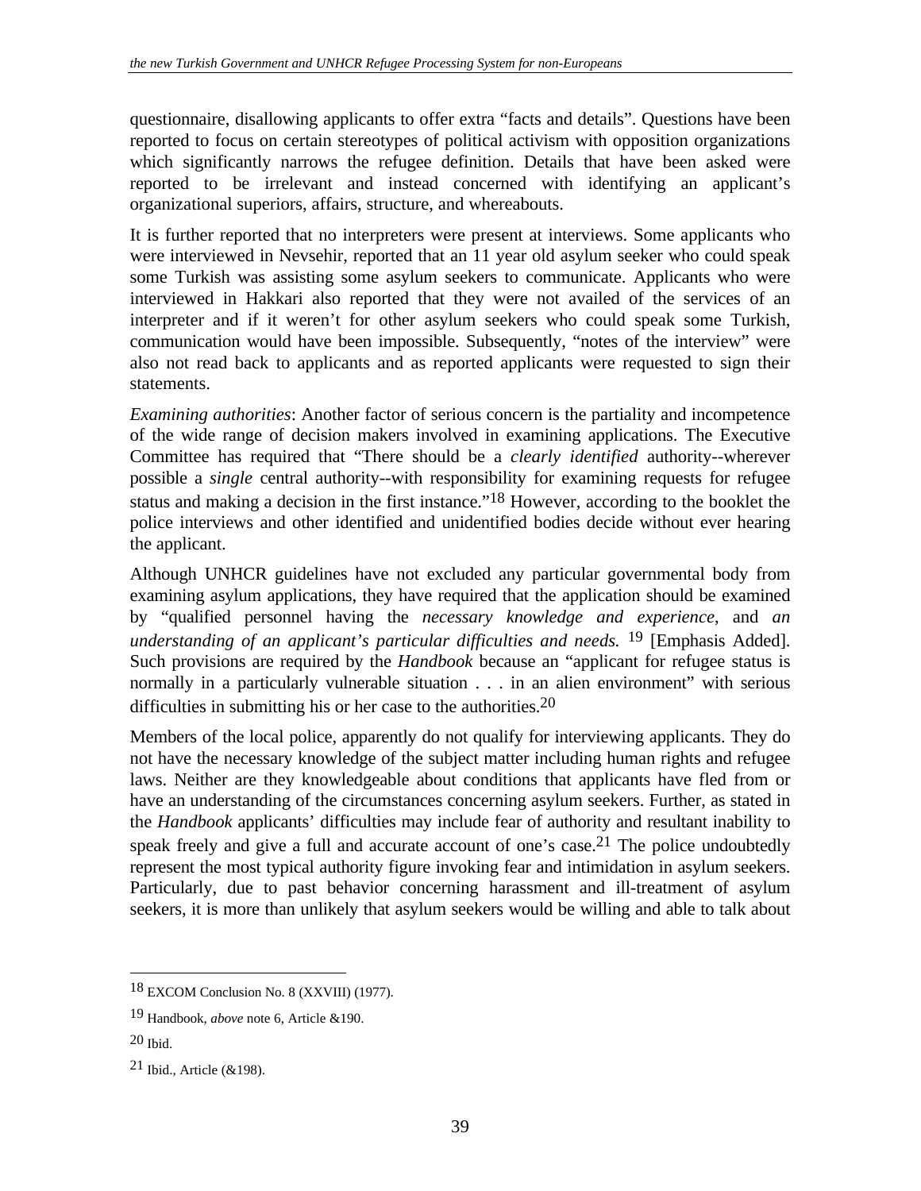questionnaire, disallowing applicants to offer extra "facts and details". Questions have been reported to focus on certain stereotypes of political activism with opposition organizations which significantly narrows the refugee definition. Details that have been asked were reported to be irrelevant and instead concerned with identifying an applicant's organizational superiors, affairs, structure, and whereabouts.

It is further reported that no interpreters were present at interviews. Some applicants who were interviewed in Nevsehir, reported that an 11 year old asylum seeker who could speak some Turkish was assisting some asylum seekers to communicate. Applicants who were interviewed in Hakkari also reported that they were not availed of the services of an interpreter and if it weren't for other asylum seekers who could speak some Turkish, communication would have been impossible. Subsequently, "notes of the interview" were also not read back to applicants and as reported applicants were requested to sign their statements.

*Examining authorities*: Another factor of serious concern is the partiality and incompetence of the wide range of decision makers involved in examining applications. The Executive Committee has required that "There should be a *clearly identified* authority--wherever possible a *single* central authority--with responsibility for examining requests for refugee status and making a decision in the first instance."[18] However, according to the booklet the police interviews and other identified and unidentified bodies decide without ever hearing the applicant.

Although UNHCR guidelines have not excluded any particular governmental body from examining asylum applications, they have required that the application should be examined by "qualified personnel having the *necessary knowledge and experience*, and *an understanding of an applicant's particular difficulties and needs.* [19] [Emphasis Added]. Such provisions are required by the *Handbook* because an "applicant for refugee status is normally in a particularly vulnerable situation . . . in an alien environment" with serious difficulties in submitting his or her case to the authorities.[20]

Members of the local police, apparently do not qualify for interviewing applicants. They do not have the necessary knowledge of the subject matter including human rights and refugee laws. Neither are they knowledgeable about conditions that applicants have fled from or have an understanding of the circumstances concerning asylum seekers. Further, as stated in the *Handbook* applicants' difficulties may include fear of authority and resultant inability to speak freely and give a full and accurate account of one's case.[21] The police undoubtedly represent the most typical authority figure invoking fear and intimidation in asylum seekers. Particularly, due to past behavior concerning harassment and ill-treatment of asylum seekers, it is more than unlikely that asylum seekers would be willing and able to talk about

---

[18] EXCOM Conclusion No. 8 (XXVIII) (1977).

[19] Handbook, *above* note 6, Article &190.

[20] Ibid.

[21] Ibid., Article (&198).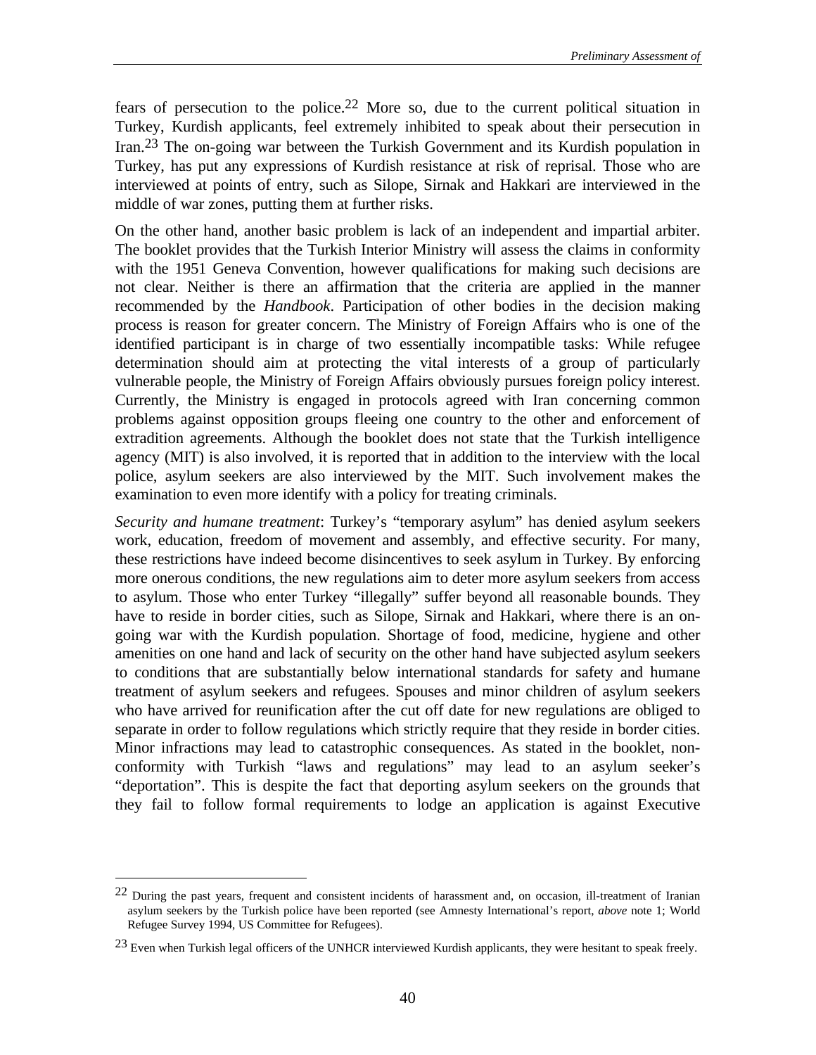fears of persecution to the police.[22] More so, due to the current political situation in Turkey, Kurdish applicants, feel extremely inhibited to speak about their persecution in Iran.[23] The on-going war between the Turkish Government and its Kurdish population in Turkey, has put any expressions of Kurdish resistance at risk of reprisal. Those who are interviewed at points of entry, such as Silope, Sirnak and Hakkari are interviewed in the middle of war zones, putting them at further risks.

On the other hand, another basic problem is lack of an independent and impartial arbiter. The booklet provides that the Turkish Interior Ministry will assess the claims in conformity with the 1951 Geneva Convention, however qualifications for making such decisions are not clear. Neither is there an affirmation that the criteria are applied in the manner recommended by the *Handbook*. Participation of other bodies in the decision making process is reason for greater concern. The Ministry of Foreign Affairs who is one of the identified participant is in charge of two essentially incompatible tasks: While refugee determination should aim at protecting the vital interests of a group of particularly vulnerable people, the Ministry of Foreign Affairs obviously pursues foreign policy interest. Currently, the Ministry is engaged in protocols agreed with Iran concerning common problems against opposition groups fleeing one country to the other and enforcement of extradition agreements. Although the booklet does not state that the Turkish intelligence agency (MIT) is also involved, it is reported that in addition to the interview with the local police, asylum seekers are also interviewed by the MIT. Such involvement makes the examination to even more identify with a policy for treating criminals.

*Security and humane treatment*: Turkey's "temporary asylum" has denied asylum seekers work, education, freedom of movement and assembly, and effective security. For many, these restrictions have indeed become disincentives to seek asylum in Turkey. By enforcing more onerous conditions, the new regulations aim to deter more asylum seekers from access to asylum. Those who enter Turkey "illegally" suffer beyond all reasonable bounds. They have to reside in border cities, such as Silope, Sirnak and Hakkari, where there is an on-going war with the Kurdish population. Shortage of food, medicine, hygiene and other amenities on one hand and lack of security on the other hand have subjected asylum seekers to conditions that are substantially below international standards for safety and humane treatment of asylum seekers and refugees. Spouses and minor children of asylum seekers who have arrived for reunification after the cut off date for new regulations are obliged to separate in order to follow regulations which strictly require that they reside in border cities. Minor infractions may lead to catastrophic consequences. As stated in the booklet, non-conformity with Turkish "laws and regulations" may lead to an asylum seeker's "deportation". This is despite the fact that deporting asylum seekers on the grounds that they fail to follow formal requirements to lodge an application is against Executive

---

[22] During the past years, frequent and consistent incidents of harassment and, on occasion, ill-treatment of Iranian asylum seekers by the Turkish police have been reported (see Amnesty International's report, *above* note 1; World Refugee Survey 1994, US Committee for Refugees).

[23] Even when Turkish legal officers of the UNHCR interviewed Kurdish applicants, they were hesitant to speak freely.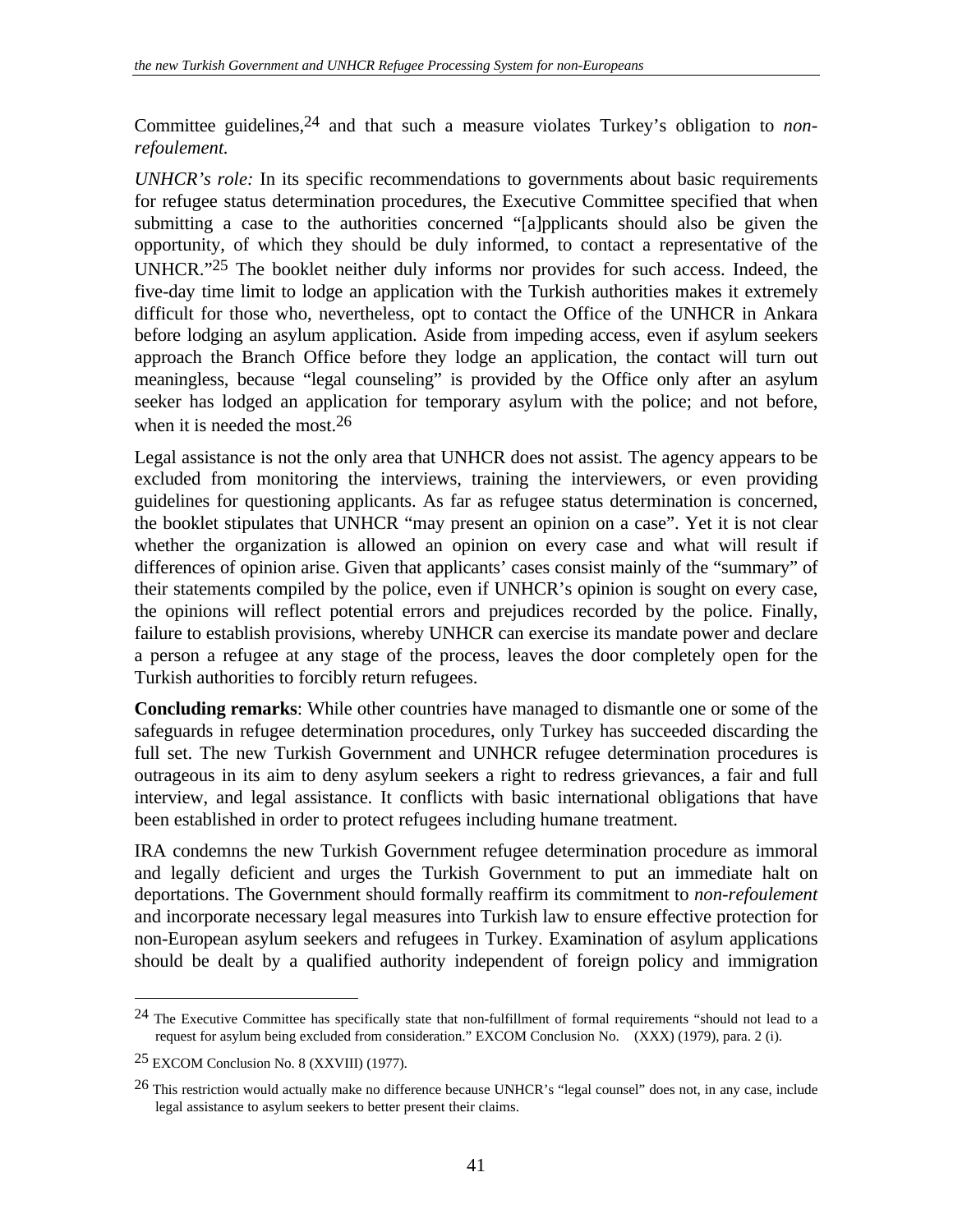Committee guidelines,[24] and that such a measure violates Turkey's obligation to *non-refoulement.*

*UNHCR's role:* In its specific recommendations to governments about basic requirements for refugee status determination procedures, the Executive Committee specified that when submitting a case to the authorities concerned "[a]pplicants should also be given the opportunity, of which they should be duly informed, to contact a representative of the UNHCR."[25] The booklet neither duly informs nor provides for such access. Indeed, the five-day time limit to lodge an application with the Turkish authorities makes it extremely difficult for those who, nevertheless, opt to contact the Office of the UNHCR in Ankara before lodging an asylum application. Aside from impeding access, even if asylum seekers approach the Branch Office before they lodge an application, the contact will turn out meaningless, because "legal counseling" is provided by the Office only after an asylum seeker has lodged an application for temporary asylum with the police; and not before, when it is needed the most.[26]

Legal assistance is not the only area that UNHCR does not assist. The agency appears to be excluded from monitoring the interviews, training the interviewers, or even providing guidelines for questioning applicants. As far as refugee status determination is concerned, the booklet stipulates that UNHCR "may present an opinion on a case". Yet it is not clear whether the organization is allowed an opinion on every case and what will result if differences of opinion arise. Given that applicants' cases consist mainly of the "summary" of their statements compiled by the police, even if UNHCR's opinion is sought on every case, the opinions will reflect potential errors and prejudices recorded by the police. Finally, failure to establish provisions, whereby UNHCR can exercise its mandate power and declare a person a refugee at any stage of the process, leaves the door completely open for the Turkish authorities to forcibly return refugees.

**Concluding remarks**: While other countries have managed to dismantle one or some of the safeguards in refugee determination procedures, only Turkey has succeeded discarding the full set. The new Turkish Government and UNHCR refugee determination procedures is outrageous in its aim to deny asylum seekers a right to redress grievances, a fair and full interview, and legal assistance. It conflicts with basic international obligations that have been established in order to protect refugees including humane treatment.

IRA condemns the new Turkish Government refugee determination procedure as immoral and legally deficient and urges the Turkish Government to put an immediate halt on deportations. The Government should formally reaffirm its commitment to *non-refoulement* and incorporate necessary legal measures into Turkish law to ensure effective protection for non-European asylum seekers and refugees in Turkey. Examination of asylum applications should be dealt by a qualified authority independent of foreign policy and immigration

---

[24] The Executive Committee has specifically state that non-fulfillment of formal requirements "should not lead to a request for asylum being excluded from consideration." EXCOM Conclusion No. (XXX) (1979), para. 2 (i).

[25] EXCOM Conclusion No. 8 (XXVIII) (1977).

[26] This restriction would actually make no difference because UNHCR's "legal counsel" does not, in any case, include legal assistance to asylum seekers to better present their claims.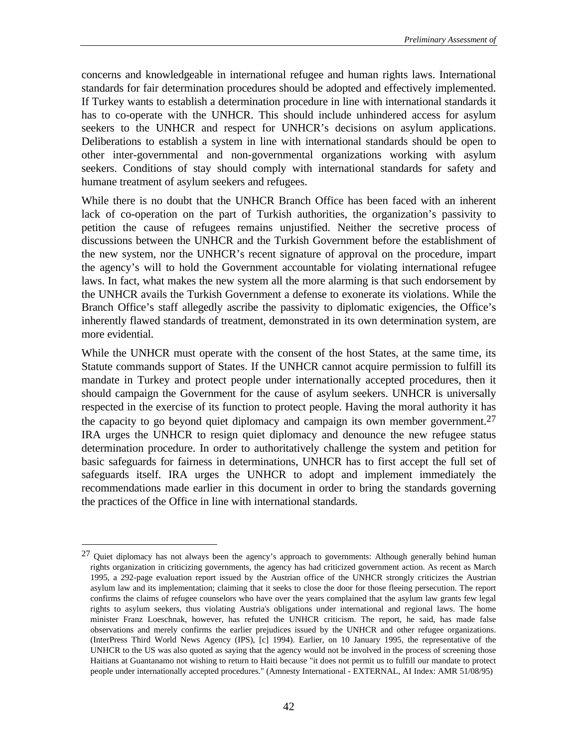concerns and knowledgeable in international refugee and human rights laws. International standards for fair determination procedures should be adopted and effectively implemented. If Turkey wants to establish a determination procedure in line with international standards it has to co-operate with the UNHCR. This should include unhindered access for asylum seekers to the UNHCR and respect for UNHCR's decisions on asylum applications. Deliberations to establish a system in line with international standards should be open to other inter-governmental and non-governmental organizations working with asylum seekers. Conditions of stay should comply with international standards for safety and humane treatment of asylum seekers and refugees.

While there is no doubt that the UNHCR Branch Office has been faced with an inherent lack of co-operation on the part of Turkish authorities, the organization's passivity to petition the cause of refugees remains unjustified. Neither the secretive process of discussions between the UNHCR and the Turkish Government before the establishment of the new system, nor the UNHCR's recent signature of approval on the procedure, impart the agency's will to hold the Government accountable for violating international refugee laws. In fact, what makes the new system all the more alarming is that such endorsement by the UNHCR avails the Turkish Government a defense to exonerate its violations. While the Branch Office's staff allegedly ascribe the passivity to diplomatic exigencies, the Office's inherently flawed standards of treatment, demonstrated in its own determination system, are more evidential.

While the UNHCR must operate with the consent of the host States, at the same time, its Statute commands support of States. If the UNHCR cannot acquire permission to fulfill its mandate in Turkey and protect people under internationally accepted procedures, then it should campaign the Government for the cause of asylum seekers. UNHCR is universally respected in the exercise of its function to protect people. Having the moral authority it has the capacity to go beyond quiet diplomacy and campaign its own member government.[27] IRA urges the UNHCR to resign quiet diplomacy and denounce the new refugee status determination procedure. In order to authoritatively challenge the system and petition for basic safeguards for fairness in determinations, UNHCR has to first accept the full set of safeguards itself. IRA urges the UNHCR to adopt and implement immediately the recommendations made earlier in this document in order to bring the standards governing the practices of the Office in line with international standards.

---

[27] Quiet diplomacy has not always been the agency's approach to governments: Although generally behind human rights organization in criticizing governments, the agency has had criticized government action. As recent as March 1995, a 292-page evaluation report issued by the Austrian office of the UNHCR strongly criticizes the Austrian asylum law and its implementation; claiming that it seeks to close the door for those fleeing persecution. The report confirms the claims of refugee counselors who have over the years complained that the asylum law grants few legal rights to asylum seekers, thus violating Austria's obligations under international and regional laws. The home minister Franz Loeschnak, however, has refuted the UNHCR criticism. The report, he said, has made false observations and merely confirms the earlier prejudices issued by the UNHCR and other refugee organizations. (InterPress Third World News Agency (IPS), [c] 1994). Earlier, on 10 January 1995, the representative of the UNHCR to the US was also quoted as saying that the agency would not be involved in the process of screening those Haitians at Guantanamo not wishing to return to Haiti because "it does not permit us to fulfill our mandate to protect people under internationally accepted procedures." (Amnesty International - EXTERNAL, AI Index: AMR 51/08/95)